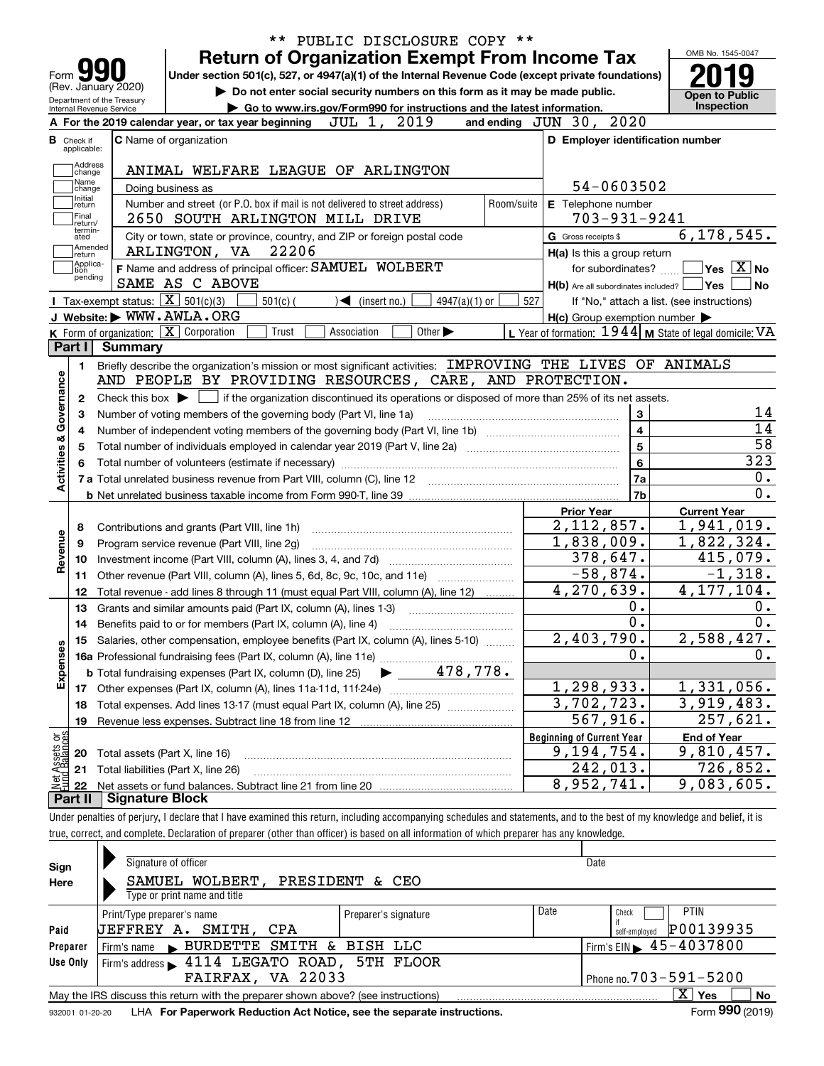\*\* PUBLIC DISCLOSURE COPY \*\*

Form **990** (Rev. January 2020)

Department of the Treasury
Internal Revenue Service

# Return of Organization Exempt From Income Tax

**Under section 501(c), 527, or 4947(a)(1) of the Internal Revenue Code (except private foundations)**

▶ **Do not enter social security numbers on this form as it may be made public.**

▶ **Go to www.irs.gov/Form990 for instructions and the latest information.**

OMB No. 1545-0047

**2019**

**Open to Public Inspection**

**A** For the 2019 calendar year, or tax year beginning JUL 1, 2019 and ending JUN 30, 2020

**B** Check if applicable: Address change / Name change / Initial return / Final return/terminated / Amended return / Application pending

**C** Name of organization: ANIMAL WELFARE LEAGUE OF ARLINGTON

Doing business as

Number and street (or P.O. box if mail is not delivered to street address): 2650 SOUTH ARLINGTON MILL DRIVE | Room/suite

City or town, state or province, country, and ZIP or foreign postal code: ARLINGTON, VA 22206

**D** Employer identification number: 54-0603502

**E** Telephone number: 703-931-9241

**G** Gross receipts $ 6,178,545.

**F** Name and address of principal officer: SAMUEL WOLBERT, SAME AS C ABOVE

**H(a)** Is this a group return for subordinates? ☐ Yes ☒ No

**H(b)** Are all subordinates included? ☐ Yes ☐ No
If "No," attach a list. (see instructions)

**H(c)** Group exemption number ▶

**I** Tax-exempt status: ☒ 501(c)(3) ☐ 501(c) ( ) ◀ (insert no.) ☐ 4947(a)(1) or ☐ 527

**J** Website: ▶ WWW.AWLA.ORG

**K** Form of organization: ☒ Corporation ☐ Trust ☐ Association ☐ Other ▶

**L** Year of formation: 1944 **M** State of legal domicile: VA

## Part I Summary

**Activities & Governance**

1. Briefly describe the organization's mission or most significant activities: IMPROVING THE LIVES OF ANIMALS AND PEOPLE BY PROVIDING RESOURCES, CARE, AND PROTECTION.
2. Check this box ▶ ☐ if the organization discontinued its operations or disposed of more than 25% of its net assets.

| | | | |
|---|---|---|---|
| 3 | Number of voting members of the governing body (Part VI, line 1a) | 3 | 14 |
| 4 | Number of independent voting members of the governing body (Part VI, line 1b) | 4 | 14 |
| 5 | Total number of individuals employed in calendar year 2019 (Part V, line 2a) | 5 | 58 |
| 6 | Total number of volunteers (estimate if necessary) | 6 | 323 |
| 7a | Total unrelated business revenue from Part VIII, column (C), line 12 | 7a | 0. |
| b | Net unrelated business taxable income from Form 990-T, line 39 | 7b | 0. |

| | | Prior Year | Current Year |
|---|---|---|---|
| **Revenue** | | | |
| 8 | Contributions and grants (Part VIII, line 1h) | 2,112,857. | 1,941,019. |
| 9 | Program service revenue (Part VIII, line 2g) | 1,838,009. | 1,822,324. |
| 10 | Investment income (Part VIII, column (A), lines 3, 4, and 7d) | 378,647. | 415,079. |
| 11 | Other revenue (Part VIII, column (A), lines 5, 6d, 8c, 9c, 10c, and 11e) | -58,874. | -1,318. |
| 12 | Total revenue - add lines 8 through 11 (must equal Part VIII, column (A), line 12) | 4,270,639. | 4,177,104. |
| **Expenses** | | | |
| 13 | Grants and similar amounts paid (Part IX, column (A), lines 1-3) | 0. | 0. |
| 14 | Benefits paid to or for members (Part IX, column (A), line 4) | 0. | 0. |
| 15 | Salaries, other compensation, employee benefits (Part IX, column (A), lines 5-10) | 2,403,790. | 2,588,427. |
| 16a | Professional fundraising fees (Part IX, column (A), line 11e) | 0. | 0. |
| b | Total fundraising expenses (Part IX, column (D), line 25) ▶ 478,778. | | |
| 17 | Other expenses (Part IX, column (A), lines 11a-11d, 11f-24e) | 1,298,933. | 1,331,056. |
| 18 | Total expenses. Add lines 13-17 (must equal Part IX, column (A), line 25) | 3,702,723. | 3,919,483. |
| 19 | Revenue less expenses. Subtract line 18 from line 12 | 567,916. | 257,621. |

| | **Net Assets or Fund Balances** | Beginning of Current Year | End of Year |
|---|---|---|---|
| 20 | Total assets (Part X, line 16) | 9,194,754. | 9,810,457. |
| 21 | Total liabilities (Part X, line 26) | 242,013. | 726,852. |
| 22 | Net assets or fund balances. Subtract line 21 from line 20 | 8,952,741. | 9,083,605. |

## Part II Signature Block

Under penalties of perjury, I declare that I have examined this return, including accompanying schedules and statements, and to the best of my knowledge and belief, it is true, correct, and complete. Declaration of preparer (other than officer) is based on all information of which preparer has any knowledge.

**Sign Here**

Signature of officer | Date

SAMUEL WOLBERT, PRESIDENT & CEO
Type or print name and title

**Paid Preparer Use Only**

| Print/Type preparer's name | Preparer's signature | Date | Check ☐ if self-employed | PTIN |
|---|---|---|---|---|
| JEFFREY A. SMITH, CPA | | | | P00139935 |

Firm's name ▶ BURDETTE SMITH & BISH LLC | Firm's EIN ▶ 45-4037800

Firm's address ▶ 4114 LEGATO ROAD, 5TH FLOOR, FAIRFAX, VA 22033 | Phone no. 703-591-5200

May the IRS discuss this return with the preparer shown above? (see instructions) ☒ Yes ☐ No

932001 01-20-20 LHA **For Paperwork Reduction Act Notice, see the separate instructions.** Form **990** (2019)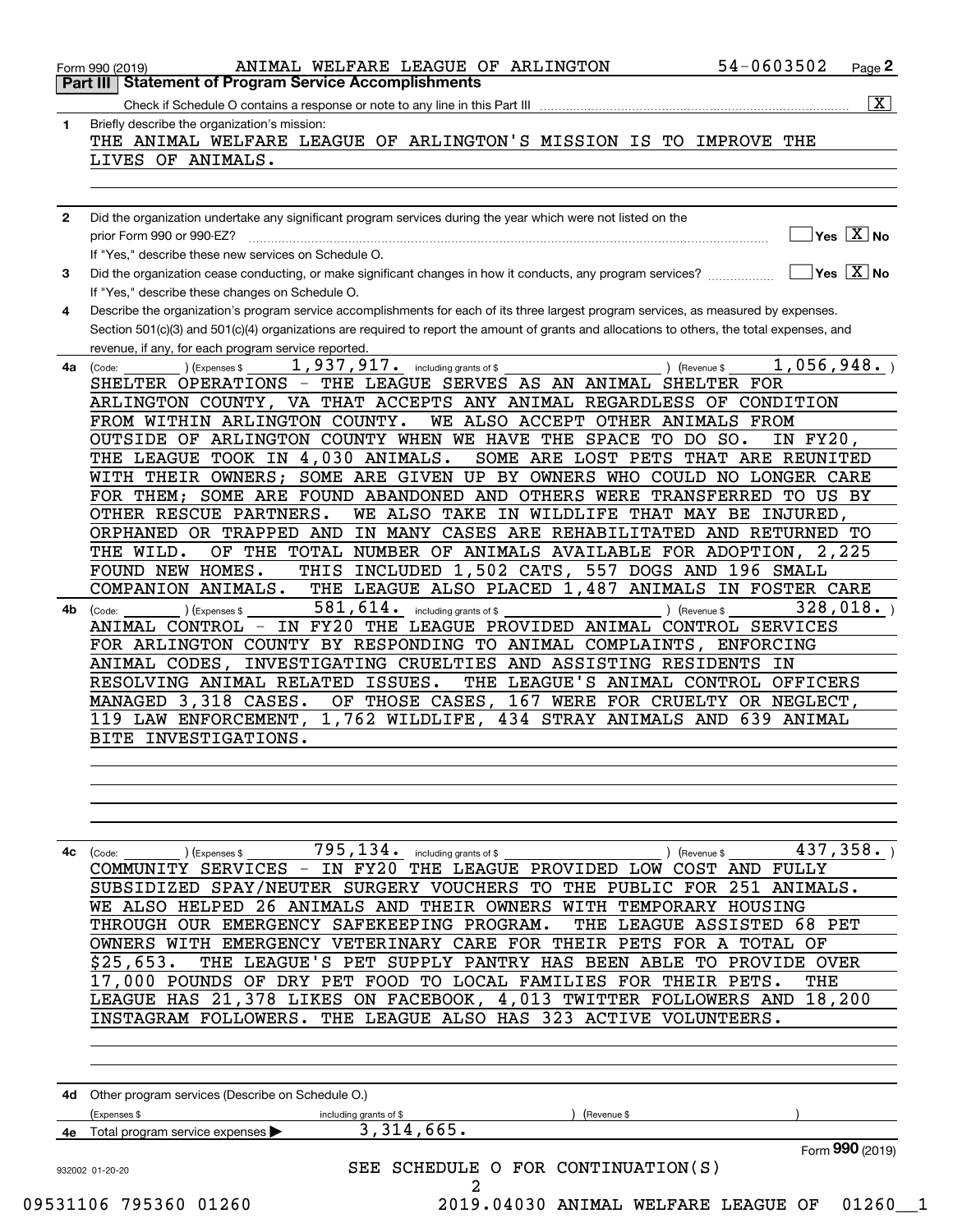Form 990 (2019) ANIMAL WELFARE LEAGUE OF ARLINGTON 54-0603502

## Part III Statement of Program Service Accomplishments

Check if Schedule O contains a response or note to any line in this Part III [X]

**1** Briefly describe the organization's mission:

THE ANIMAL WELFARE LEAGUE OF ARLINGTON'S MISSION IS TO IMPROVE THE LIVES OF ANIMALS.

**2** Did the organization undertake any significant program services during the year which were not listed on the prior Form 990 or 990-EZ? [ ] Yes [X] No

If "Yes," describe these new services on Schedule O.

**3** Did the organization cease conducting, or make significant changes in how it conducts, any program services? [ ] Yes [X] No

If "Yes," describe these changes on Schedule O.

**4** Describe the organization's program service accomplishments for each of its three largest program services, as measured by expenses. Section 501(c)(3) and 501(c)(4) organizations are required to report the amount of grants and allocations to others, the total expenses, and revenue, if any, for each program service reported.

**4a** (Code: ) (Expenses $ 1,937,917. including grants of $ ) (Revenue $ 1,056,948. )

SHELTER OPERATIONS - THE LEAGUE SERVES AS AN ANIMAL SHELTER FOR ARLINGTON COUNTY, VA THAT ACCEPTS ANY ANIMAL REGARDLESS OF CONDITION FROM WITHIN ARLINGTON COUNTY. WE ALSO ACCEPT OTHER ANIMALS FROM OUTSIDE OF ARLINGTON COUNTY WHEN WE HAVE THE SPACE TO DO SO. IN FY20, THE LEAGUE TOOK IN 4,030 ANIMALS. SOME ARE LOST PETS THAT ARE REUNITED WITH THEIR OWNERS; SOME ARE GIVEN UP BY OWNERS WHO COULD NO LONGER CARE FOR THEM; SOME ARE FOUND ABANDONED AND OTHERS WERE TRANSFERRED TO US BY OTHER RESCUE PARTNERS. WE ALSO TAKE IN WILDLIFE THAT MAY BE INJURED, ORPHANED OR TRAPPED AND IN MANY CASES ARE REHABILITATED AND RETURNED TO THE WILD. OF THE TOTAL NUMBER OF ANIMALS AVAILABLE FOR ADOPTION, 2,225 FOUND NEW HOMES. THIS INCLUDED 1,502 CATS, 557 DOGS AND 196 SMALL COMPANION ANIMALS. THE LEAGUE ALSO PLACED 1,487 ANIMALS IN FOSTER CARE

**4b** (Code: ) (Expenses $ 581,614. including grants of $ ) (Revenue $ 328,018. )

ANIMAL CONTROL - IN FY20 THE LEAGUE PROVIDED ANIMAL CONTROL SERVICES FOR ARLINGTON COUNTY BY RESPONDING TO ANIMAL COMPLAINTS, ENFORCING ANIMAL CODES, INVESTIGATING CRUELTIES AND ASSISTING RESIDENTS IN RESOLVING ANIMAL RELATED ISSUES. THE LEAGUE'S ANIMAL CONTROL OFFICERS MANAGED 3,318 CASES. OF THOSE CASES, 167 WERE FOR CRUELTY OR NEGLECT, 119 LAW ENFORCEMENT, 1,762 WILDLIFE, 434 STRAY ANIMALS AND 639 ANIMAL BITE INVESTIGATIONS.

**4c** (Code: ) (Expenses $ 795,134. including grants of $ ) (Revenue $ 437,358. )

COMMUNITY SERVICES - IN FY20 THE LEAGUE PROVIDED LOW COST AND FULLY SUBSIDIZED SPAY/NEUTER SURGERY VOUCHERS TO THE PUBLIC FOR 251 ANIMALS. WE ALSO HELPED 26 ANIMALS AND THEIR OWNERS WITH TEMPORARY HOUSING THROUGH OUR EMERGENCY SAFEKEEPING PROGRAM. THE LEAGUE ASSISTED 68 PET OWNERS WITH EMERGENCY VETERINARY CARE FOR THEIR PETS FOR A TOTAL OF $25,653. THE LEAGUE'S PET SUPPLY PANTRY HAS BEEN ABLE TO PROVIDE OVER 17,000 POUNDS OF DRY PET FOOD TO LOCAL FAMILIES FOR THEIR PETS. THE LEAGUE HAS 21,378 LIKES ON FACEBOOK, 4,013 TWITTER FOLLOWERS AND 18,200 INSTAGRAM FOLLOWERS. THE LEAGUE ALSO HAS 323 ACTIVE VOLUNTEERS.

**4d** Other program services (Describe on Schedule O.)

(Expenses $ including grants of $ ) (Revenue $ )

**4e** Total program service expenses ▶ 3,314,665.

SEE SCHEDULE O FOR CONTINUATION(S)

Form **990** (2019)

932002 01-20-20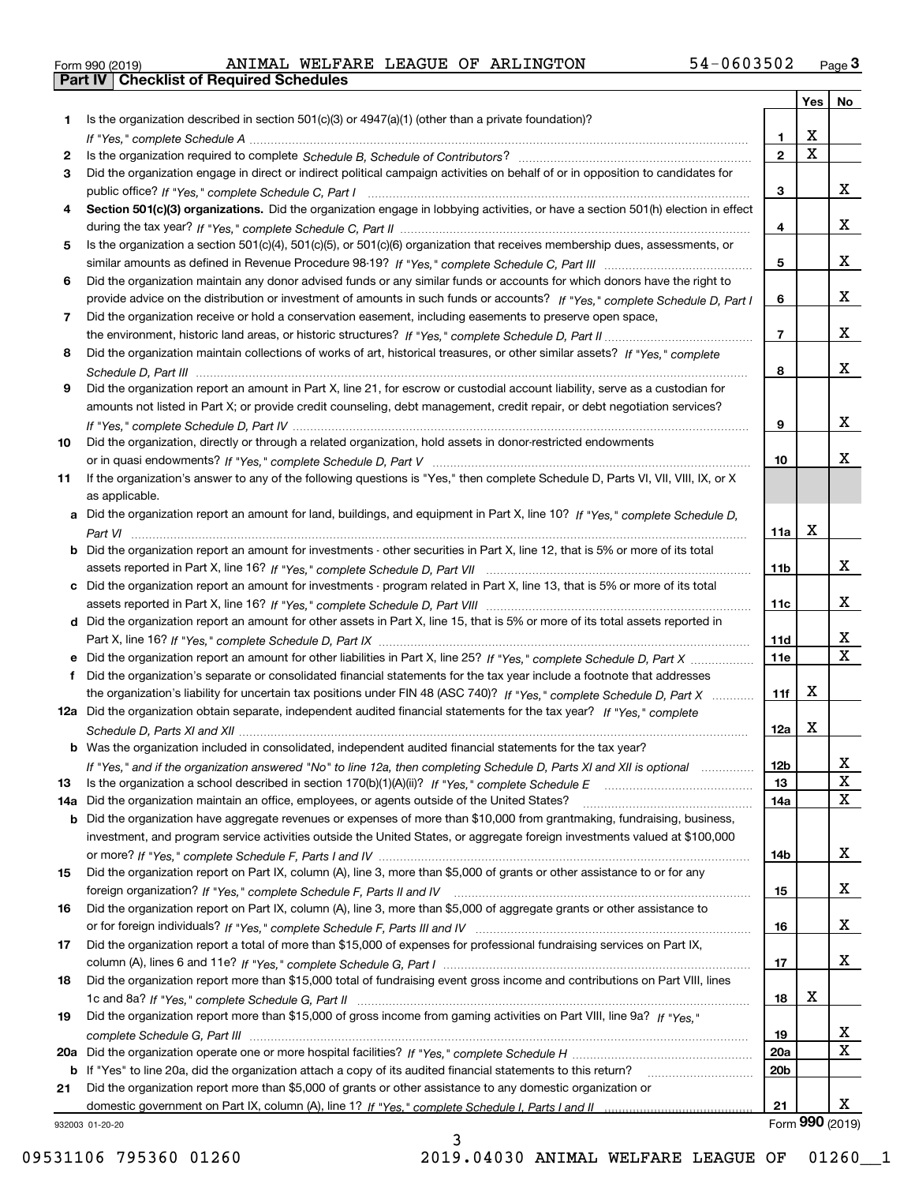Form 990 (2019) ANIMAL WELFARE LEAGUE OF ARLINGTON 54-0603502

## Part IV Checklist of Required Schedules

| | | | Yes | No |
|---|---|---|---|---|
| 1 | Is the organization described in section 501(c)(3) or 4947(a)(1) (other than a private foundation)? *If "Yes," complete Schedule A* | 1 | X | |
| 2 | Is the organization required to complete *Schedule B, Schedule of Contributors*? | 2 | X | |
| 3 | Did the organization engage in direct or indirect political campaign activities on behalf of or in opposition to candidates for public office? *If "Yes," complete Schedule C, Part I* | 3 | | X |
| 4 | **Section 501(c)(3) organizations.** Did the organization engage in lobbying activities, or have a section 501(h) election in effect during the tax year? *If "Yes," complete Schedule C, Part II* | 4 | | X |
| 5 | Is the organization a section 501(c)(4), 501(c)(5), or 501(c)(6) organization that receives membership dues, assessments, or similar amounts as defined in Revenue Procedure 98-19? *If "Yes," complete Schedule C, Part III* | 5 | | X |
| 6 | Did the organization maintain any donor advised funds or any similar funds or accounts for which donors have the right to provide advice on the distribution or investment of amounts in such funds or accounts? *If "Yes," complete Schedule D, Part I* | 6 | | X |
| 7 | Did the organization receive or hold a conservation easement, including easements to preserve open space, the environment, historic land areas, or historic structures? *If "Yes," complete Schedule D, Part II* | 7 | | X |
| 8 | Did the organization maintain collections of works of art, historical treasures, or other similar assets? *If "Yes," complete Schedule D, Part III* | 8 | | X |
| 9 | Did the organization report an amount in Part X, line 21, for escrow or custodial account liability, serve as a custodian for amounts not listed in Part X; or provide credit counseling, debt management, credit repair, or debt negotiation services? *If "Yes," complete Schedule D, Part IV* | 9 | | X |
| 10 | Did the organization, directly or through a related organization, hold assets in donor-restricted endowments or in quasi endowments? *If "Yes," complete Schedule D, Part V* | 10 | | X |
| 11 | If the organization's answer to any of the following questions is "Yes," then complete Schedule D, Parts VI, VII, VIII, IX, or X as applicable. | | | |
| a | Did the organization report an amount for land, buildings, and equipment in Part X, line 10? *If "Yes," complete Schedule D, Part VI* | 11a | X | |
| b | Did the organization report an amount for investments - other securities in Part X, line 12, that is 5% or more of its total assets reported in Part X, line 16? *If "Yes," complete Schedule D, Part VII* | 11b | | X |
| c | Did the organization report an amount for investments - program related in Part X, line 13, that is 5% or more of its total assets reported in Part X, line 16? *If "Yes," complete Schedule D, Part VIII* | 11c | | X |
| d | Did the organization report an amount for other assets in Part X, line 15, that is 5% or more of its total assets reported in Part X, line 16? *If "Yes," complete Schedule D, Part IX* | 11d | | X |
| e | Did the organization report an amount for other liabilities in Part X, line 25? *If "Yes," complete Schedule D, Part X* | 11e | | X |
| f | Did the organization's separate or consolidated financial statements for the tax year include a footnote that addresses the organization's liability for uncertain tax positions under FIN 48 (ASC 740)? *If "Yes," complete Schedule D, Part X* | 11f | X | |
| 12a | Did the organization obtain separate, independent audited financial statements for the tax year? *If "Yes," complete Schedule D, Parts XI and XII* | 12a | X | |
| b | Was the organization included in consolidated, independent audited financial statements for the tax year? *If "Yes," and if the organization answered "No" to line 12a, then completing Schedule D, Parts XI and XII is optional* | 12b | | X |
| 13 | Is the organization a school described in section 170(b)(1)(A)(ii)? *If "Yes," complete Schedule E* | 13 | | X |
| 14a | Did the organization maintain an office, employees, or agents outside of the United States? | 14a | | X |
| b | Did the organization have aggregate revenues or expenses of more than $10,000 from grantmaking, fundraising, business, investment, and program service activities outside the United States, or aggregate foreign investments valued at $100,000 or more? *If "Yes," complete Schedule F, Parts I and IV* | 14b | | X |
| 15 | Did the organization report on Part IX, column (A), line 3, more than $5,000 of grants or other assistance to or for any foreign organization? *If "Yes," complete Schedule F, Parts II and IV* | 15 | | X |
| 16 | Did the organization report on Part IX, column (A), line 3, more than $5,000 of aggregate grants or other assistance to or for foreign individuals? *If "Yes," complete Schedule F, Parts III and IV* | 16 | | X |
| 17 | Did the organization report a total of more than $15,000 of expenses for professional fundraising services on Part IX, column (A), lines 6 and 11e? *If "Yes," complete Schedule G, Part I* | 17 | | X |
| 18 | Did the organization report more than $15,000 total of fundraising event gross income and contributions on Part VIII, lines 1c and 8a? *If "Yes," complete Schedule G, Part II* | 18 | X | |
| 19 | Did the organization report more than $15,000 of gross income from gaming activities on Part VIII, line 9a? *If "Yes," complete Schedule G, Part III* | 19 | | X |
| 20a | Did the organization operate one or more hospital facilities? *If "Yes," complete Schedule H* | 20a | | X |
| b | If "Yes" to line 20a, did the organization attach a copy of its audited financial statements to this return? | 20b | | |
| 21 | Did the organization report more than $5,000 of grants or other assistance to any domestic organization or domestic government on Part IX, column (A), line 1? *If "Yes," complete Schedule I, Parts I and II* | 21 | | X |

932003 01-20-20 Form **990** (2019)

09531106 795360 01260 2019.04030 ANIMAL WELFARE LEAGUE OF 01260__1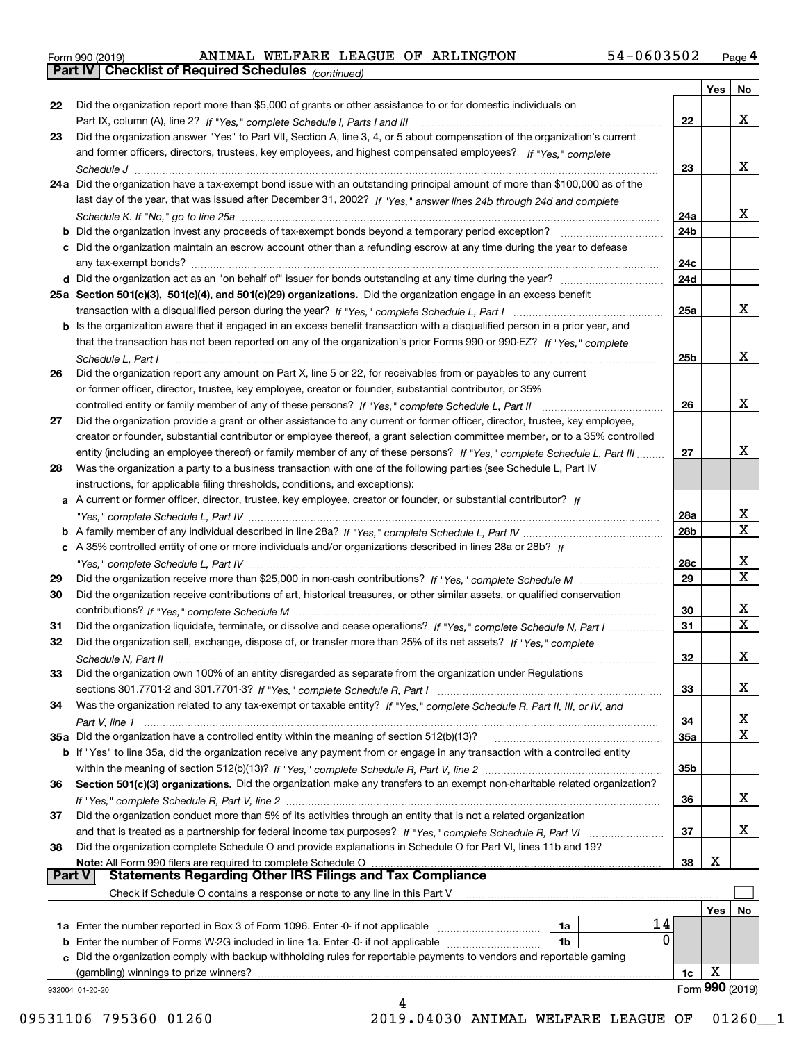Form 990 (2019) ANIMAL WELFARE LEAGUE OF ARLINGTON 54-0603502 Page 4

**Part IV Checklist of Required Schedules** *(continued)*

| | | | Yes | No |
|---|---|---|---|---|
| 22 | Did the organization report more than $5,000 of grants or other assistance to or for domestic individuals on Part IX, column (A), line 2? *If "Yes," complete Schedule I, Parts I and III* | 22 | | X |
| 23 | Did the organization answer "Yes" to Part VII, Section A, line 3, 4, or 5 about compensation of the organization's current and former officers, directors, trustees, key employees, and highest compensated employees? *If "Yes," complete Schedule J* | 23 | | X |
| 24a | Did the organization have a tax-exempt bond issue with an outstanding principal amount of more than $100,000 as of the last day of the year, that was issued after December 31, 2002? *If "Yes," answer lines 24b through 24d and complete Schedule K. If "No," go to line 25a* | 24a | | X |
| b | Did the organization invest any proceeds of tax-exempt bonds beyond a temporary period exception? | 24b | | |
| c | Did the organization maintain an escrow account other than a refunding escrow at any time during the year to defease any tax-exempt bonds? | 24c | | |
| d | Did the organization act as an "on behalf of" issuer for bonds outstanding at any time during the year? | 24d | | |
| 25a | **Section 501(c)(3), 501(c)(4), and 501(c)(29) organizations.** Did the organization engage in an excess benefit transaction with a disqualified person during the year? *If "Yes," complete Schedule L, Part I* | 25a | | X |
| b | Is the organization aware that it engaged in an excess benefit transaction with a disqualified person in a prior year, and that the transaction has not been reported on any of the organization's prior Forms 990 or 990-EZ? *If "Yes," complete Schedule L, Part I* | 25b | | X |
| 26 | Did the organization report any amount on Part X, line 5 or 22, for receivables from or payables to any current or former officer, director, trustee, key employee, creator or founder, substantial contributor, or 35% controlled entity or family member of any of these persons? *If "Yes," complete Schedule L, Part II* | 26 | | X |
| 27 | Did the organization provide a grant or other assistance to any current or former officer, director, trustee, key employee, creator or founder, substantial contributor or employee thereof, a grant selection committee member, or to a 35% controlled entity (including an employee thereof) or family member of any of these persons? *If "Yes," complete Schedule L, Part III* | 27 | | X |
| 28 | Was the organization a party to a business transaction with one of the following parties (see Schedule L, Part IV instructions, for applicable filing thresholds, conditions, and exceptions): | | | |
| a | A current or former officer, director, trustee, key employee, creator or founder, or substantial contributor? *If "Yes," complete Schedule L, Part IV* | 28a | | X |
| b | A family member of any individual described in line 28a? *If "Yes," complete Schedule L, Part IV* | 28b | | X |
| c | A 35% controlled entity of one or more individuals and/or organizations described in lines 28a or 28b? *If "Yes," complete Schedule L, Part IV* | 28c | | X |
| 29 | Did the organization receive more than $25,000 in non-cash contributions? *If "Yes," complete Schedule M* | 29 | | X |
| 30 | Did the organization receive contributions of art, historical treasures, or other similar assets, or qualified conservation contributions? *If "Yes," complete Schedule M* | 30 | | X |
| 31 | Did the organization liquidate, terminate, or dissolve and cease operations? *If "Yes," complete Schedule N, Part I* | 31 | | X |
| 32 | Did the organization sell, exchange, dispose of, or transfer more than 25% of its net assets? *If "Yes," complete Schedule N, Part II* | 32 | | X |
| 33 | Did the organization own 100% of an entity disregarded as separate from the organization under Regulations sections 301.7701-2 and 301.7701-3? *If "Yes," complete Schedule R, Part I* | 33 | | X |
| 34 | Was the organization related to any tax-exempt or taxable entity? *If "Yes," complete Schedule R, Part II, III, or IV, and Part V, line 1* | 34 | | X |
| 35a | Did the organization have a controlled entity within the meaning of section 512(b)(13)? | 35a | | X |
| b | If "Yes" to line 35a, did the organization receive any payment from or engage in any transaction with a controlled entity within the meaning of section 512(b)(13)? *If "Yes," complete Schedule R, Part V, line 2* | 35b | | |
| 36 | **Section 501(c)(3) organizations.** Did the organization make any transfers to an exempt non-charitable related organization? *If "Yes," complete Schedule R, Part V, line 2* | 36 | | X |
| 37 | Did the organization conduct more than 5% of its activities through an entity that is not a related organization and that is treated as a partnership for federal income tax purposes? *If "Yes," complete Schedule R, Part VI* | 37 | | X |
| 38 | Did the organization complete Schedule O and provide explanations in Schedule O for Part VI, lines 11b and 19? **Note:** All Form 990 filers are required to complete Schedule O | 38 | X | |

**Part V Statements Regarding Other IRS Filings and Tax Compliance**

Check if Schedule O contains a response or note to any line in this Part V ☐

| | | | | | Yes | No |
|---|---|---|---|---|---|---|
| 1a | Enter the number reported in Box 3 of Form 1096. Enter -0- if not applicable | 1a | 14 | | | |
| b | Enter the number of Forms W-2G included in line 1a. Enter -0- if not applicable | 1b | 0 | | | |
| c | Did the organization comply with backup withholding rules for reportable payments to vendors and reportable gaming (gambling) winnings to prize winners? | | | 1c | X | |

932004 01-20-20 Form **990** (2019)

09531106 795360 01260 2019.04030 ANIMAL WELFARE LEAGUE OF 01260__1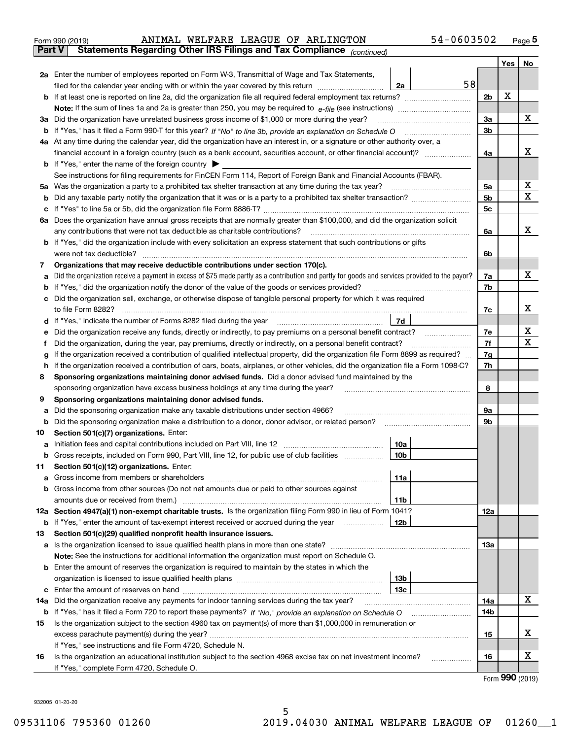Form 990 (2019) ANIMAL WELFARE LEAGUE OF ARLINGTON 54-0603502

**Part V Statements Regarding Other IRS Filings and Tax Compliance** *(continued)*

| | | | | | Yes | No |
|---|---|---|---|---|---|---|
| **2a** | Enter the number of employees reported on Form W-3, Transmittal of Wage and Tax Statements, filed for the calendar year ending with or within the year covered by this return | 2a | 58 | | | |
| **b** | If at least one is reported on line 2a, did the organization file all required federal employment tax returns? | | | 2b | X | |
| | **Note:** If the sum of lines 1a and 2a is greater than 250, you may be required to *e-file* (see instructions) | | | | | |
| **3a** | Did the organization have unrelated business gross income of $1,000 or more during the year? | | | 3a | | X |
| **b** | If "Yes," has it filed a Form 990-T for this year? *If "No" to line 3b, provide an explanation on Schedule O* | | | 3b | | |
| **4a** | At any time during the calendar year, did the organization have an interest in, or a signature or other authority over, a financial account in a foreign country (such as a bank account, securities account, or other financial account)? | | | 4a | | X |
| **b** | If "Yes," enter the name of the foreign country ▶ | | | | | |
| | See instructions for filing requirements for FinCEN Form 114, Report of Foreign Bank and Financial Accounts (FBAR). | | | | | |
| **5a** | Was the organization a party to a prohibited tax shelter transaction at any time during the tax year? | | | 5a | | X |
| **b** | Did any taxable party notify the organization that it was or is a party to a prohibited tax shelter transaction? | | | 5b | | X |
| **c** | If "Yes" to line 5a or 5b, did the organization file Form 8886-T? | | | 5c | | |
| **6a** | Does the organization have annual gross receipts that are normally greater than $100,000, and did the organization solicit any contributions that were not tax deductible as charitable contributions? | | | 6a | | X |
| **b** | If "Yes," did the organization include with every solicitation an express statement that such contributions or gifts were not tax deductible? | | | 6b | | |
| **7** | **Organizations that may receive deductible contributions under section 170(c).** | | | | | |
| **a** | Did the organization receive a payment in excess of $75 made partly as a contribution and partly for goods and services provided to the payor? | | | 7a | | X |
| **b** | If "Yes," did the organization notify the donor of the value of the goods or services provided? | | | 7b | | |
| **c** | Did the organization sell, exchange, or otherwise dispose of tangible personal property for which it was required to file Form 8282? | | | 7c | | X |
| **d** | If "Yes," indicate the number of Forms 8282 filed during the year | 7d | | | | |
| **e** | Did the organization receive any funds, directly or indirectly, to pay premiums on a personal benefit contract? | | | 7e | | X |
| **f** | Did the organization, during the year, pay premiums, directly or indirectly, on a personal benefit contract? | | | 7f | | X |
| **g** | If the organization received a contribution of qualified intellectual property, did the organization file Form 8899 as required? | | | 7g | | |
| **h** | If the organization received a contribution of cars, boats, airplanes, or other vehicles, did the organization file a Form 1098-C? | | | 7h | | |
| **8** | **Sponsoring organizations maintaining donor advised funds.** Did a donor advised fund maintained by the sponsoring organization have excess business holdings at any time during the year? | | | 8 | | |
| **9** | **Sponsoring organizations maintaining donor advised funds.** | | | | | |
| **a** | Did the sponsoring organization make any taxable distributions under section 4966? | | | 9a | | |
| **b** | Did the sponsoring organization make a distribution to a donor, donor advisor, or related person? | | | 9b | | |
| **10** | **Section 501(c)(7) organizations.** Enter: | | | | | |
| **a** | Initiation fees and capital contributions included on Part VIII, line 12 | 10a | | | | |
| **b** | Gross receipts, included on Form 990, Part VIII, line 12, for public use of club facilities | 10b | | | | |
| **11** | **Section 501(c)(12) organizations.** Enter: | | | | | |
| **a** | Gross income from members or shareholders | 11a | | | | |
| **b** | Gross income from other sources (Do not net amounts due or paid to other sources against amounts due or received from them.) | 11b | | | | |
| **12a** | **Section 4947(a)(1) non-exempt charitable trusts.** Is the organization filing Form 990 in lieu of Form 1041? | | | 12a | | |
| **b** | If "Yes," enter the amount of tax-exempt interest received or accrued during the year | 12b | | | | |
| **13** | **Section 501(c)(29) qualified nonprofit health insurance issuers.** | | | | | |
| **a** | Is the organization licensed to issue qualified health plans in more than one state? | | | 13a | | |
| | **Note:** See the instructions for additional information the organization must report on Schedule O. | | | | | |
| **b** | Enter the amount of reserves the organization is required to maintain by the states in which the organization is licensed to issue qualified health plans | 13b | | | | |
| **c** | Enter the amount of reserves on hand | 13c | | | | |
| **14a** | Did the organization receive any payments for indoor tanning services during the tax year? | | | 14a | | X |
| **b** | If "Yes," has it filed a Form 720 to report these payments? *If "No," provide an explanation on Schedule O* | | | 14b | | |
| **15** | Is the organization subject to the section 4960 tax on payment(s) of more than $1,000,000 in remuneration or excess parachute payment(s) during the year? | | | 15 | | X |
| | If "Yes," see instructions and file Form 4720, Schedule N. | | | | | |
| **16** | Is the organization an educational institution subject to the section 4968 excise tax on net investment income? | | | 16 | | X |
| | If "Yes," complete Form 4720, Schedule O. | | | | | |

Form **990** (2019)

932005 01-20-20

09531106 795360 01260 2019.04030 ANIMAL WELFARE LEAGUE OF 01260__1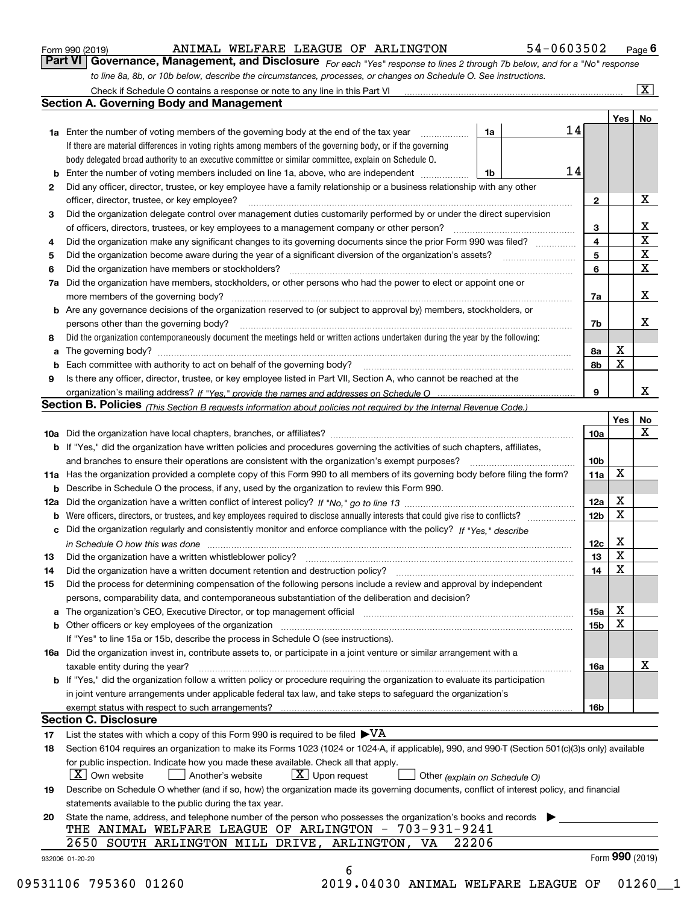Form 990 (2019) ANIMAL WELFARE LEAGUE OF ARLINGTON 54-0603502 Page 6

## Part VI Governance, Management, and Disclosure

*For each "Yes" response to lines 2 through 7b below, and for a "No" response to line 8a, 8b, or 10b below, describe the circumstances, processes, or changes on Schedule O. See instructions.*

Check if Schedule O contains a response or note to any line in this Part VI [X]

### Section A. Governing Body and Management

| | | | Yes | No |
|---|---|---|---|---|
| 1a | Enter the number of voting members of the governing body at the end of the tax year — 1a: 14 | | | |
| | If there are material differences in voting rights among members of the governing body, or if the governing body delegated broad authority to an executive committee or similar committee, explain on Schedule O. | | | |
| b | Enter the number of voting members included on line 1a, above, who are independent — 1b: 14 | | | |
| 2 | Did any officer, director, trustee, or key employee have a family relationship or a business relationship with any other officer, director, trustee, or key employee? | 2 | | X |
| 3 | Did the organization delegate control over management duties customarily performed by or under the direct supervision of officers, directors, trustees, or key employees to a management company or other person? | 3 | | X |
| 4 | Did the organization make any significant changes to its governing documents since the prior Form 990 was filed? | 4 | | X |
| 5 | Did the organization become aware during the year of a significant diversion of the organization's assets? | 5 | | X |
| 6 | Did the organization have members or stockholders? | 6 | | X |
| 7a | Did the organization have members, stockholders, or other persons who had the power to elect or appoint one or more members of the governing body? | 7a | | X |
| b | Are any governance decisions of the organization reserved to (or subject to approval by) members, stockholders, or persons other than the governing body? | 7b | | X |
| 8 | Did the organization contemporaneously document the meetings held or written actions undertaken during the year by the following: | | | |
| a | The governing body? | 8a | X | |
| b | Each committee with authority to act on behalf of the governing body? | 8b | X | |
| 9 | Is there any officer, director, trustee, or key employee listed in Part VII, Section A, who cannot be reached at the organization's mailing address? *If "Yes," provide the names and addresses on Schedule O* | 9 | | X |

### Section B. Policies *(This Section B requests information about policies not required by the Internal Revenue Code.)*

| | | | Yes | No |
|---|---|---|---|---|
| 10a | Did the organization have local chapters, branches, or affiliates? | 10a | | X |
| b | If "Yes," did the organization have written policies and procedures governing the activities of such chapters, affiliates, and branches to ensure their operations are consistent with the organization's exempt purposes? | 10b | | |
| 11a | Has the organization provided a complete copy of this Form 990 to all members of its governing body before filing the form? | 11a | X | |
| b | Describe in Schedule O the process, if any, used by the organization to review this Form 990. | | | |
| 12a | Did the organization have a written conflict of interest policy? *If "No," go to line 13* | 12a | X | |
| b | Were officers, directors, or trustees, and key employees required to disclose annually interests that could give rise to conflicts? | 12b | X | |
| c | Did the organization regularly and consistently monitor and enforce compliance with the policy? *If "Yes," describe in Schedule O how this was done* | 12c | X | |
| 13 | Did the organization have a written whistleblower policy? | 13 | X | |
| 14 | Did the organization have a written document retention and destruction policy? | 14 | X | |
| 15 | Did the process for determining compensation of the following persons include a review and approval by independent persons, comparability data, and contemporaneous substantiation of the deliberation and decision? | | | |
| a | The organization's CEO, Executive Director, or top management official | 15a | X | |
| b | Other officers or key employees of the organization | 15b | X | |
| | If "Yes" to line 15a or 15b, describe the process in Schedule O (see instructions). | | | |
| 16a | Did the organization invest in, contribute assets to, or participate in a joint venture or similar arrangement with a taxable entity during the year? | 16a | | X |
| b | If "Yes," did the organization follow a written policy or procedure requiring the organization to evaluate its participation in joint venture arrangements under applicable federal tax law, and take steps to safeguard the organization's exempt status with respect to such arrangements? | 16b | | |

### Section C. Disclosure

17 List the states with which a copy of this Form 990 is required to be filed ▶ VA

18 Section 6104 requires an organization to make its Forms 1023 (1024 or 1024-A, if applicable), 990, and 990-T (Section 501(c)(3)s only) available for public inspection. Indicate how you made these available. Check all that apply.

[X] Own website [ ] Another's website [X] Upon request [ ] Other *(explain on Schedule O)*

19 Describe on Schedule O whether (and if so, how) the organization made its governing documents, conflict of interest policy, and financial statements available to the public during the tax year.

20 State the name, address, and telephone number of the person who possesses the organization's books and records ▶

THE ANIMAL WELFARE LEAGUE OF ARLINGTON - 703-931-9241
2650 SOUTH ARLINGTON MILL DRIVE, ARLINGTON, VA 22206

932006 01-20-20 Form **990** (2019)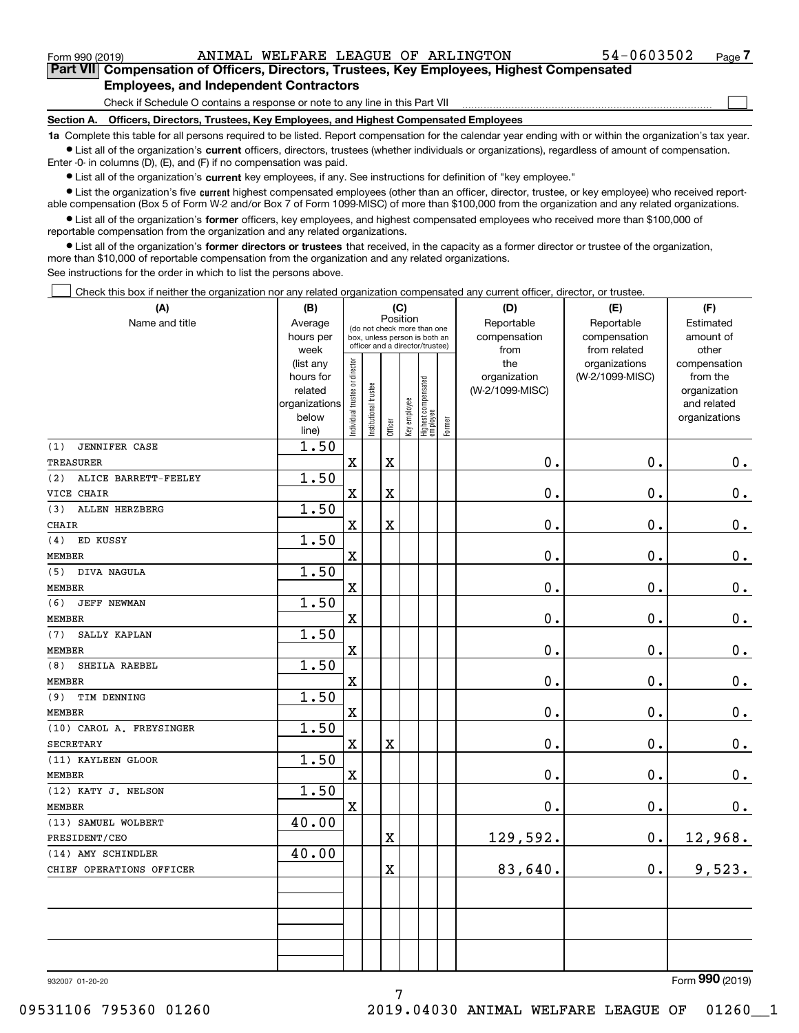Form 990 (2019) ANIMAL WELFARE LEAGUE OF ARLINGTON 54-0603502 Page 7

**Part VII Compensation of Officers, Directors, Trustees, Key Employees, Highest Compensated Employees, and Independent Contractors**

Check if Schedule O contains a response or note to any line in this Part VII ☐

**Section A. Officers, Directors, Trustees, Key Employees, and Highest Compensated Employees**

**1a** Complete this table for all persons required to be listed. Report compensation for the calendar year ending with or within the organization's tax year.

- List all of the organization's **current** officers, directors, trustees (whether individuals or organizations), regardless of amount of compensation. Enter -0- in columns (D), (E), and (F) if no compensation was paid.
- List all of the organization's **current** key employees, if any. See instructions for definition of "key employee."
- List the organization's five **current** highest compensated employees (other than an officer, director, trustee, or key employee) who received reportable compensation (Box 5 of Form W-2 and/or Box 7 of Form 1099-MISC) of more than $100,000 from the organization and any related organizations.
- List all of the organization's **former** officers, key employees, and highest compensated employees who received more than $100,000 of reportable compensation from the organization and any related organizations.
- List all of the organization's **former directors or trustees** that received, in the capacity as a former director or trustee of the organization, more than $10,000 of reportable compensation from the organization and any related organizations.

See instructions for the order in which to list the persons above.

☐ Check this box if neither the organization nor any related organization compensated any current officer, director, or trustee.

| (A) Name and title | (B) Average hours per week (list any hours for related organizations below line) | (C) Position: Individual trustee or director | Institutional trustee | Officer | Key employee | Highest compensated employee | Former | (D) Reportable compensation from the organization (W-2/1099-MISC) | (E) Reportable compensation from related organizations (W-2/1099-MISC) | (F) Estimated amount of other compensation from the organization and related organizations |
|---|---|---|---|---|---|---|---|---|---|---|
| (1) JENNIFER CASE<br>TREASURER | 1.50 | X | | X | | | | 0. | 0. | 0. |
| (2) ALICE BARRETT-FEELEY<br>VICE CHAIR | 1.50 | X | | X | | | | 0. | 0. | 0. |
| (3) ALLEN HERZBERG<br>CHAIR | 1.50 | X | | X | | | | 0. | 0. | 0. |
| (4) ED KUSSY<br>MEMBER | 1.50 | X | | | | | | 0. | 0. | 0. |
| (5) DIVA NAGULA<br>MEMBER | 1.50 | X | | | | | | 0. | 0. | 0. |
| (6) JEFF NEWMAN<br>MEMBER | 1.50 | X | | | | | | 0. | 0. | 0. |
| (7) SALLY KAPLAN<br>MEMBER | 1.50 | X | | | | | | 0. | 0. | 0. |
| (8) SHEILA RAEBEL<br>MEMBER | 1.50 | X | | | | | | 0. | 0. | 0. |
| (9) TIM DENNING<br>MEMBER | 1.50 | X | | | | | | 0. | 0. | 0. |
| (10) CAROL A. FREYSINGER<br>SECRETARY | 1.50 | X | | X | | | | 0. | 0. | 0. |
| (11) KAYLEEN GLOOR<br>MEMBER | 1.50 | X | | | | | | 0. | 0. | 0. |
| (12) KATY J. NELSON<br>MEMBER | 1.50 | X | | | | | | 0. | 0. | 0. |
| (13) SAMUEL WOLBERT<br>PRESIDENT/CEO | 40.00 | | | X | | | | 129,592. | 0. | 12,968. |
| (14) AMY SCHINDLER<br>CHIEF OPERATIONS OFFICER | 40.00 | | | X | | | | 83,640. | 0. | 9,523. |
| | | | | | | | | | | |
| | | | | | | | | | | |
| | | | | | | | | | | |

932007 01-20-20 Form 990 (2019)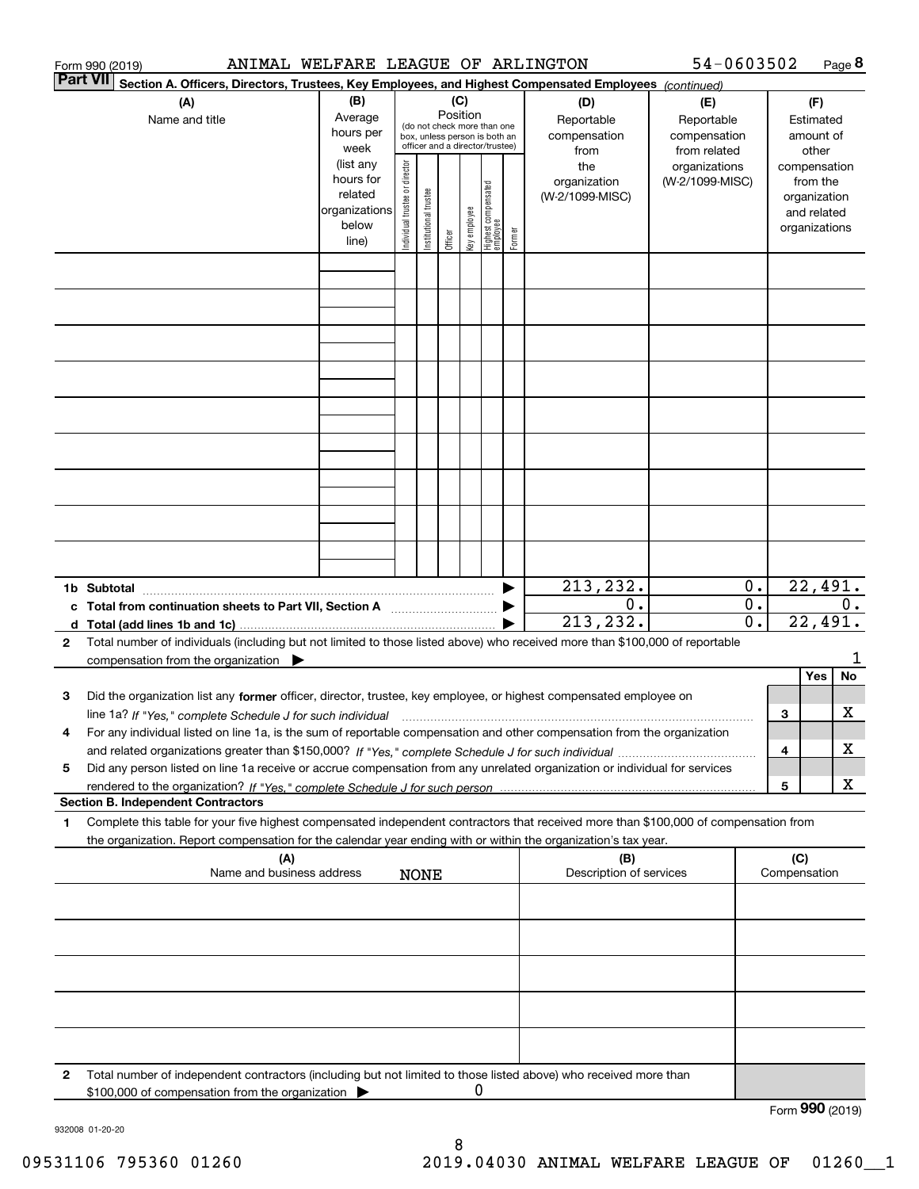Form 990 (2019) ANIMAL WELFARE LEAGUE OF ARLINGTON 54-0603502

**Part VII Section A. Officers, Directors, Trustees, Key Employees, and Highest Compensated Employees** *(continued)*

| (A) Name and title | (B) Average hours per week (list any hours for related organizations below line) | (C) Position: Individual trustee or director | Institutional trustee | Officer | Key employee | Highest compensated employee | Former | (D) Reportable compensation from the organization (W-2/1099-MISC) | (E) Reportable compensation from related organizations (W-2/1099-MISC) | (F) Estimated amount of other compensation from the organization and related organizations |
|---|---|---|---|---|---|---|---|---|---|---|
| | | | | | | | | | | |
| | | | | | | | | | | |
| | | | | | | | | | | |
| | | | | | | | | | | |
| | | | | | | | | | | |
| | | | | | | | | | | |
| | | | | | | | | | | |
| | | | | | | | | | | |
| | | | | | | | | | | |
| **1b Subtotal** | | | | | | | | 213,232. | 0. | 22,491. |
| **c Total from continuation sheets to Part VII, Section A** | | | | | | | | 0. | 0. | 0. |
| **d Total (add lines 1b and 1c)** | | | | | | | | 213,232. | 0. | 22,491. |

**2** Total number of individuals (including but not limited to those listed above) who received more than $100,000 of reportable compensation from the organization ▶ 1

| | | | Yes | No |
|---|---|---|---|---|
| **3** | Did the organization list any **former** officer, director, trustee, key employee, or highest compensated employee on line 1a? *If "Yes," complete Schedule J for such individual* | 3 | | X |
| **4** | For any individual listed on line 1a, is the sum of reportable compensation and other compensation from the organization and related organizations greater than $150,000? *If "Yes," complete Schedule J for such individual* | 4 | | X |
| **5** | Did any person listed on line 1a receive or accrue compensation from any unrelated organization or individual for services rendered to the organization? *If "Yes," complete Schedule J for such person* | 5 | | X |

**Section B. Independent Contractors**

**1** Complete this table for your five highest compensated independent contractors that received more than $100,000 of compensation from the organization. Report compensation for the calendar year ending with or within the organization's tax year.

| (A) Name and business address | (B) Description of services | (C) Compensation |
|---|---|---|
| NONE | | |
| | | |
| | | |
| | | |
| | | |

**2** Total number of independent contractors (including but not limited to those listed above) who received more than $100,000 of compensation from the organization ▶ 0

Form **990** (2019)

932008 01-20-20

09531106 795360 01260 2019.04030 ANIMAL WELFARE LEAGUE OF 01260__1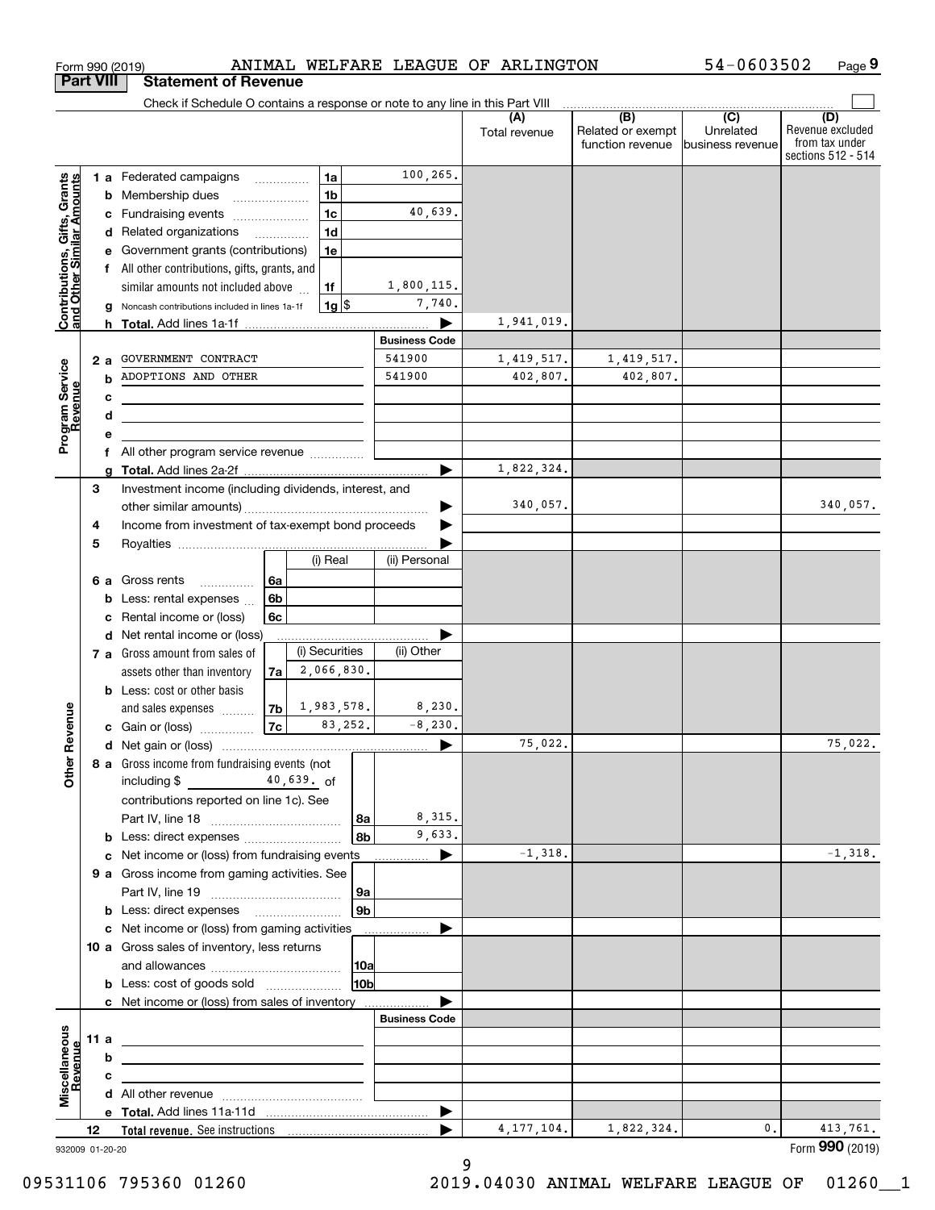Form 990 (2019) ANIMAL WELFARE LEAGUE OF ARLINGTON 54-0603502 Page 9

## Part VIII Statement of Revenue

Check if Schedule O contains a response or note to any line in this Part VIII

| | | | | (A) Total revenue | (B) Related or exempt function revenue | (C) Unrelated business revenue | (D) Revenue excluded from tax under sections 512 - 514 |
|---|---|---|---|---|---|---|---|
| **Contributions, Gifts, Grants and Other Similar Amounts** | 1 a Federated campaigns | 1a | 100,265. | | | | |
| | b Membership dues | 1b | | | | | |
| | c Fundraising events | 1c | 40,639. | | | | |
| | d Related organizations | 1d | | | | | |
| | e Government grants (contributions) | 1e | | | | | |
| | f All other contributions, gifts, grants, and similar amounts not included above | 1f | 1,800,115. | | | | |
| | g Noncash contributions included in lines 1a-1f | 1g $ | 7,740. | | | | |
| | h **Total.** Add lines 1a-1f | | | 1,941,019. | | | |
| | | | **Business Code** | | | | |
| **Program Service Revenue** | 2 a GOVERNMENT CONTRACT | | 541900 | 1,419,517. | 1,419,517. | | |
| | b ADOPTIONS AND OTHER | | 541900 | 402,807. | 402,807. | | |
| | c | | | | | | |
| | d | | | | | | |
| | e | | | | | | |
| | f All other program service revenue | | | | | | |
| | g **Total.** Add lines 2a-2f | | | 1,822,324. | | | |
| **Other Revenue** | 3 Investment income (including dividends, interest, and other similar amounts) | | | 340,057. | | | 340,057. |
| | 4 Income from investment of tax-exempt bond proceeds | | | | | | |
| | 5 Royalties | | | | | | |
| | | (i) Real | (ii) Personal | | | | |
| | 6 a Gross rents 6a | | | | | | |
| | b Less: rental expenses 6b | | | | | | |
| | c Rental income or (loss) 6c | | | | | | |
| | d Net rental income or (loss) | | | | | | |
| | | (i) Securities | (ii) Other | | | | |
| | 7 a Gross amount from sales of assets other than inventory 7a | 2,066,830. | | | | | |
| | b Less: cost or other basis and sales expenses 7b | 1,983,578. | 8,230. | | | | |
| | c Gain or (loss) 7c | 83,252. | -8,230. | | | | |
| | d Net gain or (loss) | | | 75,022. | | | 75,022. |
| | 8 a Gross income from fundraising events (not including $ 40,639. of contributions reported on line 1c). See Part IV, line 18 | 8a | 8,315. | | | | |
| | b Less: direct expenses | 8b | 9,633. | | | | |
| | c Net income or (loss) from fundraising events | | | -1,318. | | | -1,318. |
| | 9 a Gross income from gaming activities. See Part IV, line 19 | 9a | | | | | |
| | b Less: direct expenses | 9b | | | | | |
| | c Net income or (loss) from gaming activities | | | | | | |
| | 10 a Gross sales of inventory, less returns and allowances | 10a | | | | | |
| | b Less: cost of goods sold | 10b | | | | | |
| | c Net income or (loss) from sales of inventory | | | | | | |
| | | | **Business Code** | | | | |
| **Miscellaneous Revenue** | 11 a | | | | | | |
| | b | | | | | | |
| | c | | | | | | |
| | d All other revenue | | | | | | |
| | e **Total.** Add lines 11a-11d | | | | | | |
| | 12 **Total revenue.** See instructions | | | 4,177,104. | 1,822,324. | 0. | 413,761. |

932009 01-20-20 Form **990** (2019)

09531106 795360 01260 2019.04030 ANIMAL WELFARE LEAGUE OF 01260__1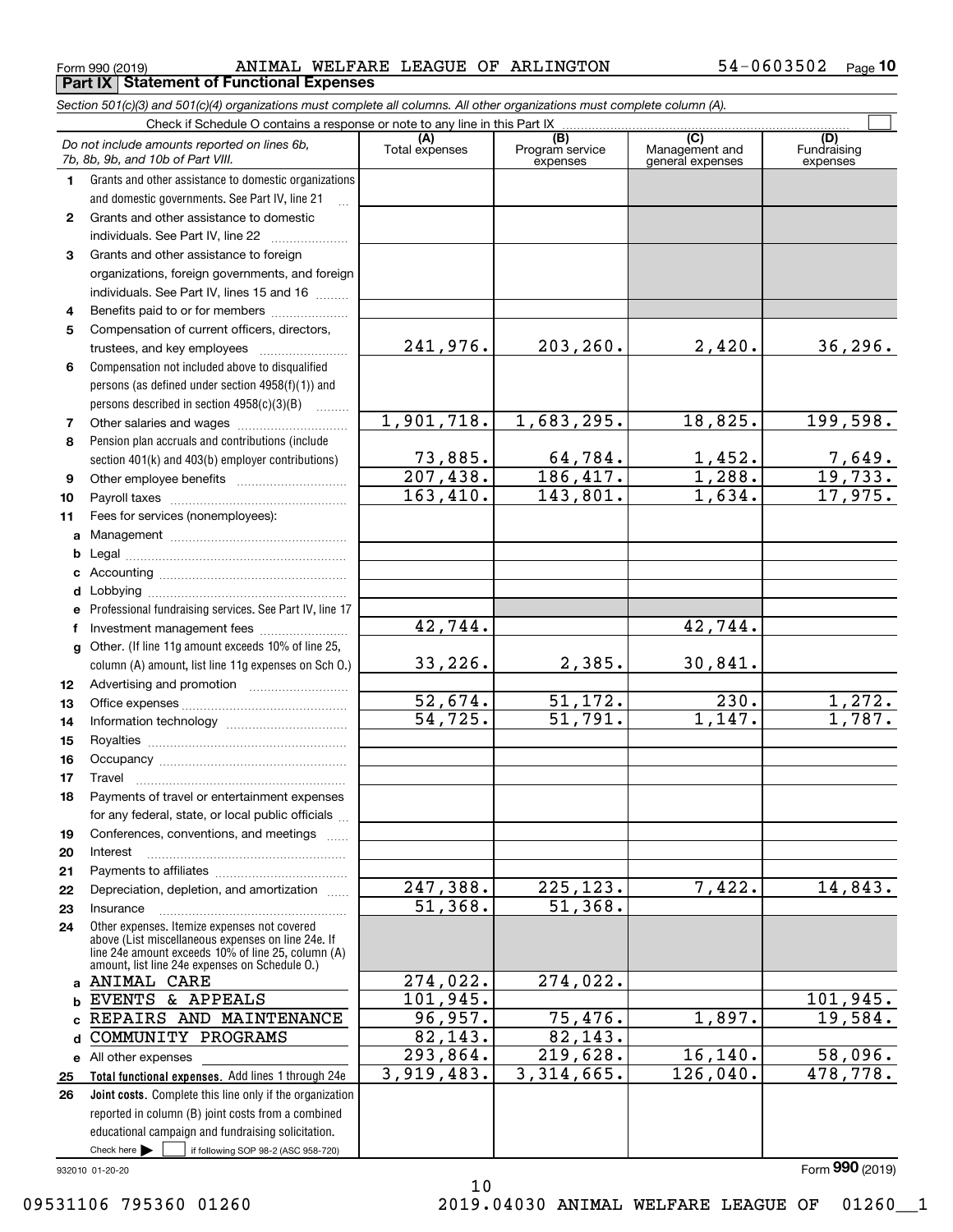Form 990 (2019) ANIMAL WELFARE LEAGUE OF ARLINGTON 54-0603502 Page 10

**Part IX Statement of Functional Expenses**

*Section 501(c)(3) and 501(c)(4) organizations must complete all columns. All other organizations must complete column (A).*

Check if Schedule O contains a response or note to any line in this Part IX

| | *Do not include amounts reported on lines 6b, 7b, 8b, 9b, and 10b of Part VIII.* | (A) Total expenses | (B) Program service expenses | (C) Management and general expenses | (D) Fundraising expenses |
|---|---|---|---|---|---|
| 1 | Grants and other assistance to domestic organizations and domestic governments. See Part IV, line 21 | | | | |
| 2 | Grants and other assistance to domestic individuals. See Part IV, line 22 | | | | |
| 3 | Grants and other assistance to foreign organizations, foreign governments, and foreign individuals. See Part IV, lines 15 and 16 | | | | |
| 4 | Benefits paid to or for members | | | | |
| 5 | Compensation of current officers, directors, trustees, and key employees | 241,976. | 203,260. | 2,420. | 36,296. |
| 6 | Compensation not included above to disqualified persons (as defined under section 4958(f)(1)) and persons described in section 4958(c)(3)(B) | | | | |
| 7 | Other salaries and wages | 1,901,718. | 1,683,295. | 18,825. | 199,598. |
| 8 | Pension plan accruals and contributions (include section 401(k) and 403(b) employer contributions) | 73,885. | 64,784. | 1,452. | 7,649. |
| 9 | Other employee benefits | 207,438. | 186,417. | 1,288. | 19,733. |
| 10 | Payroll taxes | 163,410. | 143,801. | 1,634. | 17,975. |
| 11 | Fees for services (nonemployees): | | | | |
| a | Management | | | | |
| b | Legal | | | | |
| c | Accounting | | | | |
| d | Lobbying | | | | |
| e | Professional fundraising services. See Part IV, line 17 | | | | |
| f | Investment management fees | 42,744. | | 42,744. | |
| g | Other. (If line 11g amount exceeds 10% of line 25, column (A) amount, list line 11g expenses on Sch O.) | 33,226. | 2,385. | 30,841. | |
| 12 | Advertising and promotion | | | | |
| 13 | Office expenses | 52,674. | 51,172. | 230. | 1,272. |
| 14 | Information technology | 54,725. | 51,791. | 1,147. | 1,787. |
| 15 | Royalties | | | | |
| 16 | Occupancy | | | | |
| 17 | Travel | | | | |
| 18 | Payments of travel or entertainment expenses for any federal, state, or local public officials | | | | |
| 19 | Conferences, conventions, and meetings | | | | |
| 20 | Interest | | | | |
| 21 | Payments to affiliates | | | | |
| 22 | Depreciation, depletion, and amortization | 247,388. | 225,123. | 7,422. | 14,843. |
| 23 | Insurance | 51,368. | 51,368. | | |
| 24 | Other expenses. Itemize expenses not covered above (List miscellaneous expenses on line 24e. If line 24e amount exceeds 10% of line 25, column (A) amount, list line 24e expenses on Schedule O.) | | | | |
| a | ANIMAL CARE | 274,022. | 274,022. | | |
| b | EVENTS & APPEALS | 101,945. | | | 101,945. |
| c | REPAIRS AND MAINTENANCE | 96,957. | 75,476. | 1,897. | 19,584. |
| d | COMMUNITY PROGRAMS | 82,143. | 82,143. | | |
| e | All other expenses | 293,864. | 219,628. | 16,140. | 58,096. |
| 25 | **Total functional expenses.** Add lines 1 through 24e | 3,919,483. | 3,314,665. | 126,040. | 478,778. |
| 26 | **Joint costs.** Complete this line only if the organization reported in column (B) joint costs from a combined educational campaign and fundraising solicitation. Check here ▶ ☐ if following SOP 98-2 (ASC 958-720) | | | | |

932010 01-20-20

Form **990** (2019)

09531106 795360 01260 2019.04030 ANIMAL WELFARE LEAGUE OF 01260__1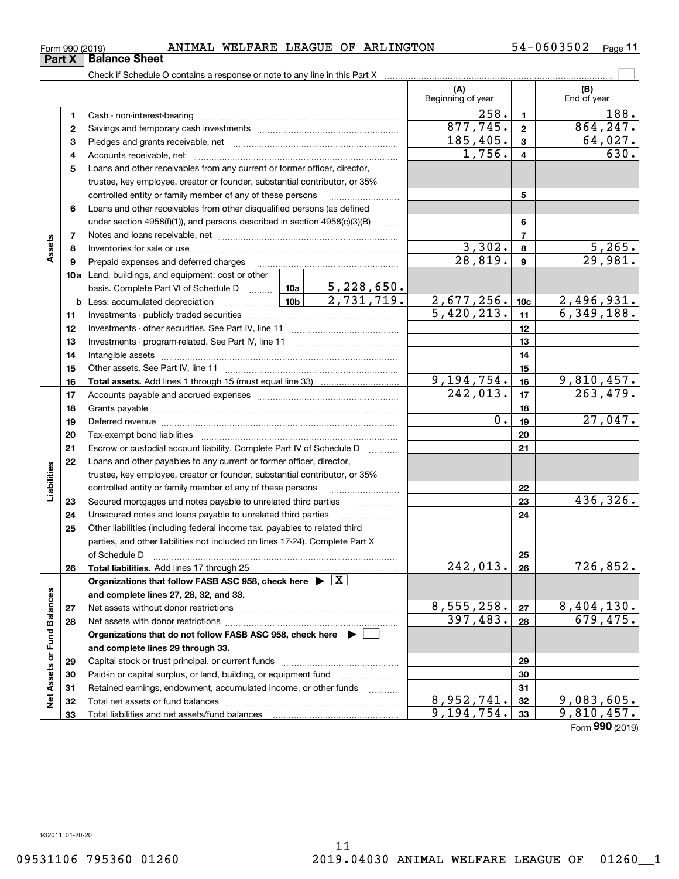Form 990 (2019) ANIMAL WELFARE LEAGUE OF ARLINGTON 54-0603502

## Part X Balance Sheet

Check if Schedule O contains a response or note to any line in this Part X ☐

| | | | | | (A) Beginning of year | | (B) End of year |
|---|---|---|---|---|---|---|---|
| **Assets** | 1 | Cash - non-interest-bearing | | | 258. | 1 | 188. |
| | 2 | Savings and temporary cash investments | | | 877,745. | 2 | 864,247. |
| | 3 | Pledges and grants receivable, net | | | 185,405. | 3 | 64,027. |
| | 4 | Accounts receivable, net | | | 1,756. | 4 | 630. |
| | 5 | Loans and other receivables from any current or former officer, director, trustee, key employee, creator or founder, substantial contributor, or 35% controlled entity or family member of any of these persons | | | | 5 | |
| | 6 | Loans and other receivables from other disqualified persons (as defined under section 4958(f)(1)), and persons described in section 4958(c)(3)(B) | | | | 6 | |
| | 7 | Notes and loans receivable, net | | | | 7 | |
| | 8 | Inventories for sale or use | | | 3,302. | 8 | 5,265. |
| | 9 | Prepaid expenses and deferred charges | | | 28,819. | 9 | 29,981. |
| | 10a | Land, buildings, and equipment: cost or other basis. Complete Part VI of Schedule D | 10a | 5,228,650. | | | |
| | b | Less: accumulated depreciation | 10b | 2,731,719. | 2,677,256. | 10c | 2,496,931. |
| | 11 | Investments - publicly traded securities | | | 5,420,213. | 11 | 6,349,188. |
| | 12 | Investments - other securities. See Part IV, line 11 | | | | 12 | |
| | 13 | Investments - program-related. See Part IV, line 11 | | | | 13 | |
| | 14 | Intangible assets | | | | 14 | |
| | 15 | Other assets. See Part IV, line 11 | | | | 15 | |
| | 16 | **Total assets.** Add lines 1 through 15 (must equal line 33) | | | 9,194,754. | 16 | 9,810,457. |
| **Liabilities** | 17 | Accounts payable and accrued expenses | | | 242,013. | 17 | 263,479. |
| | 18 | Grants payable | | | | 18 | |
| | 19 | Deferred revenue | | | 0. | 19 | 27,047. |
| | 20 | Tax-exempt bond liabilities | | | | 20 | |
| | 21 | Escrow or custodial account liability. Complete Part IV of Schedule D | | | | 21 | |
| | 22 | Loans and other payables to any current or former officer, director, trustee, key employee, creator or founder, substantial contributor, or 35% controlled entity or family member of any of these persons | | | | 22 | |
| | 23 | Secured mortgages and notes payable to unrelated third parties | | | | 23 | 436,326. |
| | 24 | Unsecured notes and loans payable to unrelated third parties | | | | 24 | |
| | 25 | Other liabilities (including federal income tax, payables to related third parties, and other liabilities not included on lines 17-24). Complete Part X of Schedule D | | | | 25 | |
| | 26 | **Total liabilities.** Add lines 17 through 25 | | | 242,013. | 26 | 726,852. |
| **Net Assets or Fund Balances** | | **Organizations that follow FASB ASC 958, check here ▶ ☒ and complete lines 27, 28, 32, and 33.** | | | | | |
| | 27 | Net assets without donor restrictions | | | 8,555,258. | 27 | 8,404,130. |
| | 28 | Net assets with donor restrictions | | | 397,483. | 28 | 679,475. |
| | | **Organizations that do not follow FASB ASC 958, check here ▶ ☐ and complete lines 29 through 33.** | | | | | |
| | 29 | Capital stock or trust principal, or current funds | | | | 29 | |
| | 30 | Paid-in or capital surplus, or land, building, or equipment fund | | | | 30 | |
| | 31 | Retained earnings, endowment, accumulated income, or other funds | | | | 31 | |
| | 32 | Total net assets or fund balances | | | 8,952,741. | 32 | 9,083,605. |
| | 33 | Total liabilities and net assets/fund balances | | | 9,194,754. | 33 | 9,810,457. |

Form **990** (2019)

932011 01-20-20

09531106 795360 01260 2019.04030 ANIMAL WELFARE LEAGUE OF 01260__1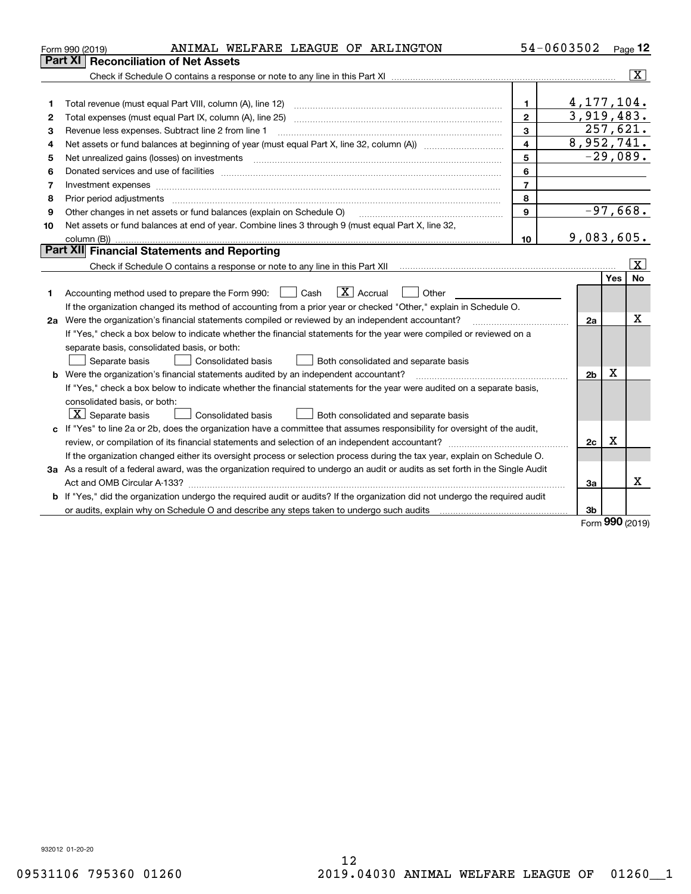Form 990 (2019) ANIMAL WELFARE LEAGUE OF ARLINGTON 54-0603502 Page 12

## Part XI Reconciliation of Net Assets

Check if Schedule O contains a response or note to any line in this Part XI .......... [X]

| | | | |
|---|---|---|---|
| 1 | Total revenue (must equal Part VIII, column (A), line 12) | 1 | 4,177,104. |
| 2 | Total expenses (must equal Part IX, column (A), line 25) | 2 | 3,919,483. |
| 3 | Revenue less expenses. Subtract line 2 from line 1 | 3 | 257,621. |
| 4 | Net assets or fund balances at beginning of year (must equal Part X, line 32, column (A)) | 4 | 8,952,741. |
| 5 | Net unrealized gains (losses) on investments | 5 | -29,089. |
| 6 | Donated services and use of facilities | 6 | |
| 7 | Investment expenses | 7 | |
| 8 | Prior period adjustments | 8 | |
| 9 | Other changes in net assets or fund balances (explain on Schedule O) | 9 | -97,668. |
| 10 | Net assets or fund balances at end of year. Combine lines 3 through 9 (must equal Part X, line 32, column (B)) | 10 | 9,083,605. |

## Part XII Financial Statements and Reporting

Check if Schedule O contains a response or note to any line in this Part XII .......... [X]

| | | | Yes | No |
|---|---|---|---|---|
| 1 | Accounting method used to prepare the Form 990: [ ] Cash [X] Accrual [ ] Other ______<br>If the organization changed its method of accounting from a prior year or checked "Other," explain in Schedule O. | | | |
| 2a | Were the organization's financial statements compiled or reviewed by an independent accountant?<br>If "Yes," check a box below to indicate whether the financial statements for the year were compiled or reviewed on a separate basis, consolidated basis, or both:<br>[ ] Separate basis [ ] Consolidated basis [ ] Both consolidated and separate basis | 2a | | X |
| b | Were the organization's financial statements audited by an independent accountant?<br>If "Yes," check a box below to indicate whether the financial statements for the year were audited on a separate basis, consolidated basis, or both:<br>[X] Separate basis [ ] Consolidated basis [ ] Both consolidated and separate basis | 2b | X | |
| c | If "Yes" to line 2a or 2b, does the organization have a committee that assumes responsibility for oversight of the audit, review, or compilation of its financial statements and selection of an independent accountant?<br>If the organization changed either its oversight process or selection process during the tax year, explain on Schedule O. | 2c | X | |
| 3a | As a result of a federal award, was the organization required to undergo an audit or audits as set forth in the Single Audit Act and OMB Circular A-133? | 3a | | X |
| b | If "Yes," did the organization undergo the required audit or audits? If the organization did not undergo the required audit or audits, explain why on Schedule O and describe any steps taken to undergo such audits | 3b | | |

Form 990 (2019)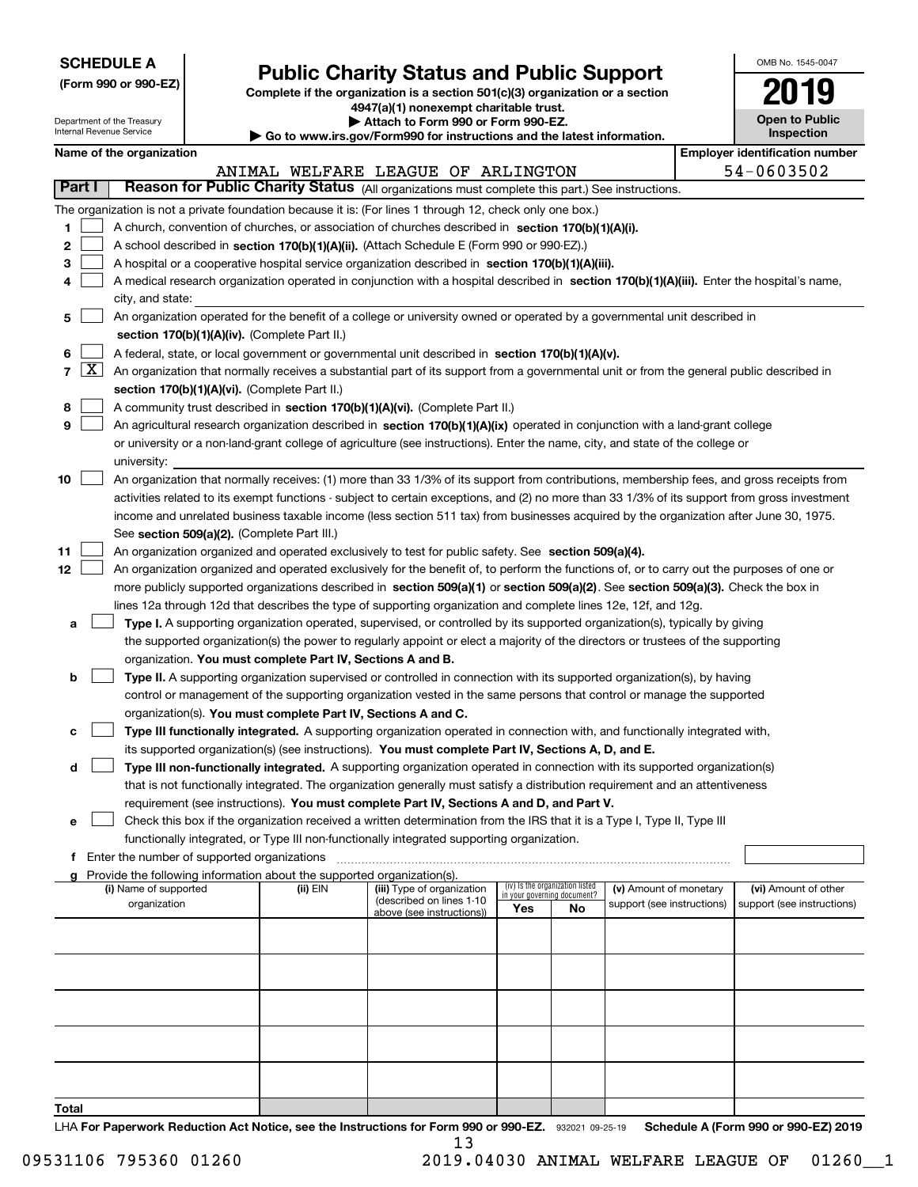**SCHEDULE A**
**(Form 990 or 990-EZ)**

Department of the Treasury
Internal Revenue Service

# Public Charity Status and Public Support

**Complete if the organization is a section 501(c)(3) organization or a section 4947(a)(1) nonexempt charitable trust.**
**▶ Attach to Form 990 or Form 990-EZ.**
**▶ Go to www.irs.gov/Form990 for instructions and the latest information.**

OMB No. 1545-0047
**2019**
**Open to Public Inspection**

**Name of the organization:** ANIMAL WELFARE LEAGUE OF ARLINGTON
**Employer identification number:** 54-0603502

## Part I Reason for Public Charity Status (All organizations must complete this part.) See instructions.

The organization is not a private foundation because it is: (For lines 1 through 12, check only one box.)

1. [ ] A church, convention of churches, or association of churches described in **section 170(b)(1)(A)(i).**
2. [ ] A school described in **section 170(b)(1)(A)(ii).** (Attach Schedule E (Form 990 or 990-EZ).)
3. [ ] A hospital or a cooperative hospital service organization described in **section 170(b)(1)(A)(iii).**
4. [ ] A medical research organization operated in conjunction with a hospital described in **section 170(b)(1)(A)(iii).** Enter the hospital's name, city, and state:
5. [ ] An organization operated for the benefit of a college or university owned or operated by a governmental unit described in **section 170(b)(1)(A)(iv).** (Complete Part II.)
6. [ ] A federal, state, or local government or governmental unit described in **section 170(b)(1)(A)(v).**
7. [X] An organization that normally receives a substantial part of its support from a governmental unit or from the general public described in **section 170(b)(1)(A)(vi).** (Complete Part II.)
8. [ ] A community trust described in **section 170(b)(1)(A)(vi).** (Complete Part II.)
9. [ ] An agricultural research organization described in **section 170(b)(1)(A)(ix)** operated in conjunction with a land-grant college or university or a non-land-grant college of agriculture (see instructions). Enter the name, city, and state of the college or university:
10. [ ] An organization that normally receives: (1) more than 33 1/3% of its support from contributions, membership fees, and gross receipts from activities related to its exempt functions - subject to certain exceptions, and (2) no more than 33 1/3% of its support from gross investment income and unrelated business taxable income (less section 511 tax) from businesses acquired by the organization after June 30, 1975. See **section 509(a)(2).** (Complete Part III.)
11. [ ] An organization organized and operated exclusively to test for public safety. See **section 509(a)(4).**
12. [ ] An organization organized and operated exclusively for the benefit of, to perform the functions of, or to carry out the purposes of one or more publicly supported organizations described in **section 509(a)(1)** or **section 509(a)(2).** See **section 509(a)(3).** Check the box in lines 12a through 12d that describes the type of supporting organization and complete lines 12e, 12f, and 12g.
   - a [ ] **Type I.** A supporting organization operated, supervised, or controlled by its supported organization(s), typically by giving the supported organization(s) the power to regularly appoint or elect a majority of the directors or trustees of the supporting organization. **You must complete Part IV, Sections A and B.**
   - b [ ] **Type II.** A supporting organization supervised or controlled in connection with its supported organization(s), by having control or management of the supporting organization vested in the same persons that control or manage the supported organization(s). **You must complete Part IV, Sections A and C.**
   - c [ ] **Type III functionally integrated.** A supporting organization operated in connection with, and functionally integrated with, its supported organization(s) (see instructions). **You must complete Part IV, Sections A, D, and E.**
   - d [ ] **Type III non-functionally integrated.** A supporting organization operated in connection with its supported organization(s) that is not functionally integrated. The organization generally must satisfy a distribution requirement and an attentiveness requirement (see instructions). **You must complete Part IV, Sections A and D, and Part V.**
   - e [ ] Check this box if the organization received a written determination from the IRS that it is a Type I, Type II, Type III functionally integrated, or Type III non-functionally integrated supporting organization.
   - f Enter the number of supported organizations
   - g Provide the following information about the supported organization(s).

| (i) Name of supported organization | (ii) EIN | (iii) Type of organization (described on lines 1-10 above (see instructions)) | (iv) Is the organization listed in your governing document? Yes | No | (v) Amount of monetary support (see instructions) | (vi) Amount of other support (see instructions) |
|---|---|---|---|---|---|---|
| | | | | | | |
| | | | | | | |
| | | | | | | |
| | | | | | | |
| | | | | | | |
| **Total** | | | | | | |

LHA **For Paperwork Reduction Act Notice, see the Instructions for Form 990 or 990-EZ.** 932021 09-25-19 **Schedule A (Form 990 or 990-EZ) 2019**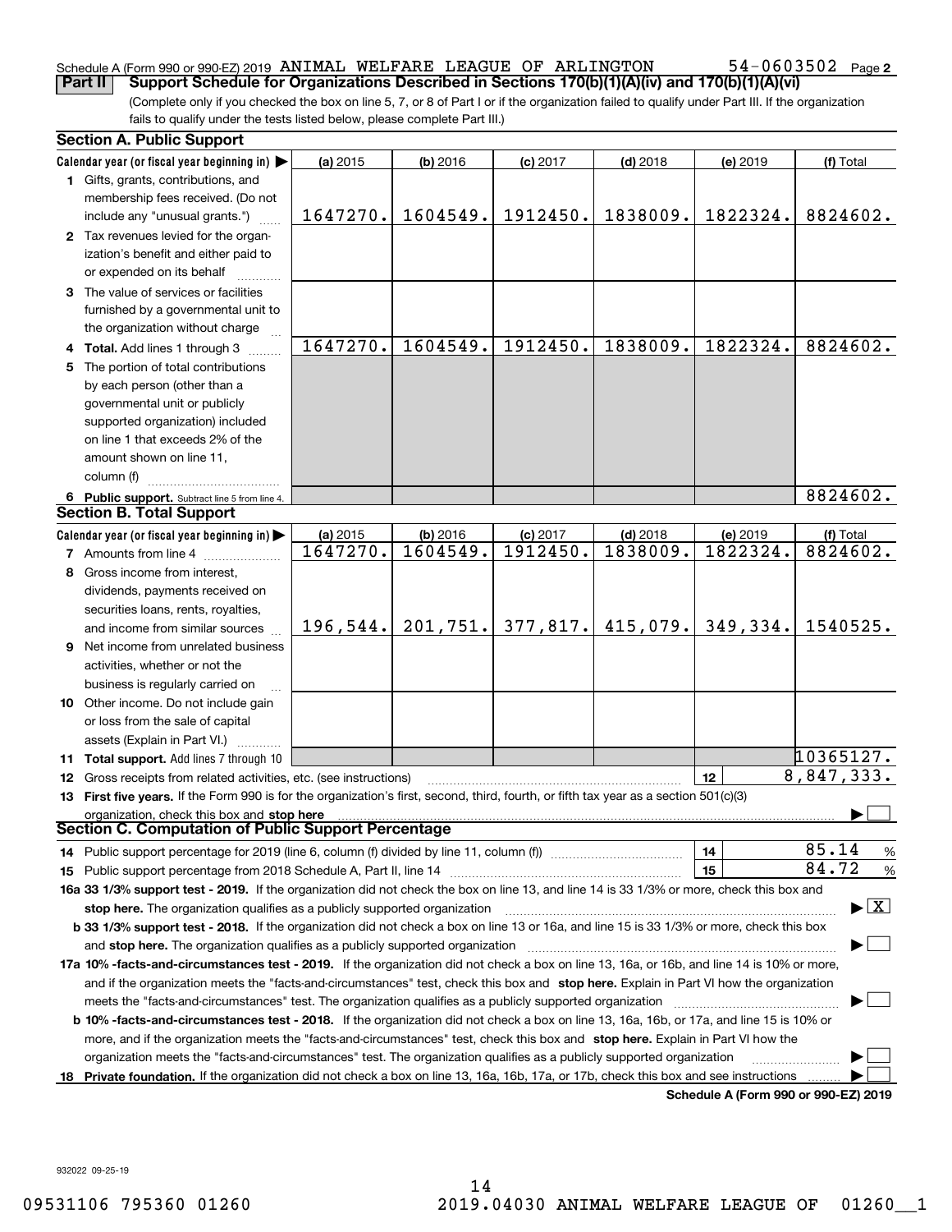Schedule A (Form 990 or 990-EZ) 2019 ANIMAL WELFARE LEAGUE OF ARLINGTON 54-0603502 Page 2

## Part II Support Schedule for Organizations Described in Sections 170(b)(1)(A)(iv) and 170(b)(1)(A)(vi)

(Complete only if you checked the box on line 5, 7, or 8 of Part I or if the organization failed to qualify under Part III. If the organization fails to qualify under the tests listed below, please complete Part III.)

### Section A. Public Support

| Calendar year (or fiscal year beginning in) ▶ | (a) 2015 | (b) 2016 | (c) 2017 | (d) 2018 | (e) 2019 | (f) Total |
|---|---|---|---|---|---|---|
| **1** Gifts, grants, contributions, and membership fees received. (Do not include any "unusual grants.") | 1647270. | 1604549. | 1912450. | 1838009. | 1822324. | 8824602. |
| **2** Tax revenues levied for the organization's benefit and either paid to or expended on its behalf | | | | | | |
| **3** The value of services or facilities furnished by a governmental unit to the organization without charge | | | | | | |
| **4 Total.** Add lines 1 through 3 | 1647270. | 1604549. | 1912450. | 1838009. | 1822324. | 8824602. |
| **5** The portion of total contributions by each person (other than a governmental unit or publicly supported organization) included on line 1 that exceeds 2% of the amount shown on line 11, column (f) | | | | | | |
| **6 Public support.** Subtract line 5 from line 4. | | | | | | 8824602. |

### Section B. Total Support

| Calendar year (or fiscal year beginning in) ▶ | (a) 2015 | (b) 2016 | (c) 2017 | (d) 2018 | (e) 2019 | (f) Total |
|---|---|---|---|---|---|---|
| **7** Amounts from line 4 | 1647270. | 1604549. | 1912450. | 1838009. | 1822324. | 8824602. |
| **8** Gross income from interest, dividends, payments received on securities loans, rents, royalties, and income from similar sources | 196,544. | 201,751. | 377,817. | 415,079. | 349,334. | 1540525. |
| **9** Net income from unrelated business activities, whether or not the business is regularly carried on | | | | | | |
| **10** Other income. Do not include gain or loss from the sale of capital assets (Explain in Part VI.) | | | | | | |
| **11 Total support.** Add lines 7 through 10 | | | | | | 10365127. |

**12** Gross receipts from related activities, etc. (see instructions) — **12** — 8,847,333.

**13 First five years.** If the Form 990 is for the organization's first, second, third, fourth, or fifth tax year as a section 501(c)(3) organization, check this box and **stop here** ▶ ☐

### Section C. Computation of Public Support Percentage

**14** Public support percentage for 2019 (line 6, column (f) divided by line 11, column (f)) — **14** — 85.14 %

**15** Public support percentage from 2018 Schedule A, Part II, line 14 — **15** — 84.72 %

**16a 33 1/3% support test - 2019.** If the organization did not check the box on line 13, and line 14 is 33 1/3% or more, check this box and **stop here.** The organization qualifies as a publicly supported organization ▶ ☒

**b 33 1/3% support test - 2018.** If the organization did not check a box on line 13 or 16a, and line 15 is 33 1/3% or more, check this box and **stop here.** The organization qualifies as a publicly supported organization ▶ ☐

**17a 10% -facts-and-circumstances test - 2019.** If the organization did not check a box on line 13, 16a, or 16b, and line 14 is 10% or more, and if the organization meets the "facts-and-circumstances" test, check this box and **stop here.** Explain in Part VI how the organization meets the "facts-and-circumstances" test. The organization qualifies as a publicly supported organization ▶ ☐

**b 10% -facts-and-circumstances test - 2018.** If the organization did not check a box on line 13, 16a, 16b, or 17a, and line 15 is 10% or more, and if the organization meets the "facts-and-circumstances" test, check this box and **stop here.** Explain in Part VI how the organization meets the "facts-and-circumstances" test. The organization qualifies as a publicly supported organization ▶ ☐

**18 Private foundation.** If the organization did not check a box on line 13, 16a, 16b, 17a, or 17b, check this box and see instructions ▶ ☐

**Schedule A (Form 990 or 990-EZ) 2019**

932022 09-25-19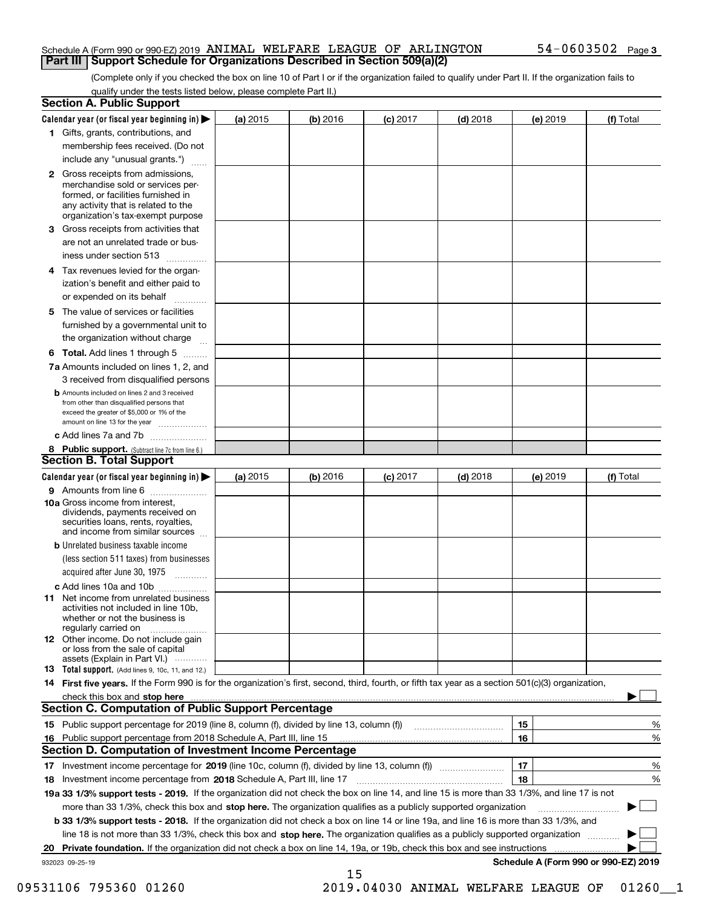Schedule A (Form 990 or 990-EZ) 2019 ANIMAL WELFARE LEAGUE OF ARLINGTON 54-0603502 Page 3

## Part III Support Schedule for Organizations Described in Section 509(a)(2)

(Complete only if you checked the box on line 10 of Part I or if the organization failed to qualify under Part II. If the organization fails to qualify under the tests listed below, please complete Part II.)

### Section A. Public Support

| Calendar year (or fiscal year beginning in) ▶ | (a) 2015 | (b) 2016 | (c) 2017 | (d) 2018 | (e) 2019 | (f) Total |
|---|---|---|---|---|---|---|
| 1 Gifts, grants, contributions, and membership fees received. (Do not include any "unusual grants.") | | | | | | |
| 2 Gross receipts from admissions, merchandise sold or services performed, or facilities furnished in any activity that is related to the organization's tax-exempt purpose | | | | | | |
| 3 Gross receipts from activities that are not an unrelated trade or business under section 513 | | | | | | |
| 4 Tax revenues levied for the organization's benefit and either paid to or expended on its behalf | | | | | | |
| 5 The value of services or facilities furnished by a governmental unit to the organization without charge | | | | | | |
| 6 **Total.** Add lines 1 through 5 | | | | | | |
| 7a Amounts included on lines 1, 2, and 3 received from disqualified persons | | | | | | |
| b Amounts included on lines 2 and 3 received from other than disqualified persons that exceed the greater of $5,000 or 1% of the amount on line 13 for the year | | | | | | |
| c Add lines 7a and 7b | | | | | | |
| 8 **Public support.** (Subtract line 7c from line 6.) | | | | | | |

### Section B. Total Support

| Calendar year (or fiscal year beginning in) ▶ | (a) 2015 | (b) 2016 | (c) 2017 | (d) 2018 | (e) 2019 | (f) Total |
|---|---|---|---|---|---|---|
| 9 Amounts from line 6 | | | | | | |
| 10a Gross income from interest, dividends, payments received on securities loans, rents, royalties, and income from similar sources | | | | | | |
| b Unrelated business taxable income (less section 511 taxes) from businesses acquired after June 30, 1975 | | | | | | |
| c Add lines 10a and 10b | | | | | | |
| 11 Net income from unrelated business activities not included in line 10b, whether or not the business is regularly carried on | | | | | | |
| 12 Other income. Do not include gain or loss from the sale of capital assets (Explain in Part VI.) | | | | | | |
| 13 **Total support.** (Add lines 9, 10c, 11, and 12.) | | | | | | |

14 **First five years.** If the Form 990 is for the organization's first, second, third, fourth, or fifth tax year as a section 501(c)(3) organization, check this box and **stop here** ▶ ☐

### Section C. Computation of Public Support Percentage

| | | | |
|---|---|---|---|
| 15 | Public support percentage for 2019 (line 8, column (f), divided by line 13, column (f)) | 15 | % |
| 16 | Public support percentage from 2018 Schedule A, Part III, line 15 | 16 | % |

### Section D. Computation of Investment Income Percentage

| | | | |
|---|---|---|---|
| 17 | Investment income percentage for **2019** (line 10c, column (f), divided by line 13, column (f)) | 17 | % |
| 18 | Investment income percentage from **2018** Schedule A, Part III, line 17 | 18 | % |

**19a 33 1/3% support tests - 2019.** If the organization did not check the box on line 14, and line 15 is more than 33 1/3%, and line 17 is not more than 33 1/3%, check this box and **stop here.** The organization qualifies as a publicly supported organization ▶ ☐

**b 33 1/3% support tests - 2018.** If the organization did not check a box on line 14 or line 19a, and line 16 is more than 33 1/3%, and line 18 is not more than 33 1/3%, check this box and **stop here.** The organization qualifies as a publicly supported organization ▶ ☐

**20 Private foundation.** If the organization did not check a box on line 14, 19a, or 19b, check this box and see instructions ▶ ☐

932023 09-25-19 **Schedule A (Form 990 or 990-EZ) 2019**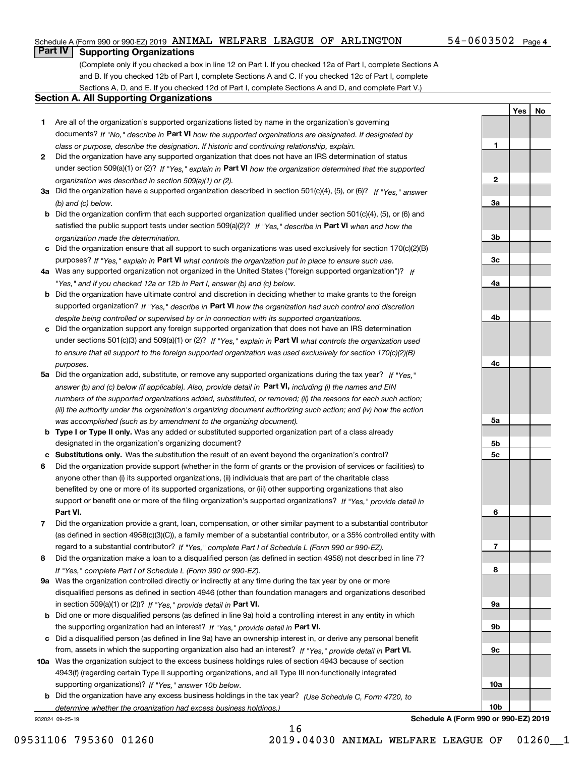Schedule A (Form 990 or 990-EZ) 2019 ANIMAL WELFARE LEAGUE OF ARLINGTON 54-0603502 Page 4

## Part IV Supporting Organizations

(Complete only if you checked a box in line 12 on Part I. If you checked 12a of Part I, complete Sections A and B. If you checked 12b of Part I, complete Sections A and C. If you checked 12c of Part I, complete Sections A, D, and E. If you checked 12d of Part I, complete Sections A and D, and complete Part V.)

### Section A. All Supporting Organizations

| | | Line | Yes | No |
|---|---|---|---|---|
| **1** | Are all of the organization's supported organizations listed by name in the organization's governing documents? *If "No," describe in* **Part VI** *how the supported organizations are designated. If designated by class or purpose, describe the designation. If historic and continuing relationship, explain.* | 1 | | |
| **2** | Did the organization have any supported organization that does not have an IRS determination of status under section 509(a)(1) or (2)? *If "Yes," explain in* **Part VI** *how the organization determined that the supported organization was described in section 509(a)(1) or (2).* | 2 | | |
| **3a** | Did the organization have a supported organization described in section 501(c)(4), (5), or (6)? *If "Yes," answer (b) and (c) below.* | 3a | | |
| **b** | Did the organization confirm that each supported organization qualified under section 501(c)(4), (5), or (6) and satisfied the public support tests under section 509(a)(2)? *If "Yes," describe in* **Part VI** *when and how the organization made the determination.* | 3b | | |
| **c** | Did the organization ensure that all support to such organizations was used exclusively for section 170(c)(2)(B) purposes? *If "Yes," explain in* **Part VI** *what controls the organization put in place to ensure such use.* | 3c | | |
| **4a** | Was any supported organization not organized in the United States ("foreign supported organization")? *If "Yes," and if you checked 12a or 12b in Part I, answer (b) and (c) below.* | 4a | | |
| **b** | Did the organization have ultimate control and discretion in deciding whether to make grants to the foreign supported organization? *If "Yes," describe in* **Part VI** *how the organization had such control and discretion despite being controlled or supervised by or in connection with its supported organizations.* | 4b | | |
| **c** | Did the organization support any foreign supported organization that does not have an IRS determination under sections 501(c)(3) and 509(a)(1) or (2)? *If "Yes," explain in* **Part VI** *what controls the organization used to ensure that all support to the foreign supported organization was used exclusively for section 170(c)(2)(B) purposes.* | 4c | | |
| **5a** | Did the organization add, substitute, or remove any supported organizations during the tax year? *If "Yes," answer (b) and (c) below (if applicable). Also, provide detail in* **Part VI,** *including (i) the names and EIN numbers of the supported organizations added, substituted, or removed; (ii) the reasons for each such action; (iii) the authority under the organization's organizing document authorizing such action; and (iv) how the action was accomplished (such as by amendment to the organizing document).* | 5a | | |
| **b** | **Type I or Type II only.** Was any added or substituted supported organization part of a class already designated in the organization's organizing document? | 5b | | |
| **c** | **Substitutions only.** Was the substitution the result of an event beyond the organization's control? | 5c | | |
| **6** | Did the organization provide support (whether in the form of grants or the provision of services or facilities) to anyone other than (i) its supported organizations, (ii) individuals that are part of the charitable class benefited by one or more of its supported organizations, or (iii) other supporting organizations that also support or benefit one or more of the filing organization's supported organizations? *If "Yes," provide detail in* **Part VI.** | 6 | | |
| **7** | Did the organization provide a grant, loan, compensation, or other similar payment to a substantial contributor (as defined in section 4958(c)(3)(C)), a family member of a substantial contributor, or a 35% controlled entity with regard to a substantial contributor? *If "Yes," complete Part I of Schedule L (Form 990 or 990-EZ).* | 7 | | |
| **8** | Did the organization make a loan to a disqualified person (as defined in section 4958) not described in line 7? *If "Yes," complete Part I of Schedule L (Form 990 or 990-EZ).* | 8 | | |
| **9a** | Was the organization controlled directly or indirectly at any time during the tax year by one or more disqualified persons as defined in section 4946 (other than foundation managers and organizations described in section 509(a)(1) or (2))? *If "Yes," provide detail in* **Part VI.** | 9a | | |
| **b** | Did one or more disqualified persons (as defined in line 9a) hold a controlling interest in any entity in which the supporting organization had an interest? *If "Yes," provide detail in* **Part VI.** | 9b | | |
| **c** | Did a disqualified person (as defined in line 9a) have an ownership interest in, or derive any personal benefit from, assets in which the supporting organization also had an interest? *If "Yes," provide detail in* **Part VI.** | 9c | | |
| **10a** | Was the organization subject to the excess business holdings rules of section 4943 because of section 4943(f) (regarding certain Type II supporting organizations, and all Type III non-functionally integrated supporting organizations)? *If "Yes," answer 10b below.* | 10a | | |
| **b** | Did the organization have any excess business holdings in the tax year? *(Use Schedule C, Form 4720, to determine whether the organization had excess business holdings.)* | 10b | | |

932024 09-25-19

**Schedule A (Form 990 or 990-EZ) 2019**

09531106 795360 01260 2019.04030 ANIMAL WELFARE LEAGUE OF 01260__1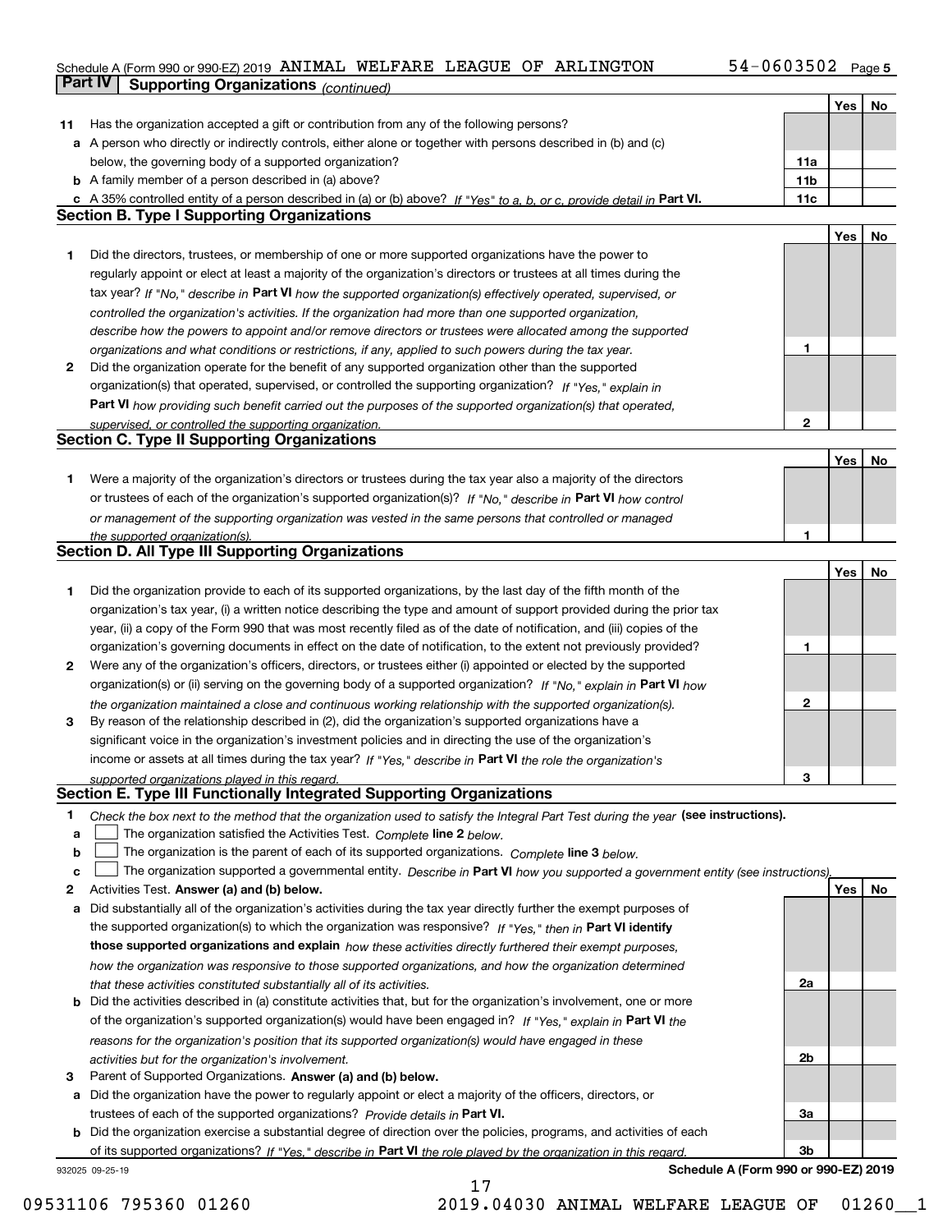Schedule A (Form 990 or 990-EZ) 2019 ANIMAL WELFARE LEAGUE OF ARLINGTON 54-0603502 Page 5

## Part IV Supporting Organizations *(continued)*

| | | | Yes | No |
|---|---|---|---|---|
| **11** | Has the organization accepted a gift or contribution from any of the following persons? | | | |
| **a** | A person who directly or indirectly controls, either alone or together with persons described in (b) and (c) below, the governing body of a supported organization? | **11a** | | |
| **b** | A family member of a person described in (a) above? | **11b** | | |
| **c** | A 35% controlled entity of a person described in (a) or (b) above? *If "Yes" to a, b, or c, provide detail in* **Part VI.** | **11c** | | |

### Section B. Type I Supporting Organizations

| | | | Yes | No |
|---|---|---|---|---|
| **1** | Did the directors, trustees, or membership of one or more supported organizations have the power to regularly appoint or elect at least a majority of the organization's directors or trustees at all times during the tax year? *If "No," describe in* **Part VI** *how the supported organization(s) effectively operated, supervised, or controlled the organization's activities. If the organization had more than one supported organization, describe how the powers to appoint and/or remove directors or trustees were allocated among the supported organizations and what conditions or restrictions, if any, applied to such powers during the tax year.* | **1** | | |
| **2** | Did the organization operate for the benefit of any supported organization other than the supported organization(s) that operated, supervised, or controlled the supporting organization? *If "Yes," explain in* **Part VI** *how providing such benefit carried out the purposes of the supported organization(s) that operated, supervised, or controlled the supporting organization.* | **2** | | |

### Section C. Type II Supporting Organizations

| | | | Yes | No |
|---|---|---|---|---|
| **1** | Were a majority of the organization's directors or trustees during the tax year also a majority of the directors or trustees of each of the organization's supported organization(s)? *If "No," describe in* **Part VI** *how control or management of the supporting organization was vested in the same persons that controlled or managed the supported organization(s).* | **1** | | |

### Section D. All Type III Supporting Organizations

| | | | Yes | No |
|---|---|---|---|---|
| **1** | Did the organization provide to each of its supported organizations, by the last day of the fifth month of the organization's tax year, (i) a written notice describing the type and amount of support provided during the prior tax year, (ii) a copy of the Form 990 that was most recently filed as of the date of notification, and (iii) copies of the organization's governing documents in effect on the date of notification, to the extent not previously provided? | **1** | | |
| **2** | Were any of the organization's officers, directors, or trustees either (i) appointed or elected by the supported organization(s) or (ii) serving on the governing body of a supported organization? *If "No," explain in* **Part VI** *how the organization maintained a close and continuous working relationship with the supported organization(s).* | **2** | | |
| **3** | By reason of the relationship described in (2), did the organization's supported organizations have a significant voice in the organization's investment policies and in directing the use of the organization's income or assets at all times during the tax year? *If "Yes," describe in* **Part VI** *the role the organization's supported organizations played in this regard.* | **3** | | |

### Section E. Type III Functionally Integrated Supporting Organizations

**1** *Check the box next to the method that the organization used to satisfy the Integral Part Test during the year* **(see instructions).**

- **a** ☐ The organization satisfied the Activities Test. *Complete* **line 2** *below.*
- **b** ☐ The organization is the parent of each of its supported organizations. *Complete* **line 3** *below.*
- **c** ☐ The organization supported a governmental entity. *Describe in* **Part VI** *how you supported a government entity (see instructions).*

| | | | Yes | No |
|---|---|---|---|---|
| **2** | Activities Test. **Answer (a) and (b) below.** | | | |
| **a** | Did substantially all of the organization's activities during the tax year directly further the exempt purposes of the supported organization(s) to which the organization was responsive? *If "Yes," then in* **Part VI identify those supported organizations and explain** *how these activities directly furthered their exempt purposes, how the organization was responsive to those supported organizations, and how the organization determined that these activities constituted substantially all of its activities.* | **2a** | | |
| **b** | Did the activities described in (a) constitute activities that, but for the organization's involvement, one or more of the organization's supported organization(s) would have been engaged in? *If "Yes," explain in* **Part VI** *the reasons for the organization's position that its supported organization(s) would have engaged in these activities but for the organization's involvement.* | **2b** | | |
| **3** | Parent of Supported Organizations. **Answer (a) and (b) below.** | | | |
| **a** | Did the organization have the power to regularly appoint or elect a majority of the officers, directors, or trustees of each of the supported organizations? *Provide details in* **Part VI.** | **3a** | | |
| **b** | Did the organization exercise a substantial degree of direction over the policies, programs, and activities of each of its supported organizations? *If "Yes," describe in* **Part VI** *the role played by the organization in this regard.* | **3b** | | |

932025 09-25-19 **Schedule A (Form 990 or 990-EZ) 2019**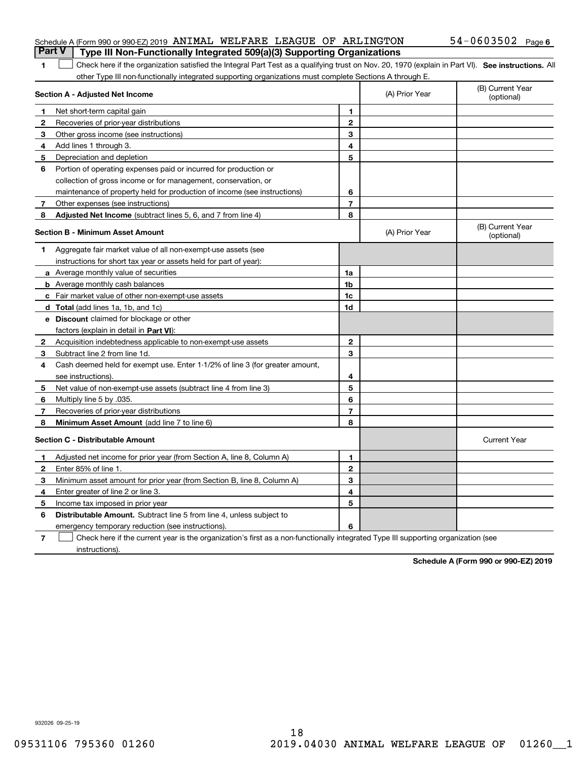Schedule A (Form 990 or 990-EZ) 2019 ANIMAL WELFARE LEAGUE OF ARLINGTON 54-0603502 Page 6

## Part V Type III Non-Functionally Integrated 509(a)(3) Supporting Organizations

1 ☐ Check here if the organization satisfied the Integral Part Test as a qualifying trust on Nov. 20, 1970 (explain in Part VI). **See instructions.** All other Type III non-functionally integrated supporting organizations must complete Sections A through E.

| **Section A - Adjusted Net Income** | | | (A) Prior Year | (B) Current Year (optional) |
|---|---|---|---|---|
| 1 | Net short-term capital gain | 1 | | |
| 2 | Recoveries of prior-year distributions | 2 | | |
| 3 | Other gross income (see instructions) | 3 | | |
| 4 | Add lines 1 through 3. | 4 | | |
| 5 | Depreciation and depletion | 5 | | |
| 6 | Portion of operating expenses paid or incurred for production or collection of gross income or for management, conservation, or maintenance of property held for production of income (see instructions) | 6 | | |
| 7 | Other expenses (see instructions) | 7 | | |
| 8 | **Adjusted Net Income** (subtract lines 5, 6, and 7 from line 4) | 8 | | |

| **Section B - Minimum Asset Amount** | | | (A) Prior Year | (B) Current Year (optional) |
|---|---|---|---|---|
| 1 | Aggregate fair market value of all non-exempt-use assets (see instructions for short tax year or assets held for part of year): | | | |
| a | Average monthly value of securities | 1a | | |
| b | Average monthly cash balances | 1b | | |
| c | Fair market value of other non-exempt-use assets | 1c | | |
| d | **Total** (add lines 1a, 1b, and 1c) | 1d | | |
| e | **Discount** claimed for blockage or other factors (explain in detail in **Part VI**): | | | |
| 2 | Acquisition indebtedness applicable to non-exempt-use assets | 2 | | |
| 3 | Subtract line 2 from line 1d. | 3 | | |
| 4 | Cash deemed held for exempt use. Enter 1-1/2% of line 3 (for greater amount, see instructions). | 4 | | |
| 5 | Net value of non-exempt-use assets (subtract line 4 from line 3) | 5 | | |
| 6 | Multiply line 5 by .035. | 6 | | |
| 7 | Recoveries of prior-year distributions | 7 | | |
| 8 | **Minimum Asset Amount** (add line 7 to line 6) | 8 | | |

| **Section C - Distributable Amount** | | | | Current Year |
|---|---|---|---|---|
| 1 | Adjusted net income for prior year (from Section A, line 8, Column A) | 1 | | |
| 2 | Enter 85% of line 1. | 2 | | |
| 3 | Minimum asset amount for prior year (from Section B, line 8, Column A) | 3 | | |
| 4 | Enter greater of line 2 or line 3. | 4 | | |
| 5 | Income tax imposed in prior year | 5 | | |
| 6 | **Distributable Amount.** Subtract line 5 from line 4, unless subject to emergency temporary reduction (see instructions). | 6 | | |

7 ☐ Check here if the current year is the organization's first as a non-functionally integrated Type III supporting organization (see instructions).

**Schedule A (Form 990 or 990-EZ) 2019**

932026 09-25-19

09531106 795360 01260 2019.04030 ANIMAL WELFARE LEAGUE OF 01260__1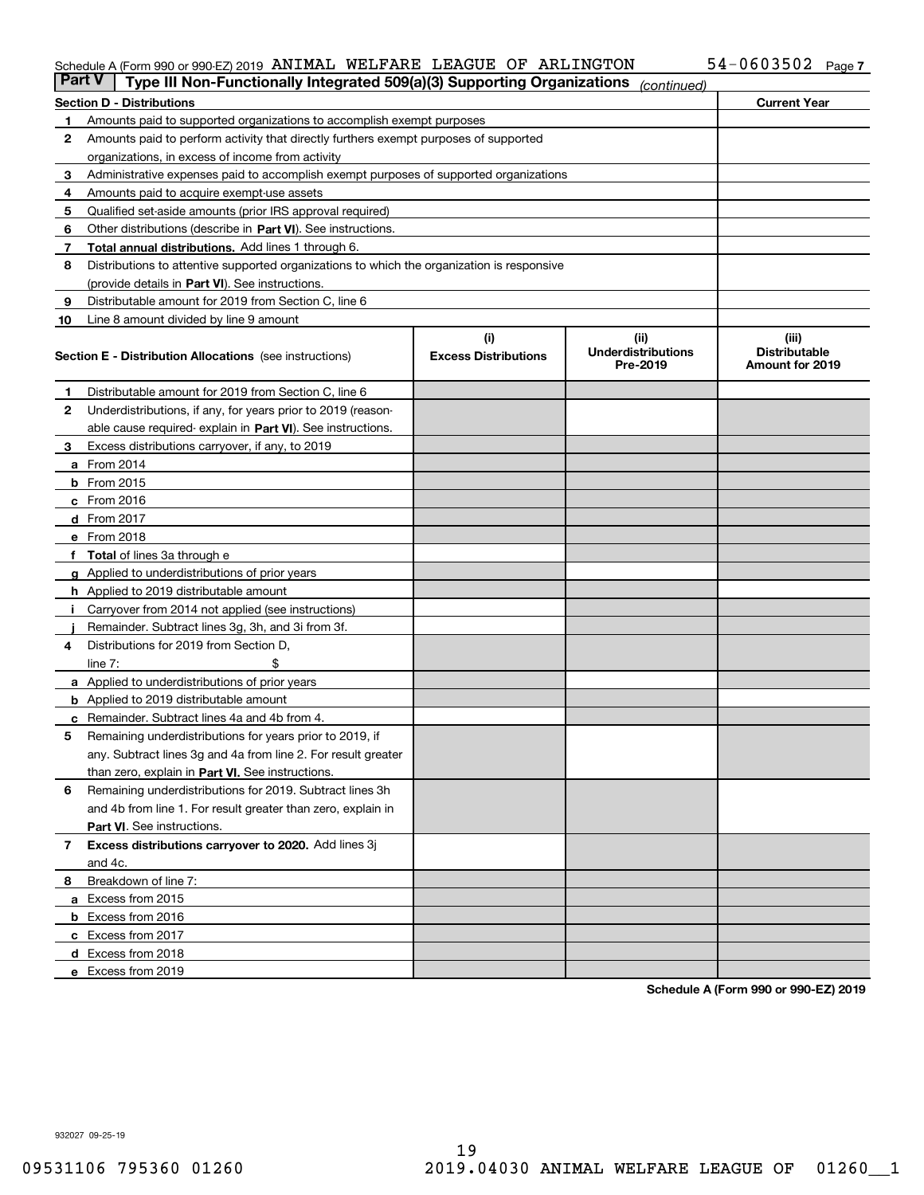Schedule A (Form 990 or 990-EZ) 2019 ANIMAL WELFARE LEAGUE OF ARLINGTON 54-0603502 Page 7

## Part V Type III Non-Functionally Integrated 509(a)(3) Supporting Organizations *(continued)*

| Section D - Distributions | | Current Year |
|---|---|---|
| 1 | Amounts paid to supported organizations to accomplish exempt purposes | |
| 2 | Amounts paid to perform activity that directly furthers exempt purposes of supported organizations, in excess of income from activity | |
| 3 | Administrative expenses paid to accomplish exempt purposes of supported organizations | |
| 4 | Amounts paid to acquire exempt-use assets | |
| 5 | Qualified set-aside amounts (prior IRS approval required) | |
| 6 | Other distributions (describe in **Part VI**). See instructions. | |
| 7 | **Total annual distributions.** Add lines 1 through 6. | |
| 8 | Distributions to attentive supported organizations to which the organization is responsive (provide details in **Part VI**). See instructions. | |
| 9 | Distributable amount for 2019 from Section C, line 6 | |
| 10 | Line 8 amount divided by line 9 amount | |

| Section E - Distribution Allocations (see instructions) | (i) Excess Distributions | (ii) Underdistributions Pre-2019 | (iii) Distributable Amount for 2019 |
|---|---|---|---|
| **1** Distributable amount for 2019 from Section C, line 6 | | | |
| **2** Underdistributions, if any, for years prior to 2019 (reasonable cause required- explain in **Part VI**). See instructions. | | | |
| **3** Excess distributions carryover, if any, to 2019 | | | |
| **a** From 2014 | | | |
| **b** From 2015 | | | |
| **c** From 2016 | | | |
| **d** From 2017 | | | |
| **e** From 2018 | | | |
| **f Total** of lines 3a through e | | | |
| **g** Applied to underdistributions of prior years | | | |
| **h** Applied to 2019 distributable amount | | | |
| **i** Carryover from 2014 not applied (see instructions) | | | |
| **j** Remainder. Subtract lines 3g, 3h, and 3i from 3f. | | | |
| **4** Distributions for 2019 from Section D, line 7: $ | | | |
| **a** Applied to underdistributions of prior years | | | |
| **b** Applied to 2019 distributable amount | | | |
| **c** Remainder. Subtract lines 4a and 4b from 4. | | | |
| **5** Remaining underdistributions for years prior to 2019, if any. Subtract lines 3g and 4a from line 2. For result greater than zero, explain in **Part VI.** See instructions. | | | |
| **6** Remaining underdistributions for 2019. Subtract lines 3h and 4b from line 1. For result greater than zero, explain in **Part VI**. See instructions. | | | |
| **7 Excess distributions carryover to 2020.** Add lines 3j and 4c. | | | |
| **8** Breakdown of line 7: | | | |
| **a** Excess from 2015 | | | |
| **b** Excess from 2016 | | | |
| **c** Excess from 2017 | | | |
| **d** Excess from 2018 | | | |
| **e** Excess from 2019 | | | |

**Schedule A (Form 990 or 990-EZ) 2019**

932027 09-25-19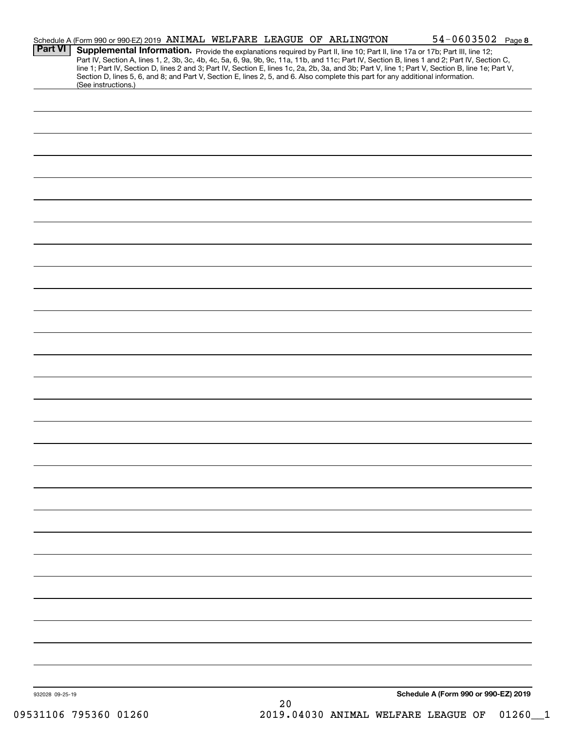Schedule A (Form 990 or 990-EZ) 2019 ANIMAL WELFARE LEAGUE OF ARLINGTON 54-0603502 Page **8**

**Part VI** **Supplemental Information.** Provide the explanations required by Part II, line 10; Part II, line 17a or 17b; Part III, line 12; Part IV, Section A, lines 1, 2, 3b, 3c, 4b, 4c, 5a, 6, 9a, 9b, 9c, 11a, 11b, and 11c; Part IV, Section B, lines 1 and 2; Part IV, Section C, line 1; Part IV, Section D, lines 2 and 3; Part IV, Section E, lines 1c, 2a, 2b, 3a, and 3b; Part V, line 1; Part V, Section B, line 1e; Part V, Section D, lines 5, 6, and 8; and Part V, Section E, lines 2, 5, and 6. Also complete this part for any additional information. (See instructions.)

932028 09-25-19 **Schedule A (Form 990 or 990-EZ) 2019**

09531106 795360 01260 2019.04030 ANIMAL WELFARE LEAGUE OF 01260__1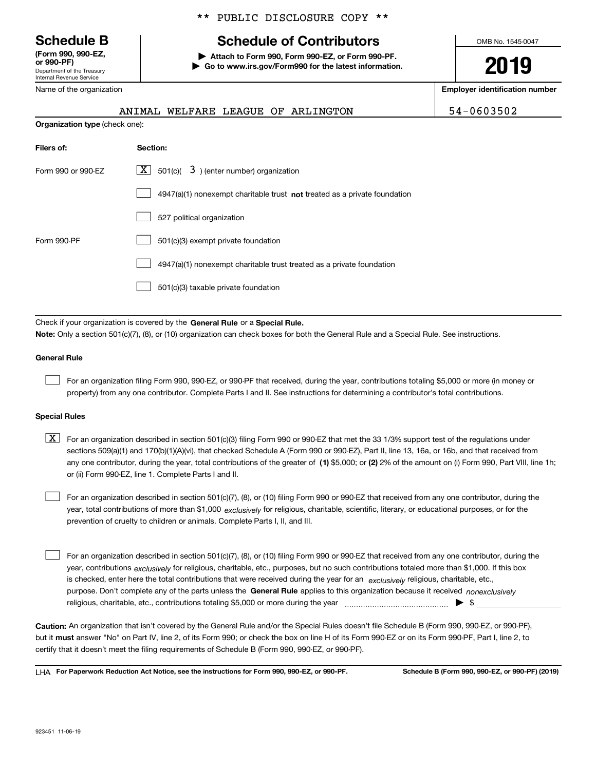** PUBLIC DISCLOSURE COPY **

# Schedule B

**(Form 990, 990-EZ, or 990-PF)**
Department of the Treasury
Internal Revenue Service

## Schedule of Contributors

▶ **Attach to Form 990, Form 990-EZ, or Form 990-PF.**
▶ **Go to www.irs.gov/Form990 for the latest information.**

OMB No. 1545-0047

**2019**

Name of the organization: ANIMAL WELFARE LEAGUE OF ARLINGTON

**Employer identification number:** 54-0603502

**Organization type** (check one):

| **Filers of:** | **Section:** |
|---|---|
| Form 990 or 990-EZ | [X] 501(c)( 3 ) (enter number) organization |
| | [ ] 4947(a)(1) nonexempt charitable trust **not** treated as a private foundation |
| | [ ] 527 political organization |
| Form 990-PF | [ ] 501(c)(3) exempt private foundation |
| | [ ] 4947(a)(1) nonexempt charitable trust treated as a private foundation |
| | [ ] 501(c)(3) taxable private foundation |

Check if your organization is covered by the **General Rule** or a **Special Rule.**

**Note:** Only a section 501(c)(7), (8), or (10) organization can check boxes for both the General Rule and a Special Rule. See instructions.

### General Rule

[ ] For an organization filing Form 990, 990-EZ, or 990-PF that received, during the year, contributions totaling $5,000 or more (in money or property) from any one contributor. Complete Parts I and II. See instructions for determining a contributor's total contributions.

### Special Rules

[X] For an organization described in section 501(c)(3) filing Form 990 or 990-EZ that met the 33 1/3% support test of the regulations under sections 509(a)(1) and 170(b)(1)(A)(vi), that checked Schedule A (Form 990 or 990-EZ), Part II, line 13, 16a, or 16b, and that received from any one contributor, during the year, total contributions of the greater of **(1)** $5,000; or **(2)** 2% of the amount on (i) Form 990, Part VIII, line 1h; or (ii) Form 990-EZ, line 1. Complete Parts I and II.

[ ] For an organization described in section 501(c)(7), (8), or (10) filing Form 990 or 990-EZ that received from any one contributor, during the year, total contributions of more than $1,000 *exclusively* for religious, charitable, scientific, literary, or educational purposes, or for the prevention of cruelty to children or animals. Complete Parts I, II, and III.

[ ] For an organization described in section 501(c)(7), (8), or (10) filing Form 990 or 990-EZ that received from any one contributor, during the year, contributions *exclusively* for religious, charitable, etc., purposes, but no such contributions totaled more than $1,000. If this box is checked, enter here the total contributions that were received during the year for an *exclusively* religious, charitable, etc., purpose. Don't complete any of the parts unless the **General Rule** applies to this organization because it received *nonexclusively* religious, charitable, etc., contributions totaling $5,000 or more during the year ▶ $ ____________

**Caution:** An organization that isn't covered by the General Rule and/or the Special Rules doesn't file Schedule B (Form 990, 990-EZ, or 990-PF), but it **must** answer "No" on Part IV, line 2, of its Form 990; or check the box on line H of its Form 990-EZ or on its Form 990-PF, Part I, line 2, to certify that it doesn't meet the filing requirements of Schedule B (Form 990, 990-EZ, or 990-PF).

LHA **For Paperwork Reduction Act Notice, see the instructions for Form 990, 990-EZ, or 990-PF.** **Schedule B (Form 990, 990-EZ, or 990-PF) (2019)**

923451 11-06-19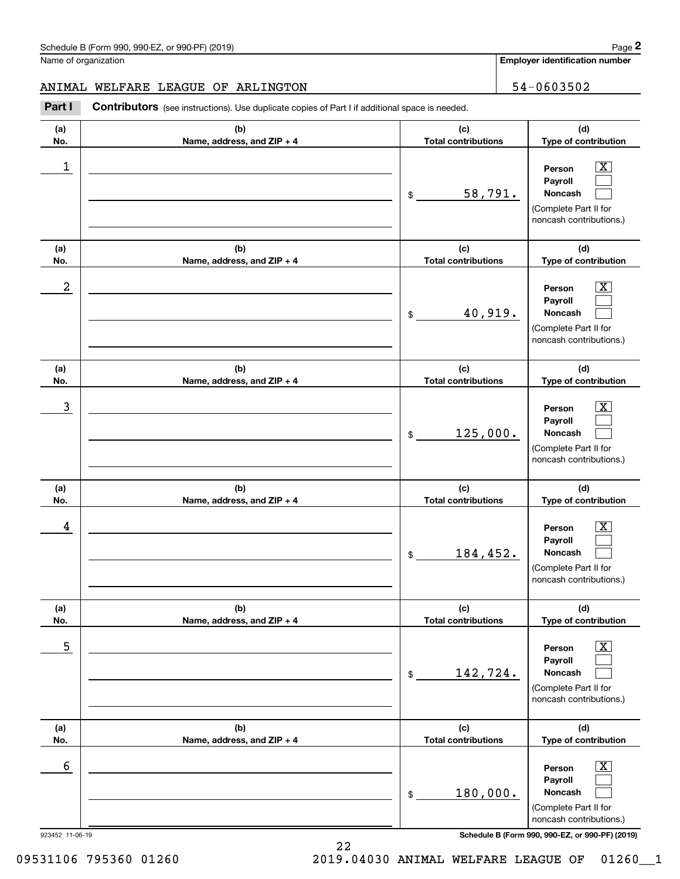Schedule B (Form 990, 990-EZ, or 990-PF) (2019)

Name of organization: ANIMAL WELFARE LEAGUE OF ARLINGTON

**Employer identification number:** 54-0603502

## Part I **Contributors** (see instructions). Use duplicate copies of Part I if additional space is needed.

| (a) No. | (b) Name, address, and ZIP + 4 | (c) Total contributions | (d) Type of contribution |
|---|---|---|---|
| 1 | | $ 58,791. | Person [X] Payroll [ ] Noncash [ ] (Complete Part II for noncash contributions.) |
| 2 | | $ 40,919. | Person [X] Payroll [ ] Noncash [ ] (Complete Part II for noncash contributions.) |
| 3 | | $ 125,000. | Person [X] Payroll [ ] Noncash [ ] (Complete Part II for noncash contributions.) |
| 4 | | $ 184,452. | Person [X] Payroll [ ] Noncash [ ] (Complete Part II for noncash contributions.) |
| 5 | | $ 142,724. | Person [X] Payroll [ ] Noncash [ ] (Complete Part II for noncash contributions.) |
| 6 | | $ 180,000. | Person [X] Payroll [ ] Noncash [ ] (Complete Part II for noncash contributions.) |

923452 11-06-19

**Schedule B (Form 990, 990-EZ, or 990-PF) (2019)**

09531106 795360 01260 2019.04030 ANIMAL WELFARE LEAGUE OF 01260__1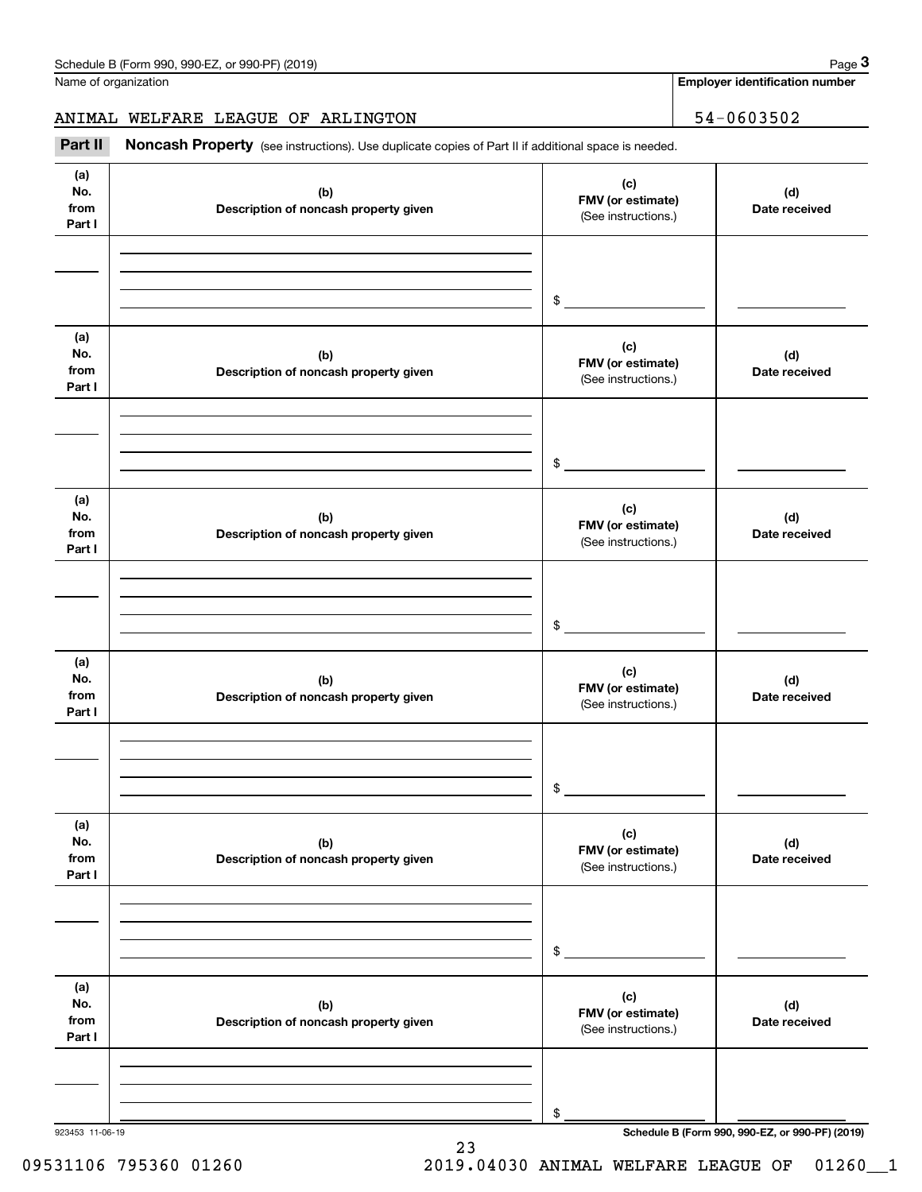Name of organization

ANIMAL WELFARE LEAGUE OF ARLINGTON

**Employer identification number**

54-0603502

**Part II** **Noncash Property** (see instructions). Use duplicate copies of Part II if additional space is needed.

| (a) No. from Part I | (b) Description of noncash property given | (c) FMV (or estimate) (See instructions.) | (d) Date received |
|---|---|---|---|
| | | $ | |

| (a) No. from Part I | (b) Description of noncash property given | (c) FMV (or estimate) (See instructions.) | (d) Date received |
|---|---|---|---|
| | | $ | |

| (a) No. from Part I | (b) Description of noncash property given | (c) FMV (or estimate) (See instructions.) | (d) Date received |
|---|---|---|---|
| | | $ | |

| (a) No. from Part I | (b) Description of noncash property given | (c) FMV (or estimate) (See instructions.) | (d) Date received |
|---|---|---|---|
| | | $ | |

| (a) No. from Part I | (b) Description of noncash property given | (c) FMV (or estimate) (See instructions.) | (d) Date received |
|---|---|---|---|
| | | $ | |

| (a) No. from Part I | (b) Description of noncash property given | (c) FMV (or estimate) (See instructions.) | (d) Date received |
|---|---|---|---|
| | | $ | |

923453 11-06-19

09531106 795360 01260 2019.04030 ANIMAL WELFARE LEAGUE OF 01260__1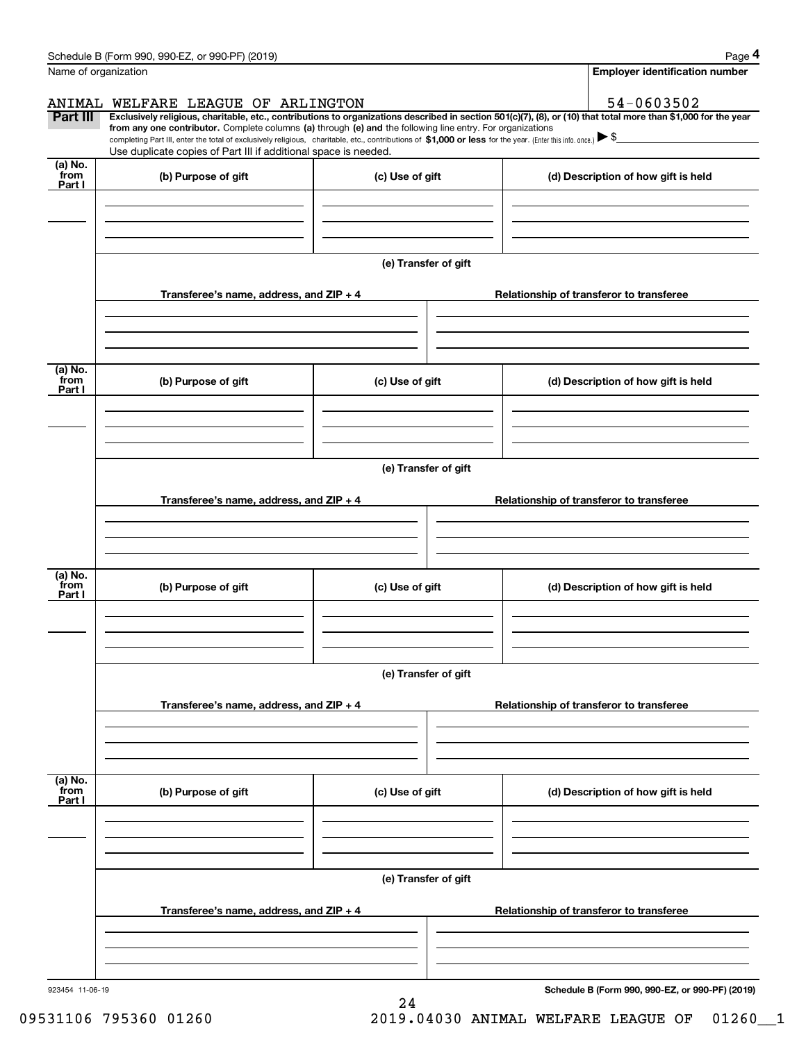Schedule B (Form 990, 990-EZ, or 990-PF) (2019)

Name of organization: ANIMAL WELFARE LEAGUE OF ARLINGTON

Employer identification number: 54-0603502

**Part III** **Exclusively religious, charitable, etc., contributions to organizations described in section 501(c)(7), (8), or (10) that total more than $1,000 for the year from any one contributor.** Complete columns **(a)** through **(e) and** the following line entry. For organizations completing Part III, enter the total of exclusively religious, charitable, etc., contributions of **$1,000 or less** for the year. (Enter this info. once.) ▶ $

Use duplicate copies of Part III if additional space is needed.

| (a) No. from Part I | (b) Purpose of gift | (c) Use of gift | (d) Description of how gift is held |
|---|---|---|---|
| | | | |

(e) Transfer of gift

| Transferee's name, address, and ZIP + 4 | Relationship of transferor to transferee |
|---|---|
| | |

| (a) No. from Part I | (b) Purpose of gift | (c) Use of gift | (d) Description of how gift is held |
|---|---|---|---|
| | | | |

(e) Transfer of gift

| Transferee's name, address, and ZIP + 4 | Relationship of transferor to transferee |
|---|---|
| | |

| (a) No. from Part I | (b) Purpose of gift | (c) Use of gift | (d) Description of how gift is held |
|---|---|---|---|
| | | | |

(e) Transfer of gift

| Transferee's name, address, and ZIP + 4 | Relationship of transferor to transferee |
|---|---|
| | |

| (a) No. from Part I | (b) Purpose of gift | (c) Use of gift | (d) Description of how gift is held |
|---|---|---|---|
| | | | |

(e) Transfer of gift

| Transferee's name, address, and ZIP + 4 | Relationship of transferor to transferee |
|---|---|
| | |

923454 11-06-19

**Schedule B (Form 990, 990-EZ, or 990-PF) (2019)**

09531106 795360 01260 2019.04030 ANIMAL WELFARE LEAGUE OF 01260__1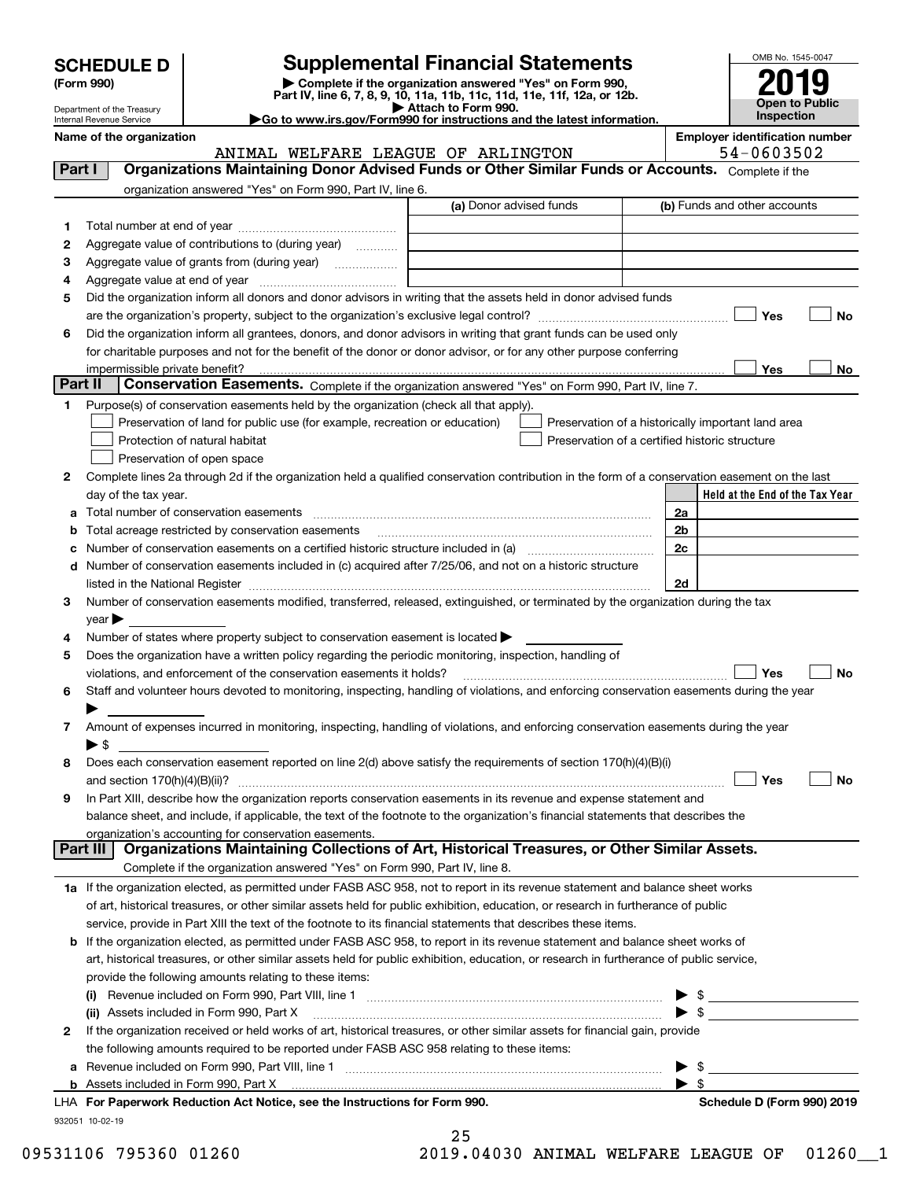# SCHEDULE D (Form 990)

Department of the Treasury
Internal Revenue Service

## Supplemental Financial Statements

▶ Complete if the organization answered "Yes" on Form 990, Part IV, line 6, 7, 8, 9, 10, 11a, 11b, 11c, 11d, 11e, 11f, 12a, or 12b.
▶ Attach to Form 990.
▶ Go to www.irs.gov/Form990 for instructions and the latest information.

OMB No. 1545-0047
2019
Open to Public Inspection

**Name of the organization:** ANIMAL WELFARE LEAGUE OF ARLINGTON
**Employer identification number:** 54-0603502

## Part I Organizations Maintaining Donor Advised Funds or Other Similar Funds or Accounts.

Complete if the organization answered "Yes" on Form 990, Part IV, line 6.

| | | (a) Donor advised funds | (b) Funds and other accounts |
|---|---|---|---|
| 1 | Total number at end of year | | |
| 2 | Aggregate value of contributions to (during year) | | |
| 3 | Aggregate value of grants from (during year) | | |
| 4 | Aggregate value at end of year | | |

5 Did the organization inform all donors and donor advisors in writing that the assets held in donor advised funds are the organization's property, subject to the organization's exclusive legal control? ☐ Yes ☐ No

6 Did the organization inform all grantees, donors, and donor advisors in writing that grant funds can be used only for charitable purposes and not for the benefit of the donor or donor advisor, or for any other purpose conferring impermissible private benefit? ☐ Yes ☐ No

## Part II Conservation Easements.

Complete if the organization answered "Yes" on Form 990, Part IV, line 7.

1 Purpose(s) of conservation easements held by the organization (check all that apply).

- ☐ Preservation of land for public use (for example, recreation or education)
- ☐ Protection of natural habitat
- ☐ Preservation of open space
- ☐ Preservation of a historically important land area
- ☐ Preservation of a certified historic structure

2 Complete lines 2a through 2d if the organization held a qualified conservation contribution in the form of a conservation easement on the last day of the tax year.

| | | | Held at the End of the Tax Year |
|---|---|---|---|
| a | Total number of conservation easements | 2a | |
| b | Total acreage restricted by conservation easements | 2b | |
| c | Number of conservation easements on a certified historic structure included in (a) | 2c | |
| d | Number of conservation easements included in (c) acquired after 7/25/06, and not on a historic structure listed in the National Register | 2d | |

3 Number of conservation easements modified, transferred, released, extinguished, or terminated by the organization during the tax year ▶

4 Number of states where property subject to conservation easement is located ▶

5 Does the organization have a written policy regarding the periodic monitoring, inspection, handling of violations, and enforcement of the conservation easements it holds? ☐ Yes ☐ No

6 Staff and volunteer hours devoted to monitoring, inspecting, handling of violations, and enforcing conservation easements during the year ▶

7 Amount of expenses incurred in monitoring, inspecting, handling of violations, and enforcing conservation easements during the year ▶ $

8 Does each conservation easement reported on line 2(d) above satisfy the requirements of section 170(h)(4)(B)(i) and section 170(h)(4)(B)(ii)? ☐ Yes ☐ No

9 In Part XIII, describe how the organization reports conservation easements in its revenue and expense statement and balance sheet, and include, if applicable, the text of the footnote to the organization's financial statements that describes the organization's accounting for conservation easements.

## Part III Organizations Maintaining Collections of Art, Historical Treasures, or Other Similar Assets.

Complete if the organization answered "Yes" on Form 990, Part IV, line 8.

1a If the organization elected, as permitted under FASB ASC 958, not to report in its revenue statement and balance sheet works of art, historical treasures, or other similar assets held for public exhibition, education, or research in furtherance of public service, provide in Part XIII the text of the footnote to its financial statements that describes these items.

b If the organization elected, as permitted under FASB ASC 958, to report in its revenue statement and balance sheet works of art, historical treasures, or other similar assets held for public exhibition, education, or research in furtherance of public service, provide the following amounts relating to these items:

(i) Revenue included on Form 990, Part VIII, line 1 ▶ $

(ii) Assets included in Form 990, Part X ▶ $

2 If the organization received or held works of art, historical treasures, or other similar assets for financial gain, provide the following amounts required to be reported under FASB ASC 958 relating to these items:

a Revenue included on Form 990, Part VIII, line 1 ▶ $

b Assets included in Form 990, Part X ▶ $

LHA For Paperwork Reduction Act Notice, see the Instructions for Form 990. Schedule D (Form 990) 2019

932051 10-02-19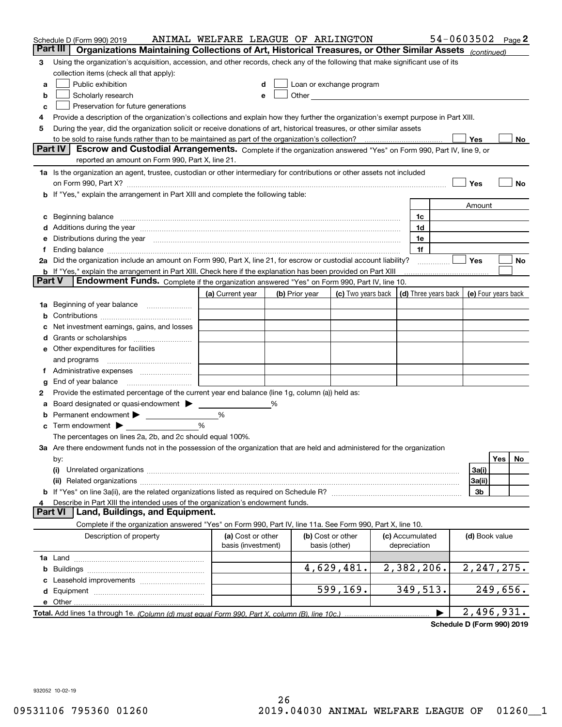Schedule D (Form 990) 2019 ANIMAL WELFARE LEAGUE OF ARLINGTON 54-0603502 Page 2

## Part III Organizations Maintaining Collections of Art, Historical Treasures, or Other Similar Assets *(continued)*

3 Using the organization's acquisition, accession, and other records, check any of the following that make significant use of its collection items (check all that apply):

- a ☐ Public exhibition
- b ☐ Scholarly research
- c ☐ Preservation for future generations
- d ☐ Loan or exchange program
- e ☐ Other

4 Provide a description of the organization's collections and explain how they further the organization's exempt purpose in Part XIII.

5 During the year, did the organization solicit or receive donations of art, historical treasures, or other similar assets to be sold to raise funds rather than to be maintained as part of the organization's collection? ☐ Yes ☐ No

## Part IV Escrow and Custodial Arrangements.

Complete if the organization answered "Yes" on Form 990, Part IV, line 9, or reported an amount on Form 990, Part X, line 21.

1a Is the organization an agent, trustee, custodian or other intermediary for contributions or other assets not included on Form 990, Part X? ☐ Yes ☐ No

b If "Yes," explain the arrangement in Part XIII and complete the following table:

| | | Amount |
|---|---|---|
| c Beginning balance | 1c | |
| d Additions during the year | 1d | |
| e Distributions during the year | 1e | |
| f Ending balance | 1f | |

2a Did the organization include an amount on Form 990, Part X, line 21, for escrow or custodial account liability? ☐ Yes ☐ No

b If "Yes," explain the arrangement in Part XIII. Check here if the explanation has been provided on Part XIII ☐

## Part V Endowment Funds.

Complete if the organization answered "Yes" on Form 990, Part IV, line 10.

| | (a) Current year | (b) Prior year | (c) Two years back | (d) Three years back | (e) Four years back |
|---|---|---|---|---|---|
| 1a Beginning of year balance | | | | | |
| b Contributions | | | | | |
| c Net investment earnings, gains, and losses | | | | | |
| d Grants or scholarships | | | | | |
| e Other expenditures for facilities and programs | | | | | |
| f Administrative expenses | | | | | |
| g End of year balance | | | | | |

2 Provide the estimated percentage of the current year end balance (line 1g, column (a)) held as:

a Board designated or quasi-endowment ▶ %

b Permanent endowment ▶ %

c Term endowment ▶ %

The percentages on lines 2a, 2b, and 2c should equal 100%.

3a Are there endowment funds not in the possession of the organization that are held and administered for the organization by:

| | | Yes | No |
|---|---|---|---|
| (i) Unrelated organizations | 3a(i) | | |
| (ii) Related organizations | 3a(ii) | | |
| b If "Yes" on line 3a(ii), are the related organizations listed as required on Schedule R? | 3b | | |

4 Describe in Part XIII the intended uses of the organization's endowment funds.

## Part VI Land, Buildings, and Equipment.

Complete if the organization answered "Yes" on Form 990, Part IV, line 11a. See Form 990, Part X, line 10.

| Description of property | (a) Cost or other basis (investment) | (b) Cost or other basis (other) | (c) Accumulated depreciation | (d) Book value |
|---|---|---|---|---|
| 1a Land | | | | |
| b Buildings | | 4,629,481. | 2,382,206. | 2,247,275. |
| c Leasehold improvements | | | | |
| d Equipment | | 599,169. | 349,513. | 249,656. |
| e Other | | | | |
| **Total.** Add lines 1a through 1e. *(Column (d) must equal Form 990, Part X, column (B), line 10c.)* | | | ▶ | 2,496,931. |

**Schedule D (Form 990) 2019**

932052 10-02-19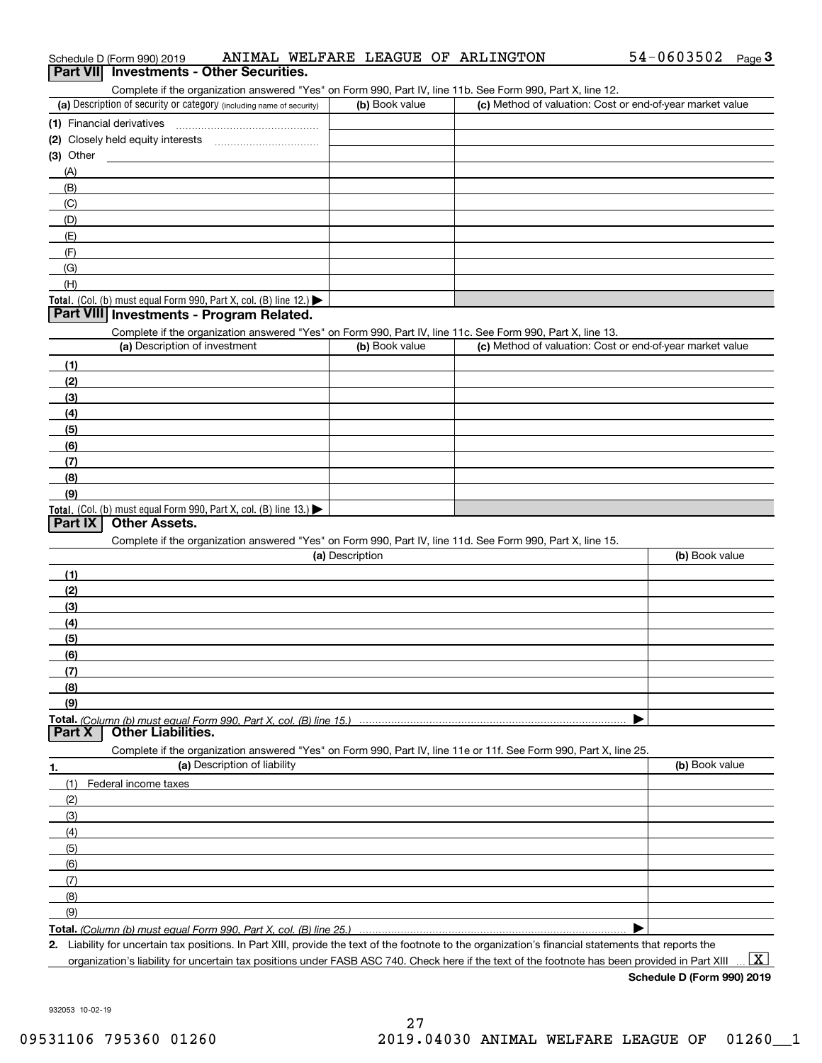Schedule D (Form 990) 2019 ANIMAL WELFARE LEAGUE OF ARLINGTON 54-0603502 Page 3

## Part VII Investments - Other Securities.

Complete if the organization answered "Yes" on Form 990, Part IV, line 11b. See Form 990, Part X, line 12.

| (a) Description of security or category (including name of security) | (b) Book value | (c) Method of valuation: Cost or end-of-year market value |
|---|---|---|
| (1) Financial derivatives | | |
| (2) Closely held equity interests | | |
| (3) Other | | |
| (A) | | |
| (B) | | |
| (C) | | |
| (D) | | |
| (E) | | |
| (F) | | |
| (G) | | |
| (H) | | |
| **Total.** (Col. (b) must equal Form 990, Part X, col. (B) line 12.) ▶ | | |

## Part VIII Investments - Program Related.

Complete if the organization answered "Yes" on Form 990, Part IV, line 11c. See Form 990, Part X, line 13.

| (a) Description of investment | (b) Book value | (c) Method of valuation: Cost or end-of-year market value |
|---|---|---|
| (1) | | |
| (2) | | |
| (3) | | |
| (4) | | |
| (5) | | |
| (6) | | |
| (7) | | |
| (8) | | |
| (9) | | |
| **Total.** (Col. (b) must equal Form 990, Part X, col. (B) line 13.) ▶ | | |

## Part IX Other Assets.

Complete if the organization answered "Yes" on Form 990, Part IV, line 11d. See Form 990, Part X, line 15.

| (a) Description | (b) Book value |
|---|---|
| (1) | |
| (2) | |
| (3) | |
| (4) | |
| (5) | |
| (6) | |
| (7) | |
| (8) | |
| (9) | |
| **Total.** *(Column (b) must equal Form 990, Part X, col. (B) line 15.)* ▶ | |

## Part X Other Liabilities.

Complete if the organization answered "Yes" on Form 990, Part IV, line 11e or 11f. See Form 990, Part X, line 25.

| 1. (a) Description of liability | (b) Book value |
|---|---|
| (1) Federal income taxes | |
| (2) | |
| (3) | |
| (4) | |
| (5) | |
| (6) | |
| (7) | |
| (8) | |
| (9) | |
| **Total.** *(Column (b) must equal Form 990, Part X, col. (B) line 25.)* ▶ | |

2. Liability for uncertain tax positions. In Part XIII, provide the text of the footnote to the organization's financial statements that reports the organization's liability for uncertain tax positions under FASB ASC 740. Check here if the text of the footnote has been provided in Part XIII ... [X]

**Schedule D (Form 990) 2019**

932053 10-02-19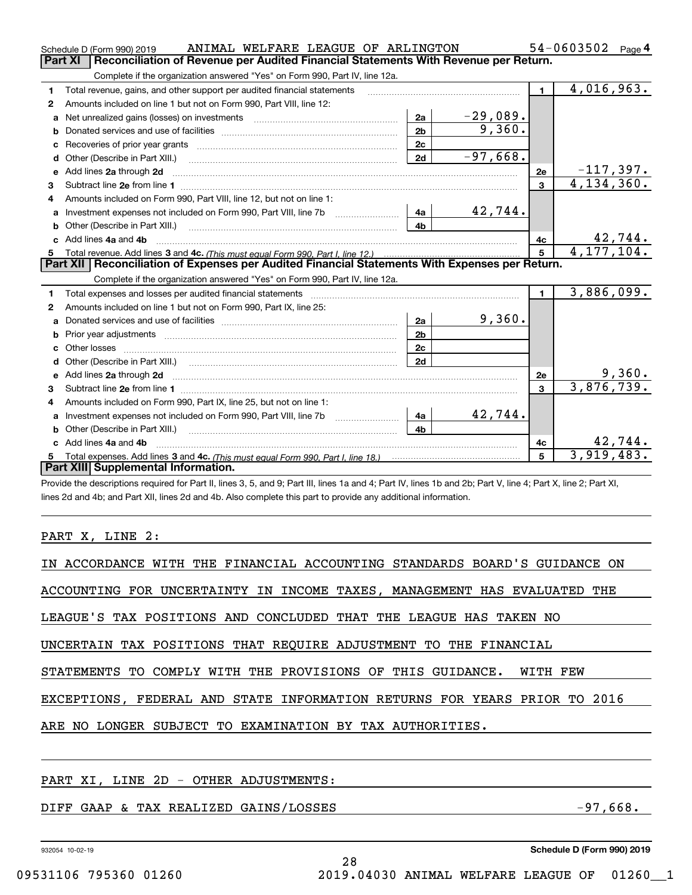Schedule D (Form 990) 2019 ANIMAL WELFARE LEAGUE OF ARLINGTON 54-0603502 Page 4

## Part XI Reconciliation of Revenue per Audited Financial Statements With Revenue per Return.

Complete if the organization answered "Yes" on Form 990, Part IV, line 12a.

| | | | | | |
|---|---|---|---|---|---|
| 1 | Total revenue, gains, and other support per audited financial statements | | | 1 | 4,016,963. |
| 2 | Amounts included on line 1 but not on Form 990, Part VIII, line 12: | | | | |
| a | Net unrealized gains (losses) on investments | 2a | -29,089. | | |
| b | Donated services and use of facilities | 2b | 9,360. | | |
| c | Recoveries of prior year grants | 2c | | | |
| d | Other (Describe in Part XIII.) | 2d | -97,668. | | |
| e | Add lines 2a through 2d | | | 2e | -117,397. |
| 3 | Subtract line 2e from line 1 | | | 3 | 4,134,360. |
| 4 | Amounts included on Form 990, Part VIII, line 12, but not on line 1: | | | | |
| a | Investment expenses not included on Form 990, Part VIII, line 7b | 4a | 42,744. | | |
| b | Other (Describe in Part XIII.) | 4b | | | |
| c | Add lines 4a and 4b | | | 4c | 42,744. |
| 5 | Total revenue. Add lines 3 and 4c. *(This must equal Form 990, Part I, line 12.)* | | | 5 | 4,177,104. |

## Part XII Reconciliation of Expenses per Audited Financial Statements With Expenses per Return.

Complete if the organization answered "Yes" on Form 990, Part IV, line 12a.

| | | | | | |
|---|---|---|---|---|---|
| 1 | Total expenses and losses per audited financial statements | | | 1 | 3,886,099. |
| 2 | Amounts included on line 1 but not on Form 990, Part IX, line 25: | | | | |
| a | Donated services and use of facilities | 2a | 9,360. | | |
| b | Prior year adjustments | 2b | | | |
| c | Other losses | 2c | | | |
| d | Other (Describe in Part XIII.) | 2d | | | |
| e | Add lines 2a through 2d | | | 2e | 9,360. |
| 3 | Subtract line 2e from line 1 | | | 3 | 3,876,739. |
| 4 | Amounts included on Form 990, Part IX, line 25, but not on line 1: | | | | |
| a | Investment expenses not included on Form 990, Part VIII, line 7b | 4a | 42,744. | | |
| b | Other (Describe in Part XIII.) | 4b | | | |
| c | Add lines 4a and 4b | | | 4c | 42,744. |
| 5 | Total expenses. Add lines 3 and 4c. *(This must equal Form 990, Part I, line 18.)* | | | 5 | 3,919,483. |

## Part XIII Supplemental Information.

Provide the descriptions required for Part II, lines 3, 5, and 9; Part III, lines 1a and 4; Part IV, lines 1b and 2b; Part V, line 4; Part X, line 2; Part XI, lines 2d and 4b; and Part XII, lines 2d and 4b. Also complete this part to provide any additional information.

PART X, LINE 2:

IN ACCORDANCE WITH THE FINANCIAL ACCOUNTING STANDARDS BOARD'S GUIDANCE ON ACCOUNTING FOR UNCERTAINTY IN INCOME TAXES, MANAGEMENT HAS EVALUATED THE LEAGUE'S TAX POSITIONS AND CONCLUDED THAT THE LEAGUE HAS TAKEN NO UNCERTAIN TAX POSITIONS THAT REQUIRE ADJUSTMENT TO THE FINANCIAL STATEMENTS TO COMPLY WITH THE PROVISIONS OF THIS GUIDANCE. WITH FEW EXCEPTIONS, FEDERAL AND STATE INFORMATION RETURNS FOR YEARS PRIOR TO 2016 ARE NO LONGER SUBJECT TO EXAMINATION BY TAX AUTHORITIES.

PART XI, LINE 2D - OTHER ADJUSTMENTS:

DIFF GAAP & TAX REALIZED GAINS/LOSSES -97,668.

932054 10-02-19 Schedule D (Form 990) 2019

09531106 795360 01260 2019.04030 ANIMAL WELFARE LEAGUE OF 01260__1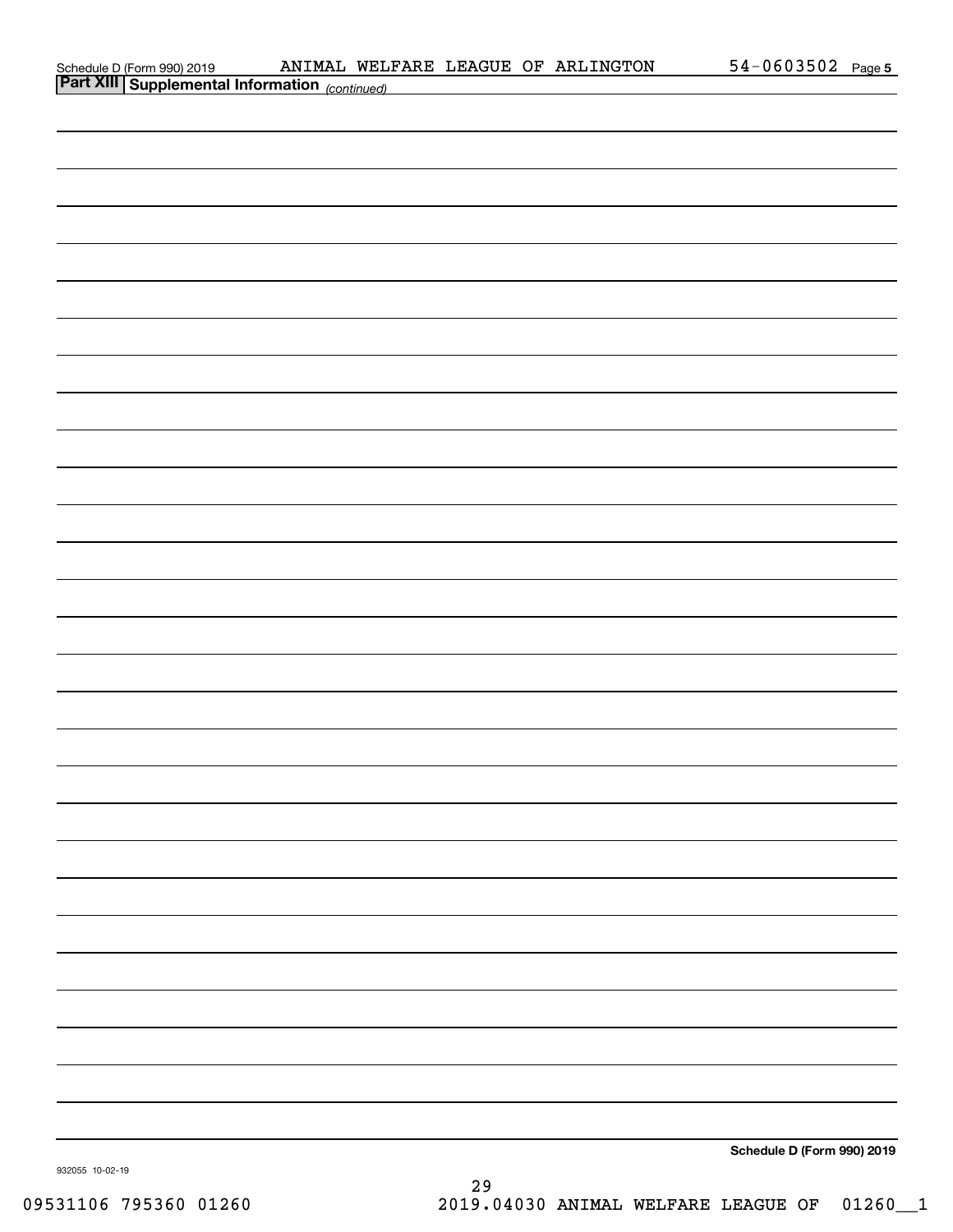Schedule D (Form 990) 2019 ANIMAL WELFARE LEAGUE OF ARLINGTON 54-0603502 Page **5**

## Part XIII Supplemental Information *(continued)*

**Schedule D (Form 990) 2019**

932055 10-02-19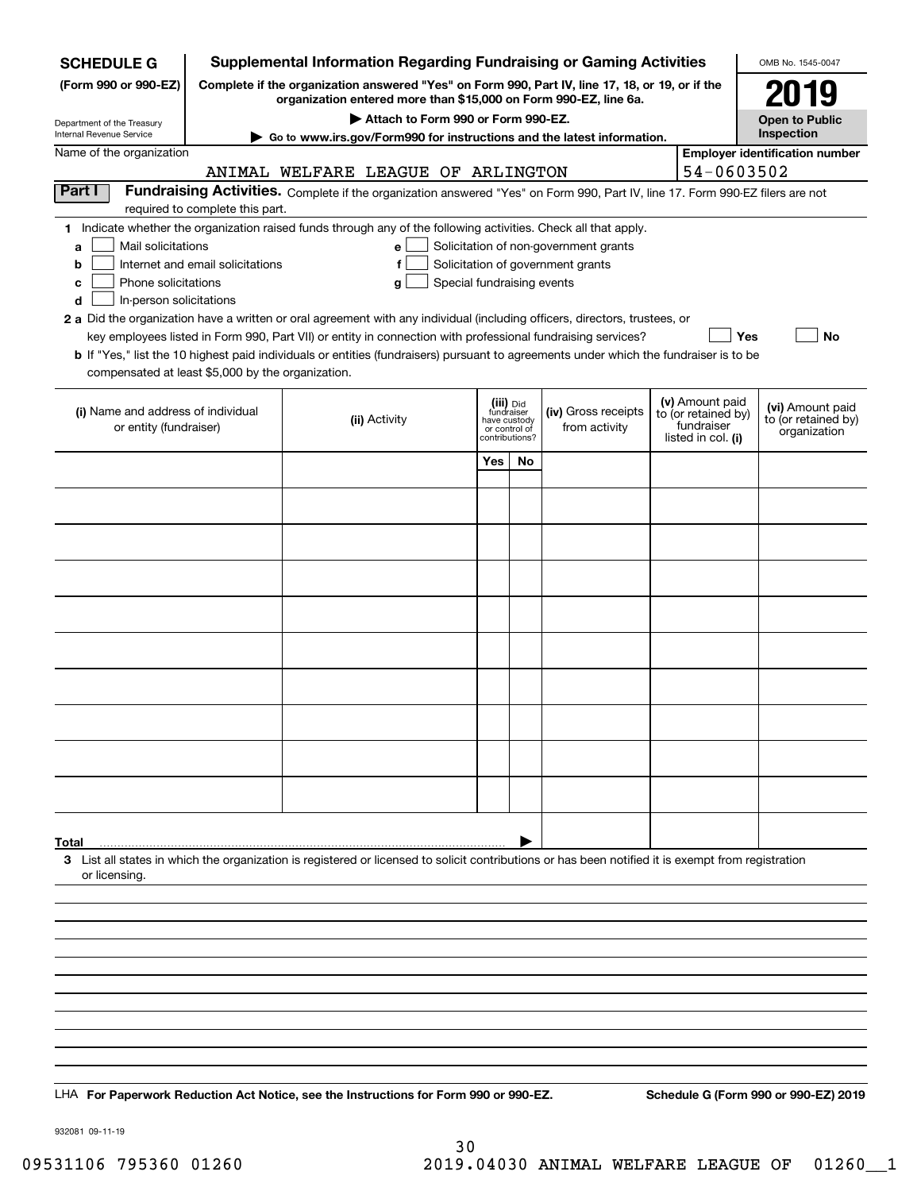**SCHEDULE G**
**(Form 990 or 990-EZ)**

Department of the Treasury
Internal Revenue Service

# Supplemental Information Regarding Fundraising or Gaming Activities

**Complete if the organization answered "Yes" on Form 990, Part IV, line 17, 18, or 19, or if the organization entered more than $15,000 on Form 990-EZ, line 6a.**

▶ **Attach to Form 990 or Form 990-EZ.**

▶ **Go to www.irs.gov/Form990 for instructions and the latest information.**

OMB No. 1545-0047

**2019**

**Open to Public Inspection**

Name of the organization: ANIMAL WELFARE LEAGUE OF ARLINGTON

**Employer identification number:** 54-0603502

**Part I** **Fundraising Activities.** Complete if the organization answered "Yes" on Form 990, Part IV, line 17. Form 990-EZ filers are not required to complete this part.

**1** Indicate whether the organization raised funds through any of the following activities. Check all that apply.

- **a** ☐ Mail solicitations
- **b** ☐ Internet and email solicitations
- **c** ☐ Phone solicitations
- **d** ☐ In-person solicitations
- **e** ☐ Solicitation of non-government grants
- **f** ☐ Solicitation of government grants
- **g** ☐ Special fundraising events

**2 a** Did the organization have a written or oral agreement with any individual (including officers, directors, trustees, or key employees listed in Form 990, Part VII) or entity in connection with professional fundraising services? ☐ **Yes** ☐ **No**

**b** If "Yes," list the 10 highest paid individuals or entities (fundraisers) pursuant to agreements under which the fundraiser is to be compensated at least $5,000 by the organization.

| (i) Name and address of individual or entity (fundraiser) | (ii) Activity | (iii) Did fundraiser have custody or control of contributions? | | (iv) Gross receipts from activity | (v) Amount paid to (or retained by) fundraiser listed in col. (i) | (vi) Amount paid to (or retained by) organization |
|---|---|---|---|---|---|---|
| | | Yes | No | | | |
| | | | | | | |
| | | | | | | |
| | | | | | | |
| | | | | | | |
| | | | | | | |
| | | | | | | |
| | | | | | | |
| | | | | | | |
| | | | | | | |
| | | | | | | |
| **Total** | | | | | | |

**3** List all states in which the organization is registered or licensed to solicit contributions or has been notified it is exempt from registration or licensing.

LHA **For Paperwork Reduction Act Notice, see the Instructions for Form 990 or 990-EZ.** **Schedule G (Form 990 or 990-EZ) 2019**

932081 09-11-19

09531106 795360 01260 2019.04030 ANIMAL WELFARE LEAGUE OF 01260__1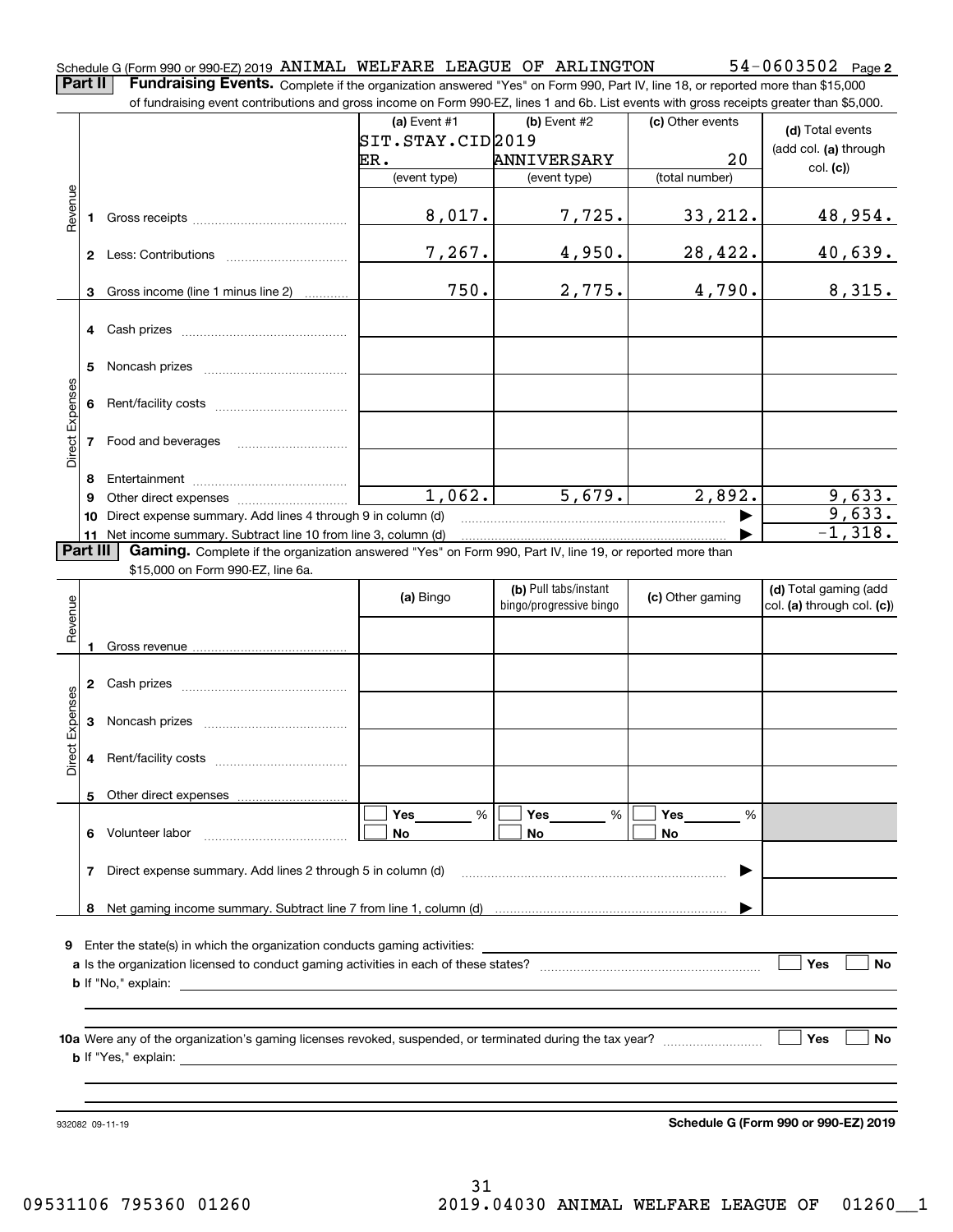Schedule G (Form 990 or 990-EZ) 2019 ANIMAL WELFARE LEAGUE OF ARLINGTON 54-0603502 Page **2**

**Part II** **Fundraising Events.** Complete if the organization answered "Yes" on Form 990, Part IV, line 18, or reported more than $15,000 of fundraising event contributions and gross income on Form 990-EZ, lines 1 and 6b. List events with gross receipts greater than $5,000.

| | | (a) Event #1 | (b) Event #2 | (c) Other events | (d) Total events (add col. (a) through col. (c)) |
|---|---|---|---|---|---|
| | | SIT.STAY.CIDER. | 2019 ANNIVERSARY | 20 | |
| | | (event type) | (event type) | (total number) | |
| Revenue | 1 Gross receipts | 8,017. | 7,725. | 33,212. | 48,954. |
| | 2 Less: Contributions | 7,267. | 4,950. | 28,422. | 40,639. |
| | 3 Gross income (line 1 minus line 2) | 750. | 2,775. | 4,790. | 8,315. |
| Direct Expenses | 4 Cash prizes | | | | |
| | 5 Noncash prizes | | | | |
| | 6 Rent/facility costs | | | | |
| | 7 Food and beverages | | | | |
| | 8 Entertainment | | | | |
| | 9 Other direct expenses | 1,062. | 5,679. | 2,892. | 9,633. |
| | 10 Direct expense summary. Add lines 4 through 9 in column (d) | | | ▶ | 9,633. |
| | 11 Net income summary. Subtract line 10 from line 3, column (d) | | | ▶ | -1,318. |

**Part III** **Gaming.** Complete if the organization answered "Yes" on Form 990, Part IV, line 19, or reported more than $15,000 on Form 990-EZ, line 6a.

| | | (a) Bingo | (b) Pull tabs/instant bingo/progressive bingo | (c) Other gaming | (d) Total gaming (add col. (a) through col. (c)) |
|---|---|---|---|---|---|
| Revenue | 1 Gross revenue | | | | |
| Direct Expenses | 2 Cash prizes | | | | |
| | 3 Noncash prizes | | | | |
| | 4 Rent/facility costs | | | | |
| | 5 Other direct expenses | | | | |
| | 6 Volunteer labor | ☐ Yes ____ % ☐ No | ☐ Yes ____ % ☐ No | ☐ Yes ____ % ☐ No | |
| | 7 Direct expense summary. Add lines 2 through 5 in column (d) | | | ▶ | |
| | 8 Net gaming income summary. Subtract line 7 from line 1, column (d) | | | ▶ | |

**9** Enter the state(s) in which the organization conducts gaming activities: ____________

**a** Is the organization licensed to conduct gaming activities in each of these states? ☐ Yes ☐ No

**b** If "No," explain: ____________

**10a** Were any of the organization's gaming licenses revoked, suspended, or terminated during the tax year? ☐ Yes ☐ No

**b** If "Yes," explain: ____________

932082 09-11-19 **Schedule G (Form 990 or 990-EZ) 2019**

09531106 795360 01260 2019.04030 ANIMAL WELFARE LEAGUE OF 01260__1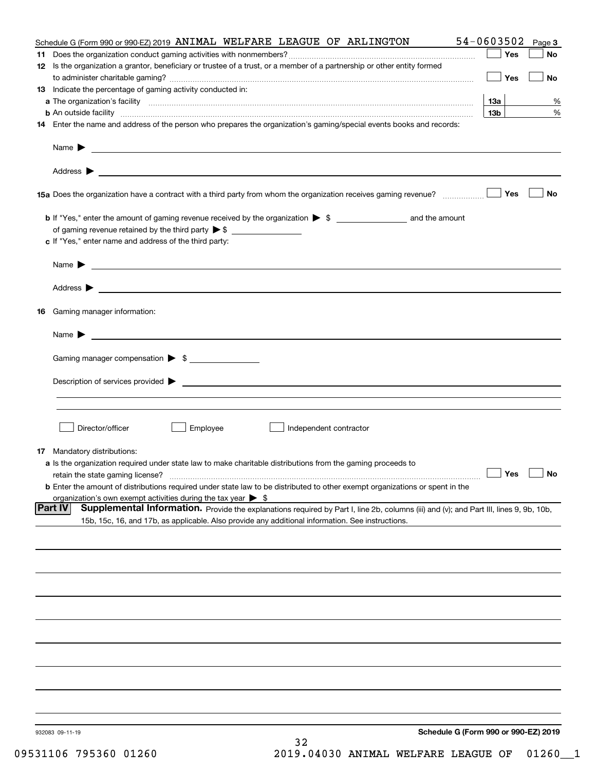Schedule G (Form 990 or 990-EZ) 2019 ANIMAL WELFARE LEAGUE OF ARLINGTON 54-0603502 Page 3

**11** Does the organization conduct gaming activities with nonmembers? ☐ Yes ☐ No

**12** Is the organization a grantor, beneficiary or trustee of a trust, or a member of a partnership or other entity formed to administer charitable gaming? ☐ Yes ☐ No

**13** Indicate the percentage of gaming activity conducted in:

**a** The organization's facility **13a** %

**b** An outside facility **13b** %

**14** Enter the name and address of the person who prepares the organization's gaming/special events books and records:

Name ▶

Address ▶

**15a** Does the organization have a contract with a third party from whom the organization receives gaming revenue? ☐ Yes ☐ No

**b** If "Yes," enter the amount of gaming revenue received by the organization ▶ $ ______ and the amount of gaming revenue retained by the third party ▶ $ ______

**c** If "Yes," enter name and address of the third party:

Name ▶

Address ▶

**16** Gaming manager information:

Name ▶

Gaming manager compensation ▶ $

Description of services provided ▶

☐ Director/officer ☐ Employee ☐ Independent contractor

**17** Mandatory distributions:

**a** Is the organization required under state law to make charitable distributions from the gaming proceeds to retain the state gaming license? ☐ Yes ☐ No

**b** Enter the amount of distributions required under state law to be distributed to other exempt organizations or spent in the organization's own exempt activities during the tax year ▶ $

**Part IV** **Supplemental Information.** Provide the explanations required by Part I, line 2b, columns (iii) and (v); and Part III, lines 9, 9b, 10b, 15b, 15c, 16, and 17b, as applicable. Also provide any additional information. See instructions.

932083 09-11-19 **Schedule G (Form 990 or 990-EZ) 2019**

09531106 795360 01260 2019.04030 ANIMAL WELFARE LEAGUE OF 01260__1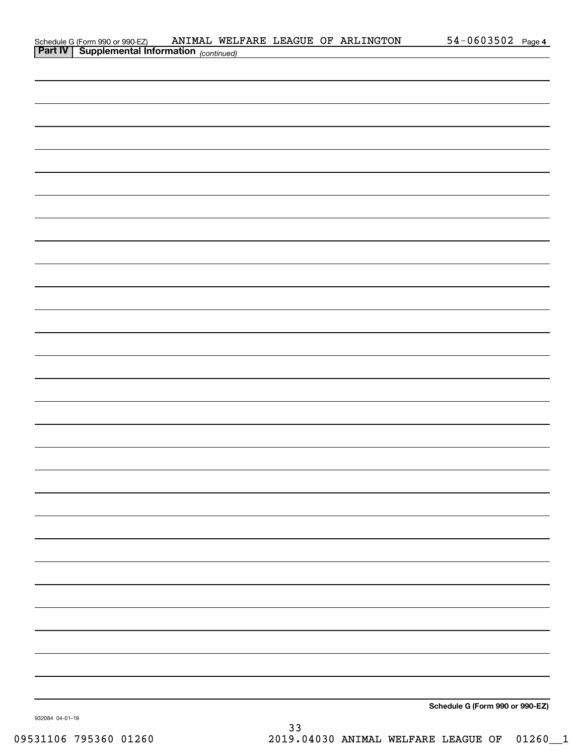Schedule G (Form 990 or 990-EZ) ANIMAL WELFARE LEAGUE OF ARLINGTON 54-0603502 Page 4

## Part IV | Supplemental Information *(continued)*

**Schedule G (Form 990 or 990-EZ)**

932084 04-01-19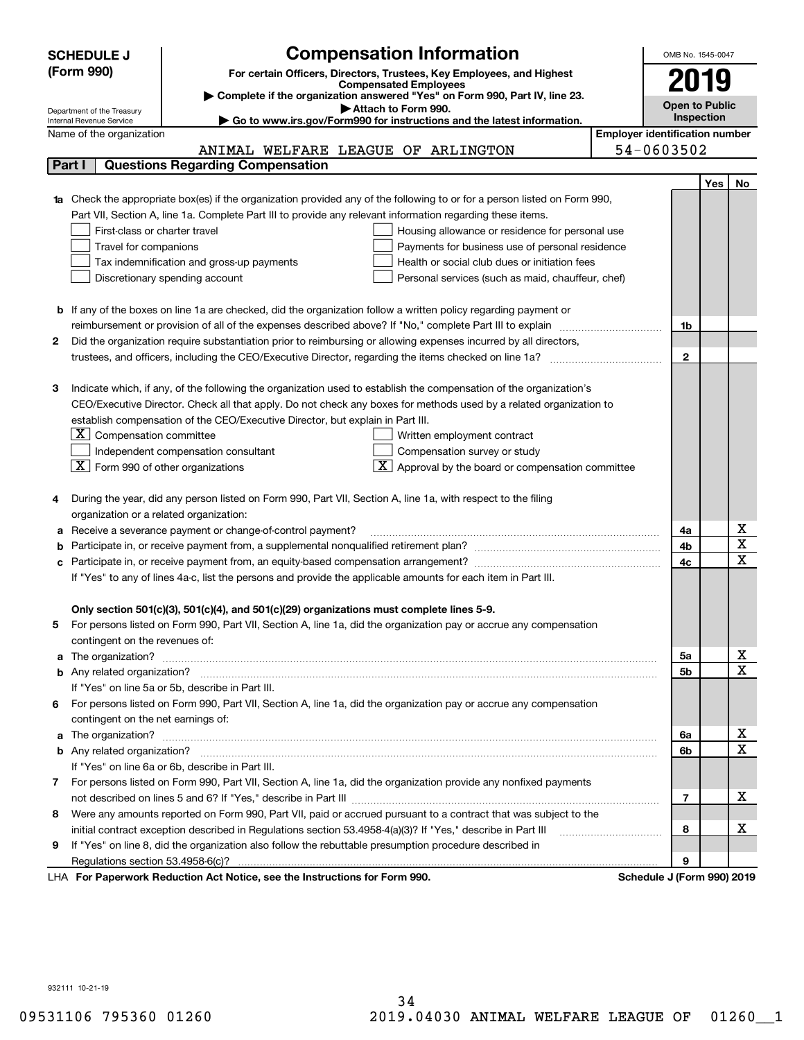**SCHEDULE J (Form 990)**

# Compensation Information

**For certain Officers, Directors, Trustees, Key Employees, and Highest Compensated Employees**

▶ Complete if the organization answered "Yes" on Form 990, Part IV, line 23.
▶ Attach to Form 990.
▶ Go to www.irs.gov/Form990 for instructions and the latest information.

Department of the Treasury
Internal Revenue Service

OMB No. 1545-0047

**2019**

**Open to Public Inspection**

Name of the organization: ANIMAL WELFARE LEAGUE OF ARLINGTON

Employer identification number: 54-0603502

## Part I Questions Regarding Compensation

| | | | Yes | No |
|---|---|---|---|---|
| **1a** | Check the appropriate box(es) if the organization provided any of the following to or for a person listed on Form 990, Part VII, Section A, line 1a. Complete Part III to provide any relevant information regarding these items.<br>☐ First-class or charter travel ☐ Housing allowance or residence for personal use<br>☐ Travel for companions ☐ Payments for business use of personal residence<br>☐ Tax indemnification and gross-up payments ☐ Health or social club dues or initiation fees<br>☐ Discretionary spending account ☐ Personal services (such as maid, chauffeur, chef) | | | |
| **b** | If any of the boxes on line 1a are checked, did the organization follow a written policy regarding payment or reimbursement or provision of all of the expenses described above? If "No," complete Part III to explain | 1b | | |
| **2** | Did the organization require substantiation prior to reimbursing or allowing expenses incurred by all directors, trustees, and officers, including the CEO/Executive Director, regarding the items checked on line 1a? | 2 | | |
| **3** | Indicate which, if any, of the following the organization used to establish the compensation of the organization's CEO/Executive Director. Check all that apply. Do not check any boxes for methods used by a related organization to establish compensation of the CEO/Executive Director, but explain in Part III.<br>☒ Compensation committee ☐ Written employment contract<br>☐ Independent compensation consultant ☐ Compensation survey or study<br>☒ Form 990 of other organizations ☒ Approval by the board or compensation committee | | | |
| **4** | During the year, did any person listed on Form 990, Part VII, Section A, line 1a, with respect to the filing organization or a related organization: | | | |
| **a** | Receive a severance payment or change-of-control payment? | 4a | | X |
| **b** | Participate in, or receive payment from, a supplemental nonqualified retirement plan? | 4b | | X |
| **c** | Participate in, or receive payment from, an equity-based compensation arrangement? | 4c | | X |
| | If "Yes" to any of lines 4a-c, list the persons and provide the applicable amounts for each item in Part III. | | | |
| | **Only section 501(c)(3), 501(c)(4), and 501(c)(29) organizations must complete lines 5-9.** | | | |
| **5** | For persons listed on Form 990, Part VII, Section A, line 1a, did the organization pay or accrue any compensation contingent on the revenues of: | | | |
| **a** | The organization? | 5a | | X |
| **b** | Any related organization? | 5b | | X |
| | If "Yes" on line 5a or 5b, describe in Part III. | | | |
| **6** | For persons listed on Form 990, Part VII, Section A, line 1a, did the organization pay or accrue any compensation contingent on the net earnings of: | | | |
| **a** | The organization? | 6a | | X |
| **b** | Any related organization? | 6b | | X |
| | If "Yes" on line 6a or 6b, describe in Part III. | | | |
| **7** | For persons listed on Form 990, Part VII, Section A, line 1a, did the organization provide any nonfixed payments not described on lines 5 and 6? If "Yes," describe in Part III | 7 | | X |
| **8** | Were any amounts reported on Form 990, Part VII, paid or accrued pursuant to a contract that was subject to the initial contract exception described in Regulations section 53.4958-4(a)(3)? If "Yes," describe in Part III | 8 | | X |
| **9** | If "Yes" on line 8, did the organization also follow the rebuttable presumption procedure described in Regulations section 53.4958-6(c)? | 9 | | |

LHA **For Paperwork Reduction Act Notice, see the Instructions for Form 990.** **Schedule J (Form 990) 2019**

932111 10-21-19

09531106 795360 01260 2019.04030 ANIMAL WELFARE LEAGUE OF 01260__1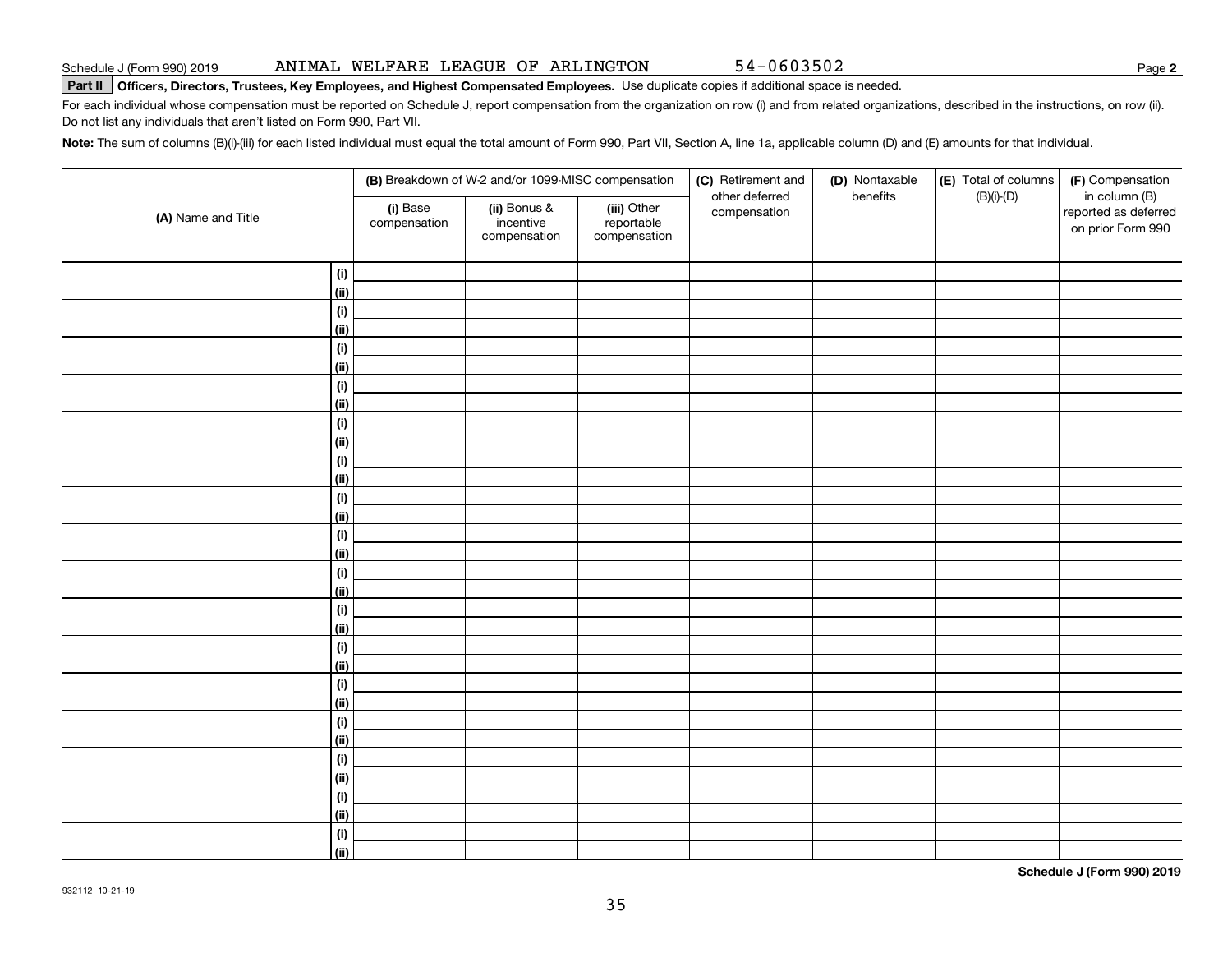Schedule J (Form 990) 2019 ANIMAL WELFARE LEAGUE OF ARLINGTON 54-0603502 Page **2**

**Part II** **Officers, Directors, Trustees, Key Employees, and Highest Compensated Employees.** Use duplicate copies if additional space is needed.

For each individual whose compensation must be reported on Schedule J, report compensation from the organization on row (i) and from related organizations, described in the instructions, on row (ii). Do not list any individuals that aren't listed on Form 990, Part VII.

**Note:** The sum of columns (B)(i)-(iii) for each listed individual must equal the total amount of Form 990, Part VII, Section A, line 1a, applicable column (D) and (E) amounts for that individual.

| (A) Name and Title | | (B) Breakdown of W-2 and/or 1099-MISC compensation | | | (C) Retirement and other deferred compensation | (D) Nontaxable benefits | (E) Total of columns (B)(i)-(D) | (F) Compensation in column (B) reported as deferred on prior Form 990 |
|---|---|---|---|---|---|---|---|---|
| | | (i) Base compensation | (ii) Bonus & incentive compensation | (iii) Other reportable compensation | | | | |
| | (i) | | | | | | | |
| | (ii) | | | | | | | |
| | (i) | | | | | | | |
| | (ii) | | | | | | | |
| | (i) | | | | | | | |
| | (ii) | | | | | | | |
| | (i) | | | | | | | |
| | (ii) | | | | | | | |
| | (i) | | | | | | | |
| | (ii) | | | | | | | |
| | (i) | | | | | | | |
| | (ii) | | | | | | | |
| | (i) | | | | | | | |
| | (ii) | | | | | | | |
| | (i) | | | | | | | |
| | (ii) | | | | | | | |
| | (i) | | | | | | | |
| | (ii) | | | | | | | |
| | (i) | | | | | | | |
| | (ii) | | | | | | | |
| | (i) | | | | | | | |
| | (ii) | | | | | | | |
| | (i) | | | | | | | |
| | (ii) | | | | | | | |
| | (i) | | | | | | | |
| | (ii) | | | | | | | |
| | (i) | | | | | | | |
| | (ii) | | | | | | | |
| | (i) | | | | | | | |
| | (ii) | | | | | | | |
| | (i) | | | | | | | |
| | (ii) | | | | | | | |

**Schedule J (Form 990) 2019**

932112 10-21-19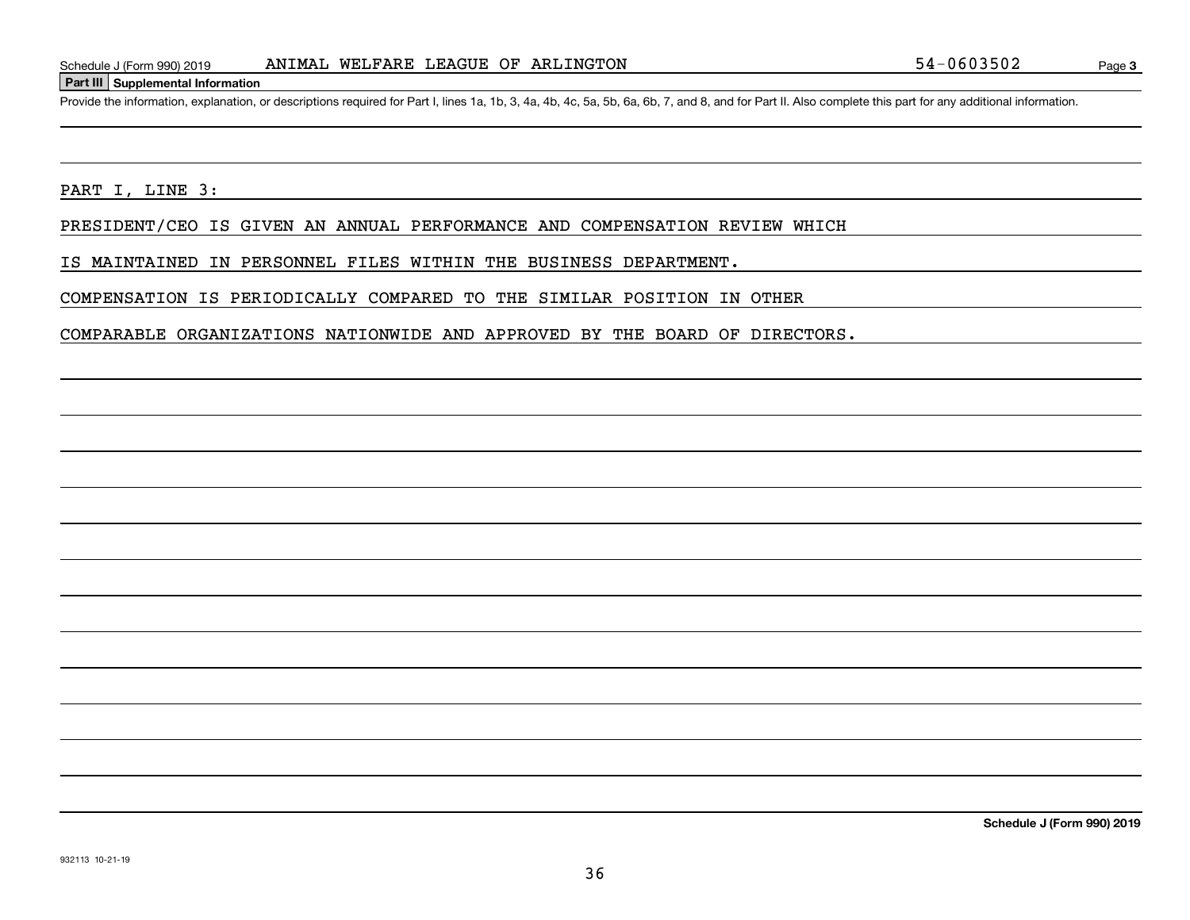Schedule J (Form 990) 2019 ANIMAL WELFARE LEAGUE OF ARLINGTON 54-0603502 Page 3

**Part III Supplemental Information**

Provide the information, explanation, or descriptions required for Part I, lines 1a, 1b, 3, 4a, 4b, 4c, 5a, 5b, 6a, 6b, 7, and 8, and for Part II. Also complete this part for any additional information.

PART I, LINE 3:

PRESIDENT/CEO IS GIVEN AN ANNUAL PERFORMANCE AND COMPENSATION REVIEW WHICH IS MAINTAINED IN PERSONNEL FILES WITHIN THE BUSINESS DEPARTMENT. COMPENSATION IS PERIODICALLY COMPARED TO THE SIMILAR POSITION IN OTHER COMPARABLE ORGANIZATIONS NATIONWIDE AND APPROVED BY THE BOARD OF DIRECTORS.

**Schedule J (Form 990) 2019**

932113 10-21-19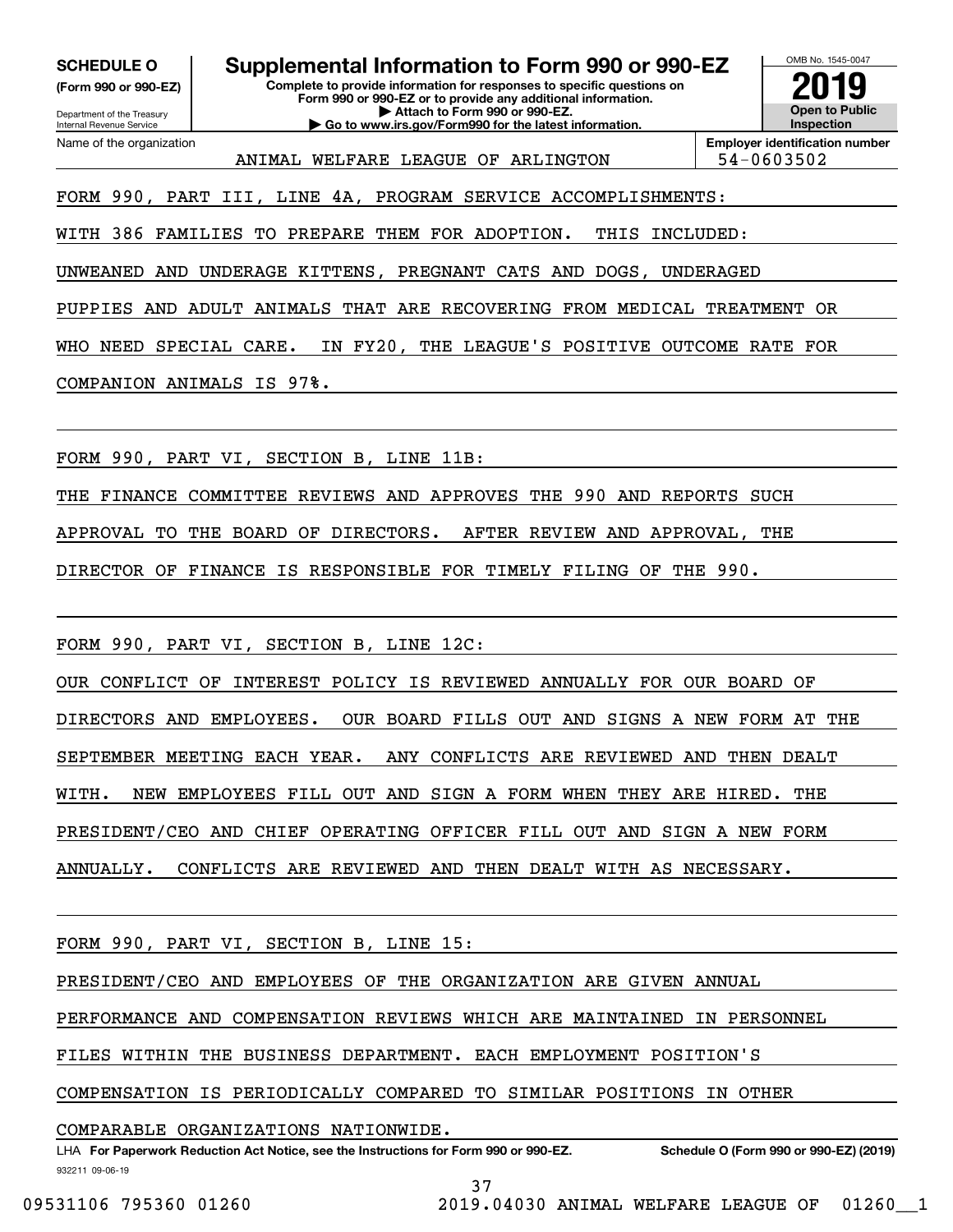**SCHEDULE O (Form 990 or 990-EZ)**

Department of the Treasury
Internal Revenue Service

# Supplemental Information to Form 990 or 990-EZ

**Complete to provide information for responses to specific questions on Form 990 or 990-EZ or to provide any additional information.**
**▶ Attach to Form 990 or 990-EZ.**
**▶ Go to www.irs.gov/Form990 for the latest information.**

OMB No. 1545-0047

**2019**

**Open to Public Inspection**

Name of the organization: ANIMAL WELFARE LEAGUE OF ARLINGTON

**Employer identification number**: 54-0603502

FORM 990, PART III, LINE 4A, PROGRAM SERVICE ACCOMPLISHMENTS:

WITH 386 FAMILIES TO PREPARE THEM FOR ADOPTION. THIS INCLUDED: UNWEANED AND UNDERAGE KITTENS, PREGNANT CATS AND DOGS, UNDERAGED PUPPIES AND ADULT ANIMALS THAT ARE RECOVERING FROM MEDICAL TREATMENT OR WHO NEED SPECIAL CARE. IN FY20, THE LEAGUE'S POSITIVE OUTCOME RATE FOR COMPANION ANIMALS IS 97%.

FORM 990, PART VI, SECTION B, LINE 11B:

THE FINANCE COMMITTEE REVIEWS AND APPROVES THE 990 AND REPORTS SUCH APPROVAL TO THE BOARD OF DIRECTORS. AFTER REVIEW AND APPROVAL, THE DIRECTOR OF FINANCE IS RESPONSIBLE FOR TIMELY FILING OF THE 990.

FORM 990, PART VI, SECTION B, LINE 12C:

OUR CONFLICT OF INTEREST POLICY IS REVIEWED ANNUALLY FOR OUR BOARD OF DIRECTORS AND EMPLOYEES. OUR BOARD FILLS OUT AND SIGNS A NEW FORM AT THE SEPTEMBER MEETING EACH YEAR. ANY CONFLICTS ARE REVIEWED AND THEN DEALT WITH. NEW EMPLOYEES FILL OUT AND SIGN A FORM WHEN THEY ARE HIRED. THE PRESIDENT/CEO AND CHIEF OPERATING OFFICER FILL OUT AND SIGN A NEW FORM ANNUALLY. CONFLICTS ARE REVIEWED AND THEN DEALT WITH AS NECESSARY.

FORM 990, PART VI, SECTION B, LINE 15:

PRESIDENT/CEO AND EMPLOYEES OF THE ORGANIZATION ARE GIVEN ANNUAL PERFORMANCE AND COMPENSATION REVIEWS WHICH ARE MAINTAINED IN PERSONNEL FILES WITHIN THE BUSINESS DEPARTMENT. EACH EMPLOYMENT POSITION'S COMPENSATION IS PERIODICALLY COMPARED TO SIMILAR POSITIONS IN OTHER COMPARABLE ORGANIZATIONS NATIONWIDE.

LHA **For Paperwork Reduction Act Notice, see the Instructions for Form 990 or 990-EZ.** **Schedule O (Form 990 or 990-EZ) (2019)**

932211 09-06-19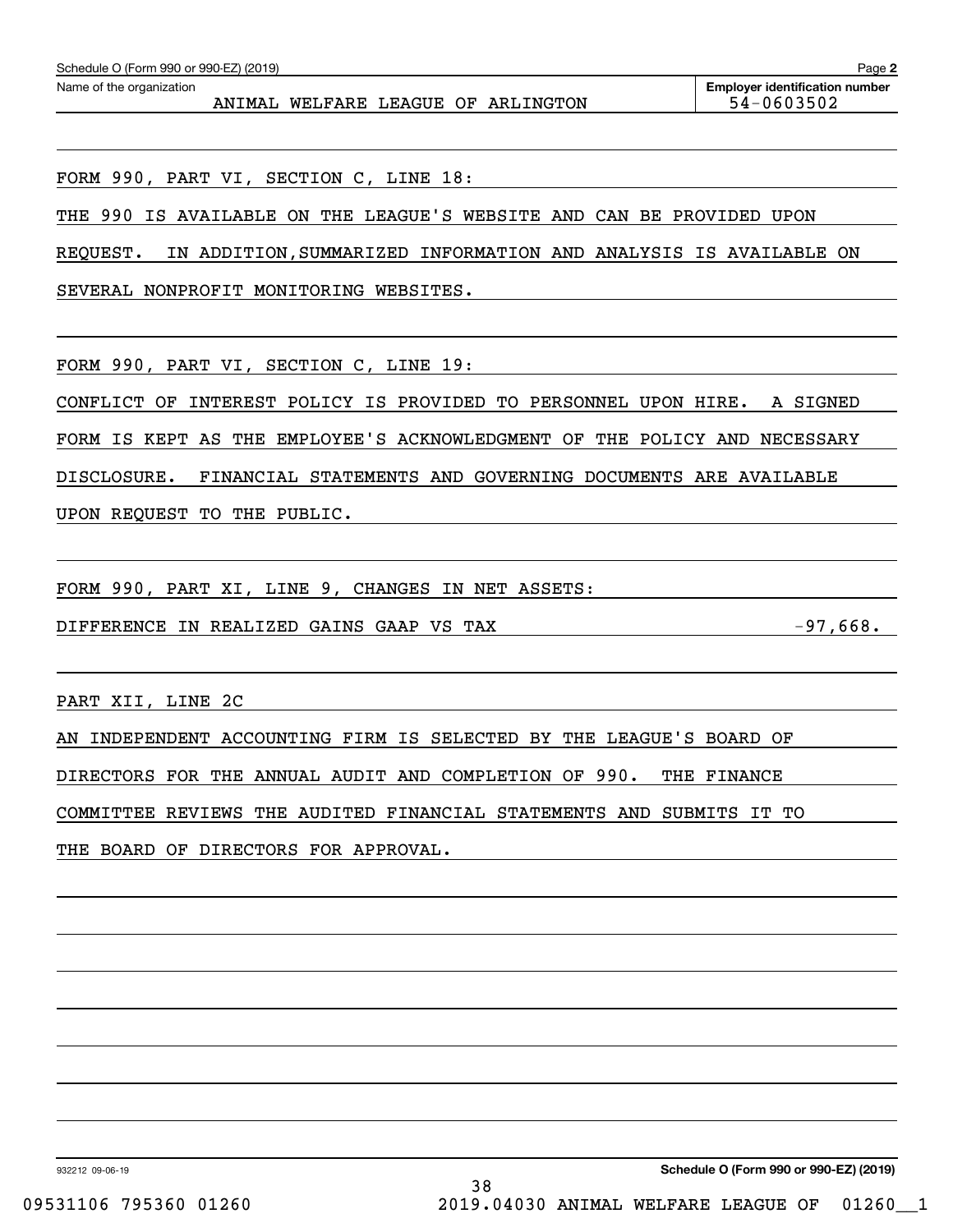Schedule O (Form 990 or 990-EZ) (2019)

Name of the organization: ANIMAL WELFARE LEAGUE OF ARLINGTON

Employer identification number: 54-0603502

FORM 990, PART VI, SECTION C, LINE 18:

THE 990 IS AVAILABLE ON THE LEAGUE'S WEBSITE AND CAN BE PROVIDED UPON REQUEST. IN ADDITION,SUMMARIZED INFORMATION AND ANALYSIS IS AVAILABLE ON SEVERAL NONPROFIT MONITORING WEBSITES.

FORM 990, PART VI, SECTION C, LINE 19:

CONFLICT OF INTEREST POLICY IS PROVIDED TO PERSONNEL UPON HIRE. A SIGNED FORM IS KEPT AS THE EMPLOYEE'S ACKNOWLEDGMENT OF THE POLICY AND NECESSARY DISCLOSURE. FINANCIAL STATEMENTS AND GOVERNING DOCUMENTS ARE AVAILABLE UPON REQUEST TO THE PUBLIC.

FORM 990, PART XI, LINE 9, CHANGES IN NET ASSETS:

| | |
|---|---|
| DIFFERENCE IN REALIZED GAINS GAAP VS TAX | -97,668. |

PART XII, LINE 2C

AN INDEPENDENT ACCOUNTING FIRM IS SELECTED BY THE LEAGUE'S BOARD OF DIRECTORS FOR THE ANNUAL AUDIT AND COMPLETION OF 990. THE FINANCE COMMITTEE REVIEWS THE AUDITED FINANCIAL STATEMENTS AND SUBMITS IT TO THE BOARD OF DIRECTORS FOR APPROVAL.